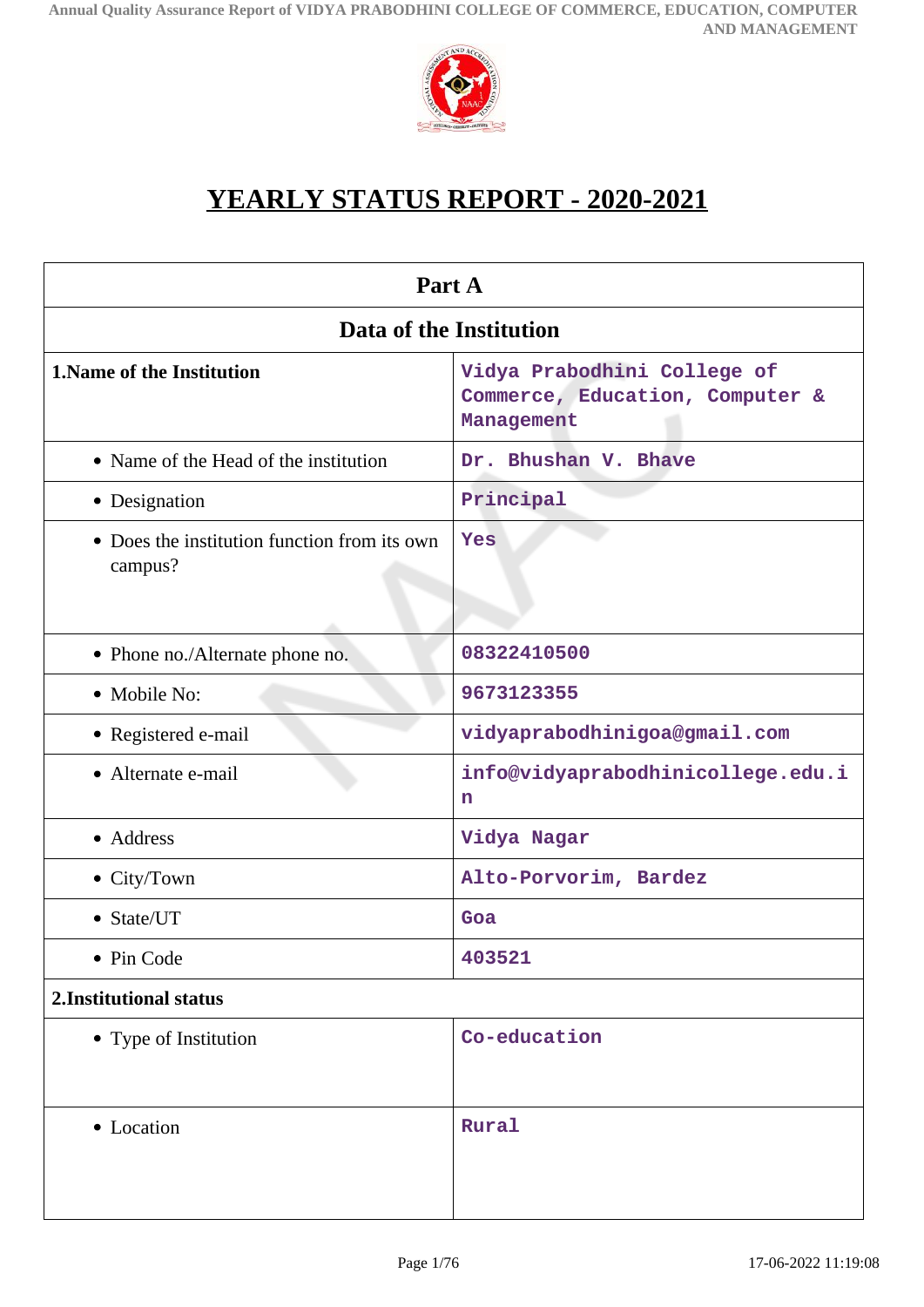# YEARLY STATUS REPORT - 2020-2021

| Part A | |
|---|---|
| **Data of the Institution** | |
| **1.Name of the Institution** | Vidya Prabodhini College of Commerce, Education, Computer & Management |
| • Name of the Head of the institution | Dr. Bhushan V. Bhave |
| • Designation | Principal |
| • Does the institution function from its own campus? | Yes |
| • Phone no./Alternate phone no. | 08322410500 |
| • Mobile No: | 9673123355 |
| • Registered e-mail | vidyaprabodhinigoa@gmail.com |
| • Alternate e-mail | info@vidyaprabodhinicollege.edu.in |
| • Address | Vidya Nagar |
| • City/Town | Alto-Porvorim, Bardez |
| • State/UT | Goa |
| • Pin Code | 403521 |
| **2.Institutional status** | |
| • Type of Institution | Co-education |
| • Location | Rural |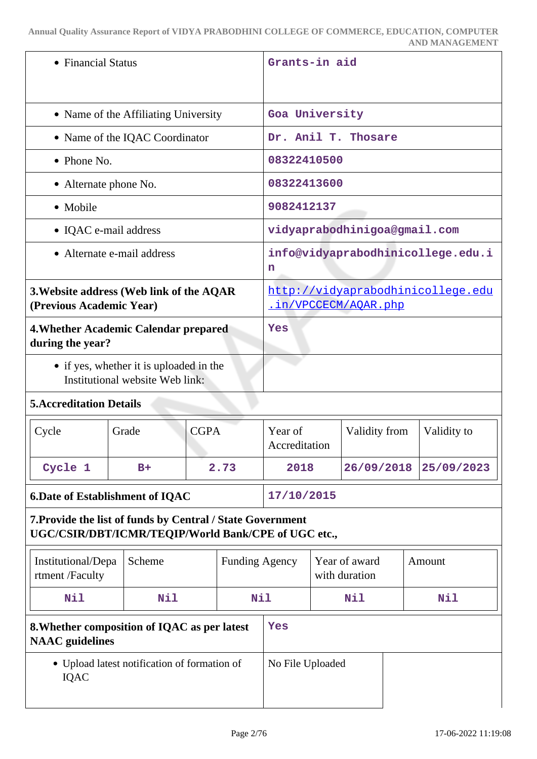| | |
|---|---|
| • Financial Status | Grants-in aid |
| • Name of the Affiliating University | Goa University |
| • Name of the IQAC Coordinator | Dr. Anil T. Thosare |
| • Phone No. | 08322410500 |
| • Alternate phone No. | 08322413600 |
| • Mobile | 9082412137 |
| • IQAC e-mail address | vidyaprabodhinigoa@gmail.com |
| • Alternate e-mail address | info@vidyaprabodhinicollege.edu.in |
| **3.Website address (Web link of the AQAR (Previous Academic Year)** | http://vidyaprabodhinicollege.edu.in/VPCCECM/AQAR.php |
| **4.Whether Academic Calendar prepared during the year?** | Yes |
| • if yes, whether it is uploaded in the Institutional website Web link: | |

**5.Accreditation Details**

| Cycle | Grade | CGPA | Year of Accreditation | Validity from | Validity to |
|---|---|---|---|---|---|
| Cycle 1 | B+ | 2.73 | 2018 | 26/09/2018 | 25/09/2023 |

| | |
|---|---|
| **6.Date of Establishment of IQAC** | 17/10/2015 |

**7.Provide the list of funds by Central / State Government UGC/CSIR/DBT/ICMR/TEQIP/World Bank/CPE of UGC etc.,**

| Institutional/Department /Faculty | Scheme | Funding Agency | Year of award with duration | Amount |
|---|---|---|---|---|
| Nil | Nil | Nil | Nil | Nil |

| | |
|---|---|
| **8.Whether composition of IQAC as per latest NAAC guidelines** | Yes |
| • Upload latest notification of formation of IQAC | No File Uploaded |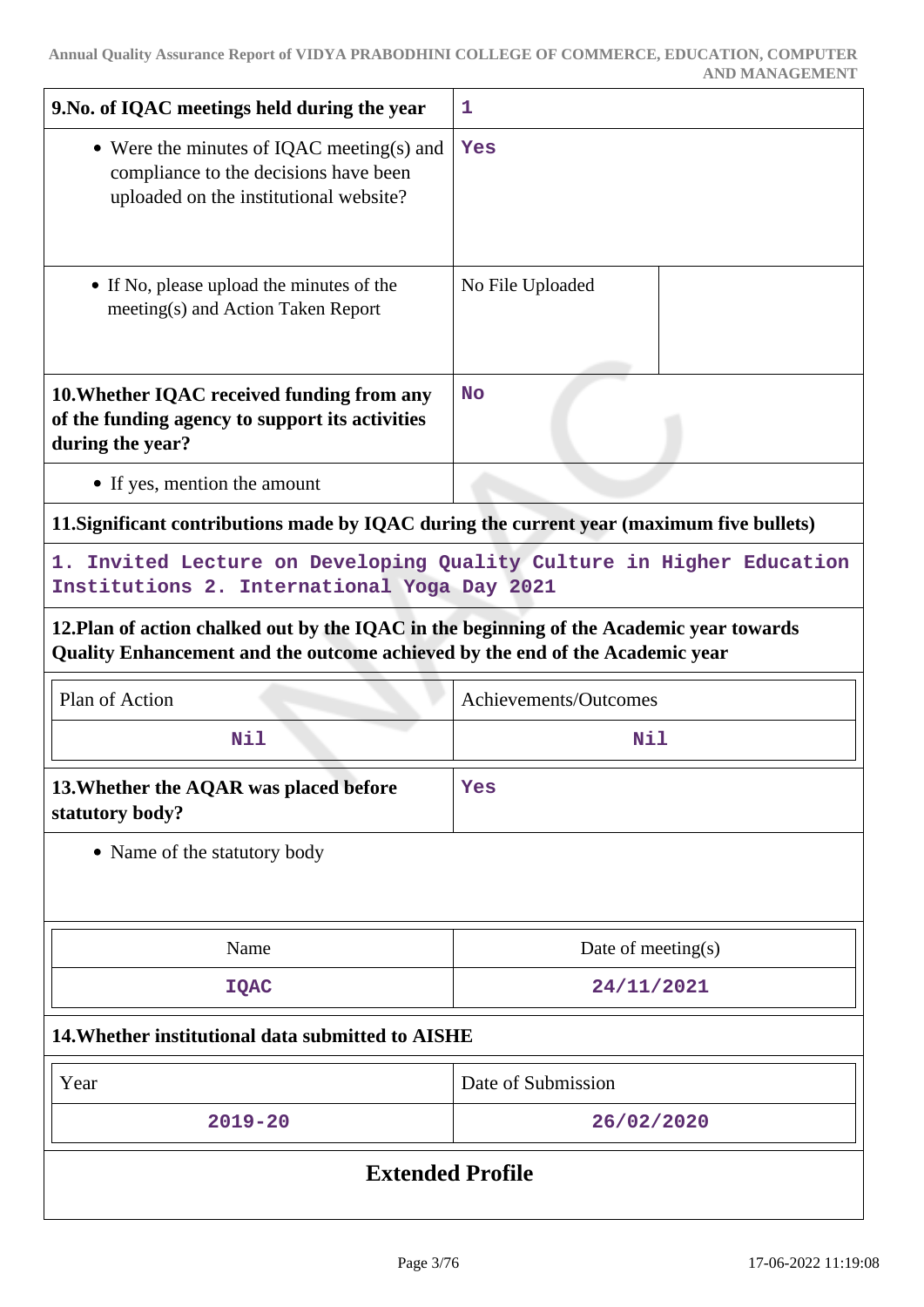| 9.No. of IQAC meetings held during the year | 1 | |
|---|---|---|
| • Were the minutes of IQAC meeting(s) and compliance to the decisions have been uploaded on the institutional website? | Yes | |
| • If No, please upload the minutes of the meeting(s) and Action Taken Report | No File Uploaded | |
| **10.Whether IQAC received funding from any of the funding agency to support its activities during the year?** | No | |
| • If yes, mention the amount | | |

**11.Significant contributions made by IQAC during the current year (maximum five bullets)**

1. Invited Lecture on Developing Quality Culture in Higher Education Institutions 2. International Yoga Day 2021

**12.Plan of action chalked out by the IQAC in the beginning of the Academic year towards Quality Enhancement and the outcome achieved by the end of the Academic year**

| Plan of Action | Achievements/Outcomes |
|---|---|
| Nil | Nil |

| 13.Whether the AQAR was placed before statutory body? | Yes |
|---|---|

• Name of the statutory body

| Name | Date of meeting(s) |
|---|---|
| IQAC | 24/11/2021 |

**14.Whether institutional data submitted to AISHE**

| Year | Date of Submission |
|---|---|
| 2019-20 | 26/02/2020 |

## Extended Profile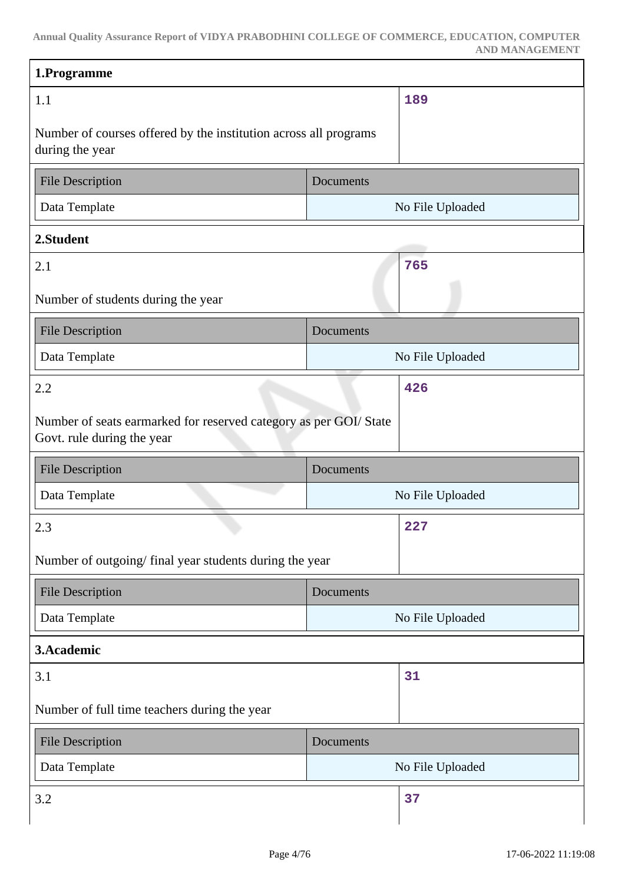### 1.Programme

| 1.1 | 189 |
|---|---|
| Number of courses offered by the institution across all programs during the year | |

| File Description | Documents |
|---|---|
| Data Template | No File Uploaded |

### 2.Student

| 2.1 | 765 |
|---|---|
| Number of students during the year | |

| File Description | Documents |
|---|---|
| Data Template | No File Uploaded |

| 2.2 | 426 |
|---|---|
| Number of seats earmarked for reserved category as per GOI/ State Govt. rule during the year | |

| File Description | Documents |
|---|---|
| Data Template | No File Uploaded |

| 2.3 | 227 |
|---|---|
| Number of outgoing/ final year students during the year | |

| File Description | Documents |
|---|---|
| Data Template | No File Uploaded |

### 3.Academic

| 3.1 | 31 |
|---|---|
| Number of full time teachers during the year | |

| File Description | Documents |
|---|---|
| Data Template | No File Uploaded |

| 3.2 | 37 |
|---|---|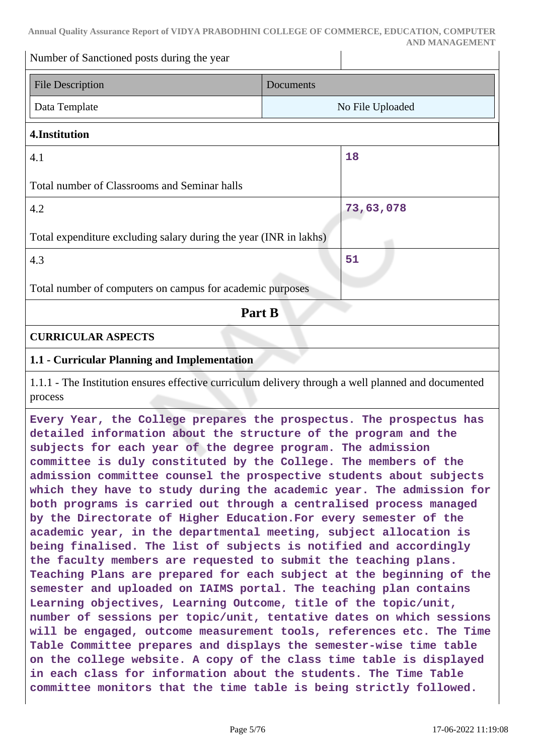| Number of Sanctioned posts during the year | |
|---|---|

| File Description | Documents |
|---|---|
| Data Template | No File Uploaded |

**4.Institution**

| | |
|---|---|
| 4.1<br><br>Total number of Classrooms and Seminar halls | **18** |
| 4.2<br><br>Total expenditure excluding salary during the year (INR in lakhs) | **73,63,078** |
| 4.3<br><br>Total number of computers on campus for academic purposes | **51** |

## Part B

**CURRICULAR ASPECTS**

**1.1 - Curricular Planning and Implementation**

1.1.1 - The Institution ensures effective curriculum delivery through a well planned and documented process

**Every Year, the College prepares the prospectus. The prospectus has detailed information about the structure of the program and the subjects for each year of the degree program. The admission committee is duly constituted by the College. The members of the admission committee counsel the prospective students about subjects which they have to study during the academic year. The admission for both programs is carried out through a centralised process managed by the Directorate of Higher Education.For every semester of the academic year, in the departmental meeting, subject allocation is being finalised. The list of subjects is notified and accordingly the faculty members are requested to submit the teaching plans. Teaching Plans are prepared for each subject at the beginning of the semester and uploaded on IAIMS portal. The teaching plan contains Learning objectives, Learning Outcome, title of the topic/unit, number of sessions per topic/unit, tentative dates on which sessions will be engaged, outcome measurement tools, references etc. The Time Table Committee prepares and displays the semester-wise time table on the college website. A copy of the class time table is displayed in each class for information about the students. The Time Table committee monitors that the time table is being strictly followed.**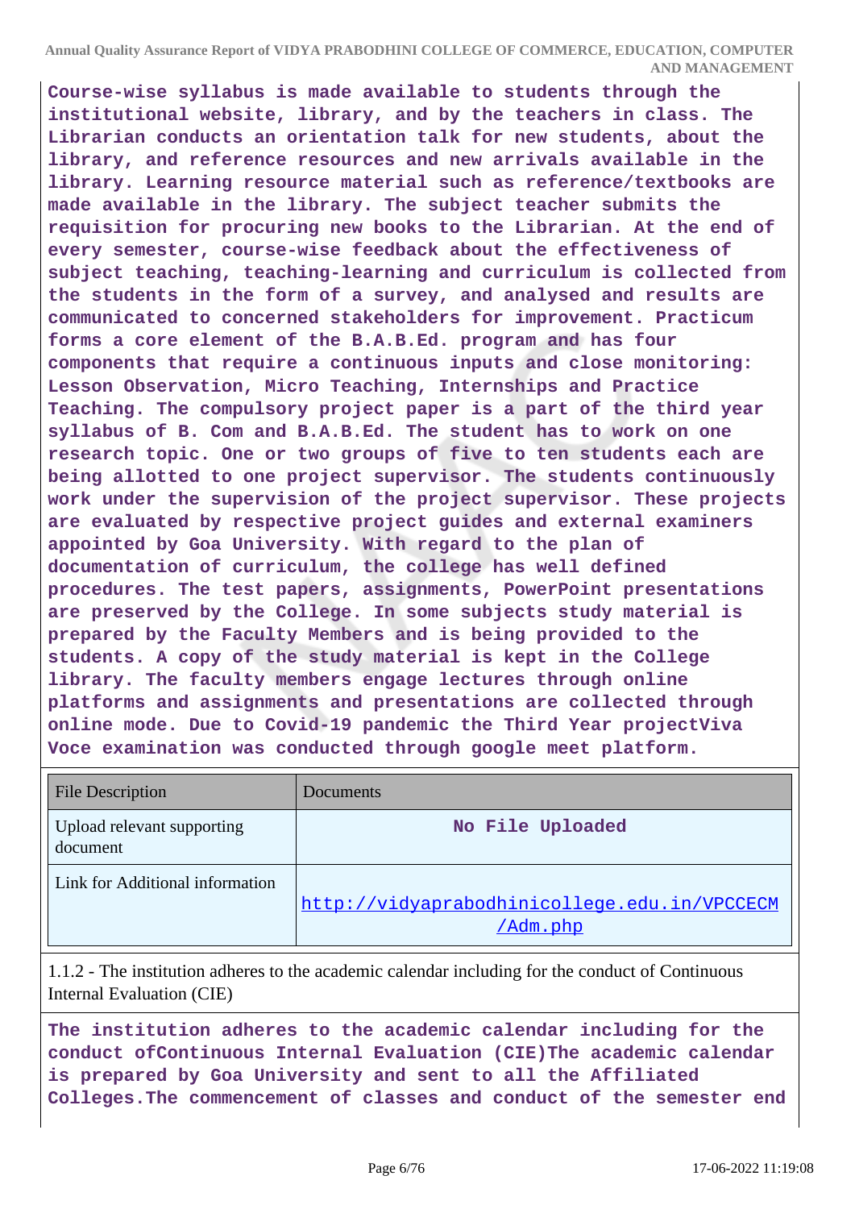**Course-wise syllabus is made available to students through the institutional website, library, and by the teachers in class. The Librarian conducts an orientation talk for new students, about the library, and reference resources and new arrivals available in the library. Learning resource material such as reference/textbooks are made available in the library. The subject teacher submits the requisition for procuring new books to the Librarian. At the end of every semester, course-wise feedback about the effectiveness of subject teaching, teaching-learning and curriculum is collected from the students in the form of a survey, and analysed and results are communicated to concerned stakeholders for improvement. Practicum forms a core element of the B.A.B.Ed. program and has four components that require a continuous inputs and close monitoring: Lesson Observation, Micro Teaching, Internships and Practice Teaching. The compulsory project paper is a part of the third year syllabus of B. Com and B.A.B.Ed. The student has to work on one research topic. One or two groups of five to ten students each are being allotted to one project supervisor. The students continuously work under the supervision of the project supervisor. These projects are evaluated by respective project guides and external examiners appointed by Goa University. With regard to the plan of documentation of curriculum, the college has well defined procedures. The test papers, assignments, PowerPoint presentations are preserved by the College. In some subjects study material is prepared by the Faculty Members and is being provided to the students. A copy of the study material is kept in the College library. The faculty members engage lectures through online platforms and assignments and presentations are collected through online mode. Due to Covid-19 pandemic the Third Year projectViva Voce examination was conducted through google meet platform.**

| File Description | Documents |
|---|---|
| Upload relevant supporting document | No File Uploaded |
| Link for Additional information | http://vidyaprabodhinicollege.edu.in/VPCCECM/Adm.php |

1.1.2 - The institution adheres to the academic calendar including for the conduct of Continuous Internal Evaluation (CIE)

**The institution adheres to the academic calendar including for the conduct ofContinuous Internal Evaluation (CIE)The academic calendar is prepared by Goa University and sent to all the Affiliated Colleges.The commencement of classes and conduct of the semester end**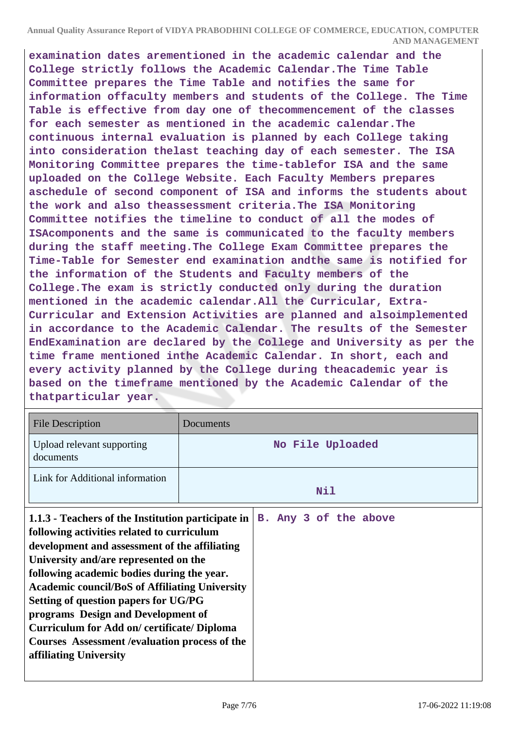**examination dates arementioned in the academic calendar and the College strictly follows the Academic Calendar.The Time Table Committee prepares the Time Table and notifies the same for information offaculty members and students of the College. The Time Table is effective from day one of thecommencement of the classes for each semester as mentioned in the academic calendar.The continuous internal evaluation is planned by each College taking into consideration thelast teaching day of each semester. The ISA Monitoring Committee prepares the time-tablefor ISA and the same uploaded on the College Website. Each Faculty Members prepares aschedule of second component of ISA and informs the students about the work and also theassessment criteria.The ISA Monitoring Committee notifies the timeline to conduct of all the modes of ISAcomponents and the same is communicated to the faculty members during the staff meeting.The College Exam Committee prepares the Time-Table for Semester end examination andthe same is notified for the information of the Students and Faculty members of the College.The exam is strictly conducted only during the duration mentioned in the academic calendar.All the Curricular, Extra-Curricular and Extension Activities are planned and alsoimplemented in accordance to the Academic Calendar. The results of the Semester EndExamination are declared by the College and University as per the time frame mentioned inthe Academic Calendar. In short, each and every activity planned by the College during theacademic year is based on the timeframe mentioned by the Academic Calendar of the thatparticular year.**

| File Description | Documents |
|---|---|
| Upload relevant supporting documents | No File Uploaded |
| Link for Additional information | Nil |

| | |
|---|---|
| **1.1.3 - Teachers of the Institution participate in following activities related to curriculum development and assessment of the affiliating University and/are represented on the following academic bodies during the year. Academic council/BoS of Affiliating University Setting of question papers for UG/PG programs Design and Development of Curriculum for Add on/ certificate/ Diploma Courses Assessment /evaluation process of the affiliating University** | **B. Any 3 of the above** |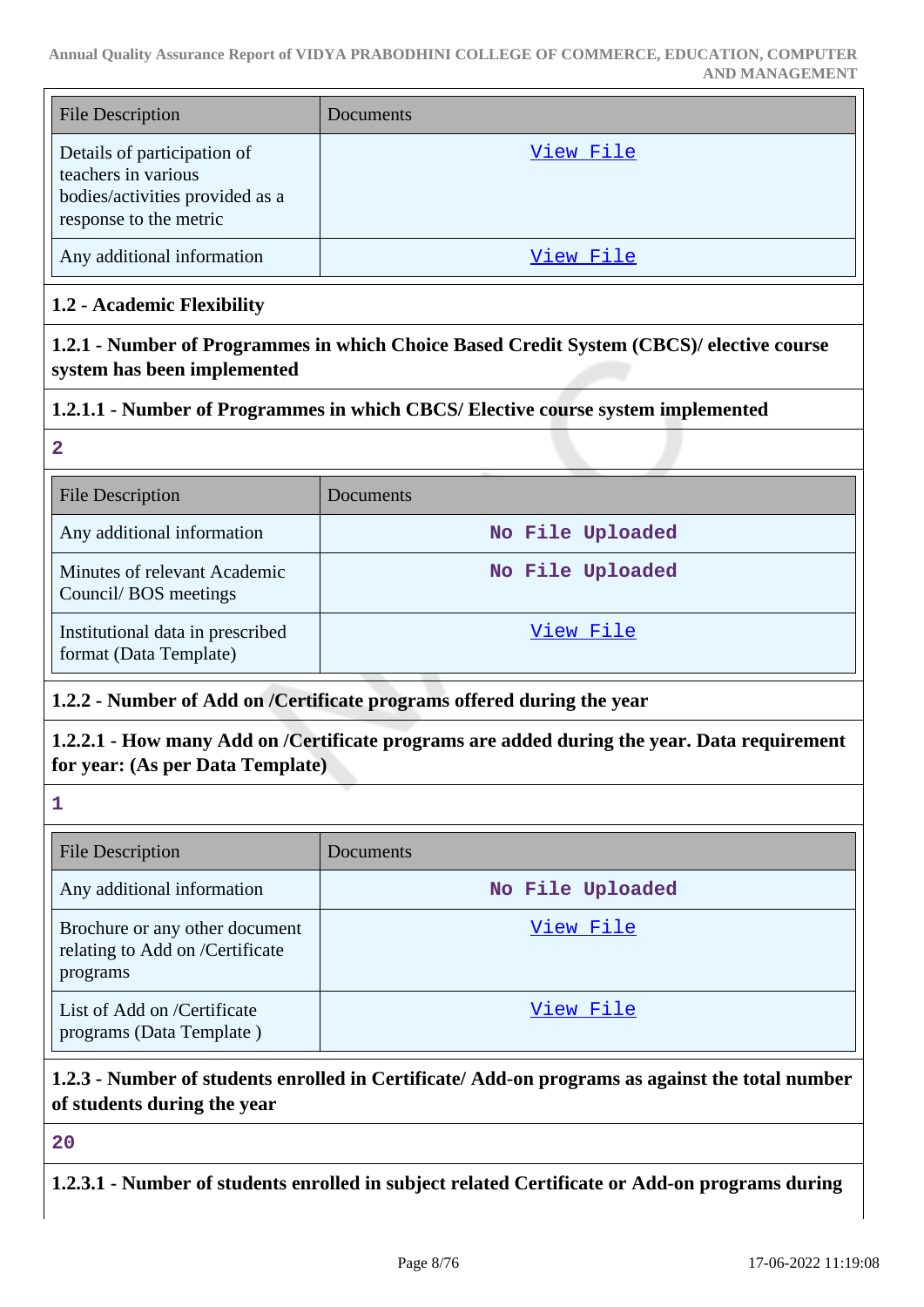| File Description | Documents |
|---|---|
| Details of participation of teachers in various bodies/activities provided as a response to the metric | View File |
| Any additional information | View File |

**1.2 - Academic Flexibility**

**1.2.1 - Number of Programmes in which Choice Based Credit System (CBCS)/ elective course system has been implemented**

**1.2.1.1 - Number of Programmes in which CBCS/ Elective course system implemented**

**2**

| File Description | Documents |
|---|---|
| Any additional information | No File Uploaded |
| Minutes of relevant Academic Council/ BOS meetings | No File Uploaded |
| Institutional data in prescribed format (Data Template) | View File |

**1.2.2 - Number of Add on /Certificate programs offered during the year**

**1.2.2.1 - How many Add on /Certificate programs are added during the year. Data requirement for year: (As per Data Template)**

**1**

| File Description | Documents |
|---|---|
| Any additional information | No File Uploaded |
| Brochure or any other document relating to Add on /Certificate programs | View File |
| List of Add on /Certificate programs (Data Template ) | View File |

**1.2.3 - Number of students enrolled in Certificate/ Add-on programs as against the total number of students during the year**

**20**

**1.2.3.1 - Number of students enrolled in subject related Certificate or Add-on programs during**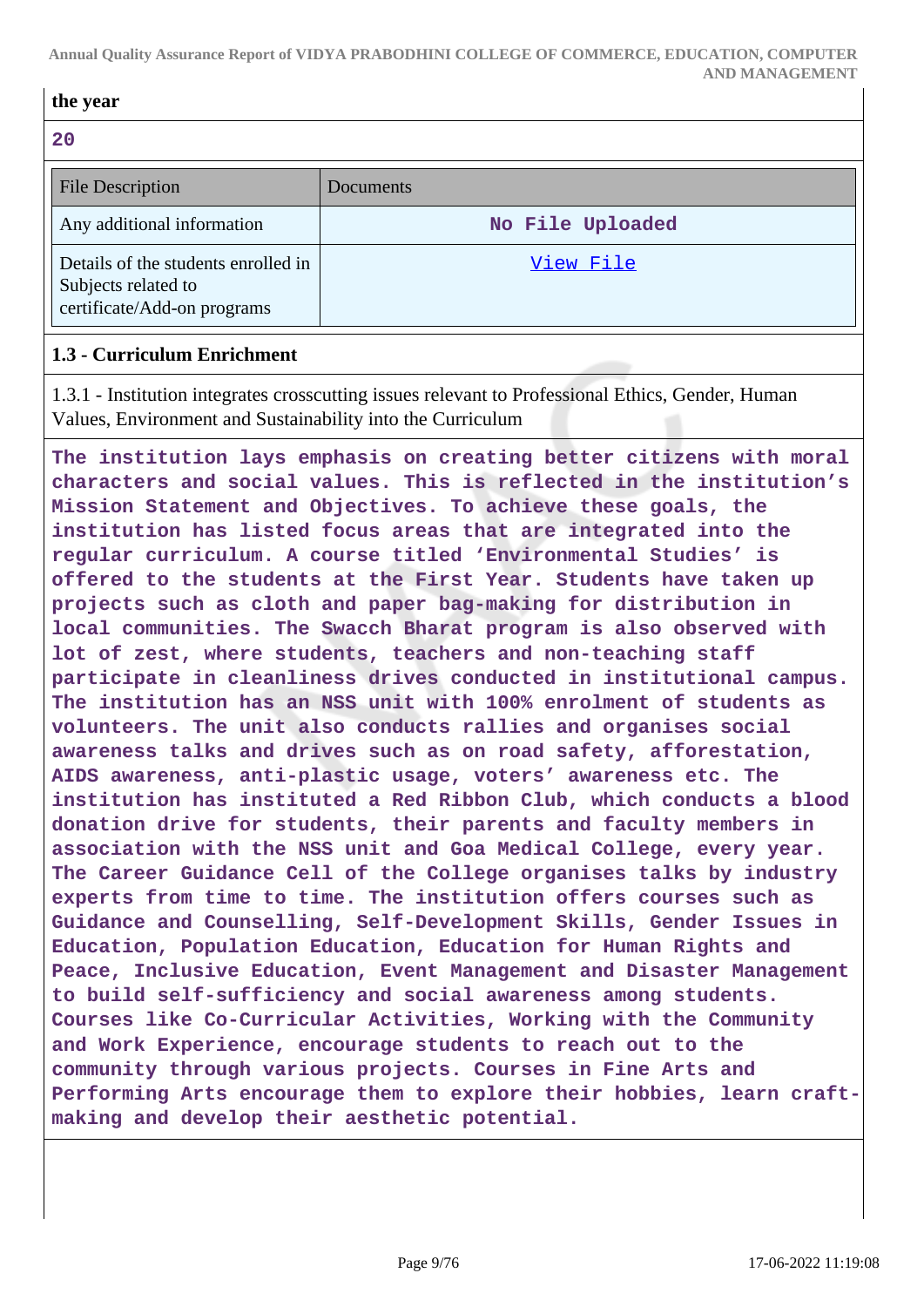**the year**

**20**

| File Description | Documents |
|---|---|
| Any additional information | No File Uploaded |
| Details of the students enrolled in Subjects related to certificate/Add-on programs | View File |

### 1.3 - Curriculum Enrichment

1.3.1 - Institution integrates crosscutting issues relevant to Professional Ethics, Gender, Human Values, Environment and Sustainability into the Curriculum

**The institution lays emphasis on creating better citizens with moral characters and social values. This is reflected in the institution's Mission Statement and Objectives. To achieve these goals, the institution has listed focus areas that are integrated into the regular curriculum. A course titled 'Environmental Studies' is offered to the students at the First Year. Students have taken up projects such as cloth and paper bag-making for distribution in local communities. The Swacch Bharat program is also observed with lot of zest, where students, teachers and non-teaching staff participate in cleanliness drives conducted in institutional campus. The institution has an NSS unit with 100% enrolment of students as volunteers. The unit also conducts rallies and organises social awareness talks and drives such as on road safety, afforestation, AIDS awareness, anti-plastic usage, voters' awareness etc. The institution has instituted a Red Ribbon Club, which conducts a blood donation drive for students, their parents and faculty members in association with the NSS unit and Goa Medical College, every year. The Career Guidance Cell of the College organises talks by industry experts from time to time. The institution offers courses such as Guidance and Counselling, Self-Development Skills, Gender Issues in Education, Population Education, Education for Human Rights and Peace, Inclusive Education, Event Management and Disaster Management to build self-sufficiency and social awareness among students. Courses like Co-Curricular Activities, Working with the Community and Work Experience, encourage students to reach out to the community through various projects. Courses in Fine Arts and Performing Arts encourage them to explore their hobbies, learn craft-making and develop their aesthetic potential.**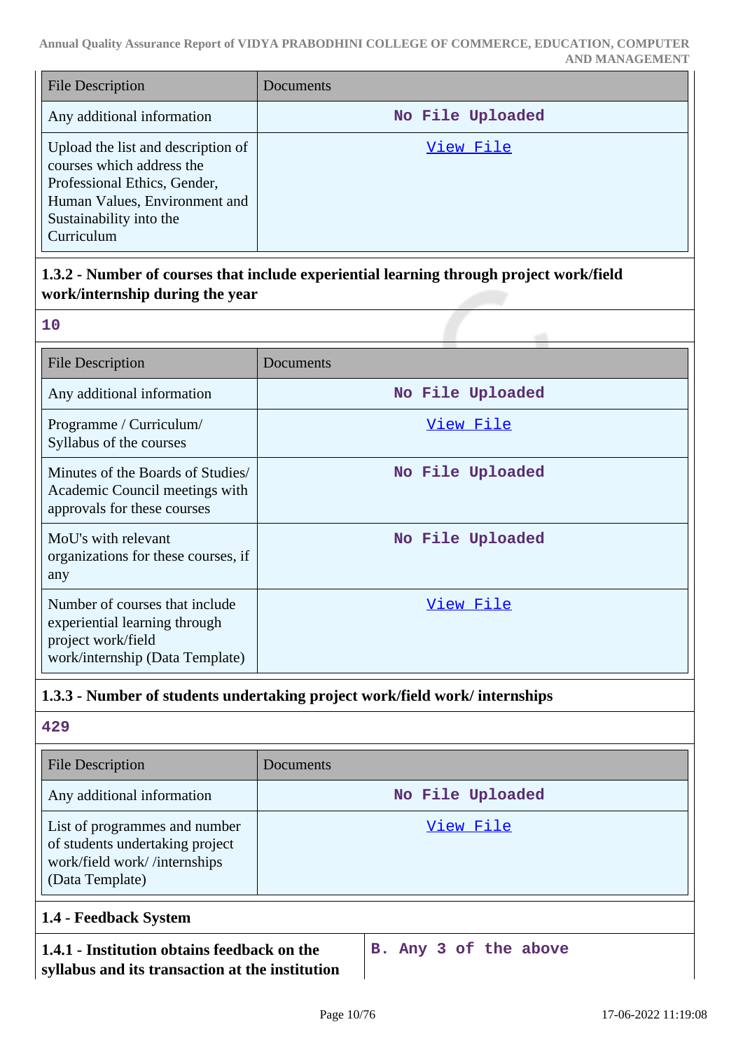| File Description | Documents |
|---|---|
| Any additional information | No File Uploaded |
| Upload the list and description of courses which address the Professional Ethics, Gender, Human Values, Environment and Sustainability into the Curriculum | View File |

### 1.3.2 - Number of courses that include experiential learning through project work/field work/internship during the year

10

| File Description | Documents |
|---|---|
| Any additional information | No File Uploaded |
| Programme / Curriculum/ Syllabus of the courses | View File |
| Minutes of the Boards of Studies/ Academic Council meetings with approvals for these courses | No File Uploaded |
| MoU's with relevant organizations for these courses, if any | No File Uploaded |
| Number of courses that include experiential learning through project work/field work/internship (Data Template) | View File |

### 1.3.3 - Number of students undertaking project work/field work/ internships

429

| File Description | Documents |
|---|---|
| Any additional information | No File Uploaded |
| List of programmes and number of students undertaking project work/field work/ /internships (Data Template) | View File |

## 1.4 - Feedback System

| **1.4.1 - Institution obtains feedback on the syllabus and its transaction at the institution** | B. Any 3 of the above |
|---|---|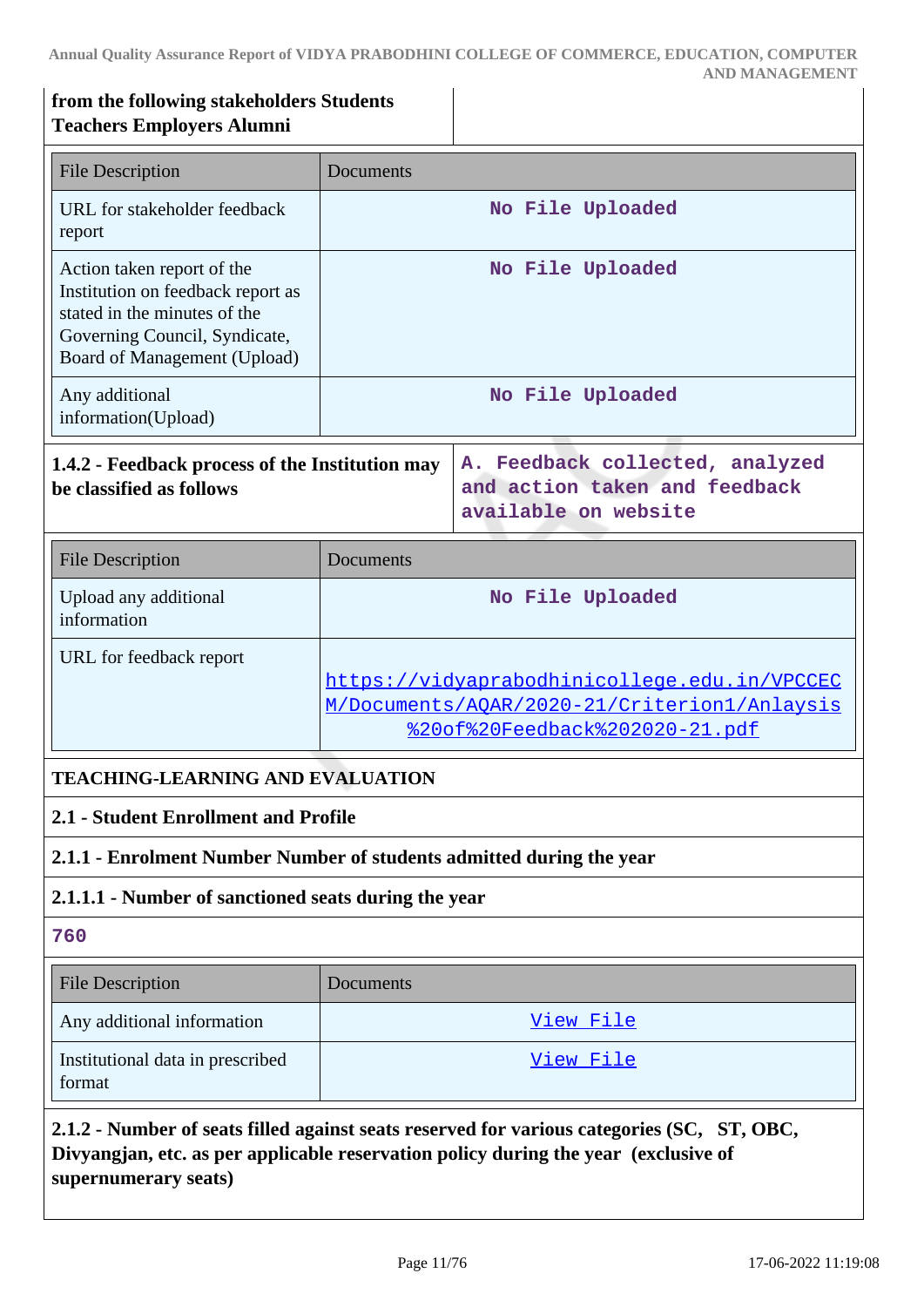| **from the following stakeholders Students Teachers Employers Alumni** | |
|---|---|

| File Description | Documents |
|---|---|
| URL for stakeholder feedback report | No File Uploaded |
| Action taken report of the Institution on feedback report as stated in the minutes of the Governing Council, Syndicate, Board of Management (Upload) | No File Uploaded |
| Any additional information(Upload) | No File Uploaded |

| **1.4.2 - Feedback process of the Institution may be classified as follows** | A. Feedback collected, analyzed and action taken and feedback available on website |
|---|---|

| File Description | Documents |
|---|---|
| Upload any additional information | No File Uploaded |
| URL for feedback report | https://vidyaprabodhinicollege.edu.in/VPCCECM/Documents/AQAR/2020-21/Criterion1/Anlaysis%20of%20Feedback%202020-21.pdf |

## TEACHING-LEARNING AND EVALUATION

### 2.1 - Student Enrollment and Profile

### 2.1.1 - Enrolment Number Number of students admitted during the year

### 2.1.1.1 - Number of sanctioned seats during the year

760

| File Description | Documents |
|---|---|
| Any additional information | View File |
| Institutional data in prescribed format | View File |

**2.1.2 - Number of seats filled against seats reserved for various categories (SC, ST, OBC, Divyangjan, etc. as per applicable reservation policy during the year (exclusive of supernumerary seats)**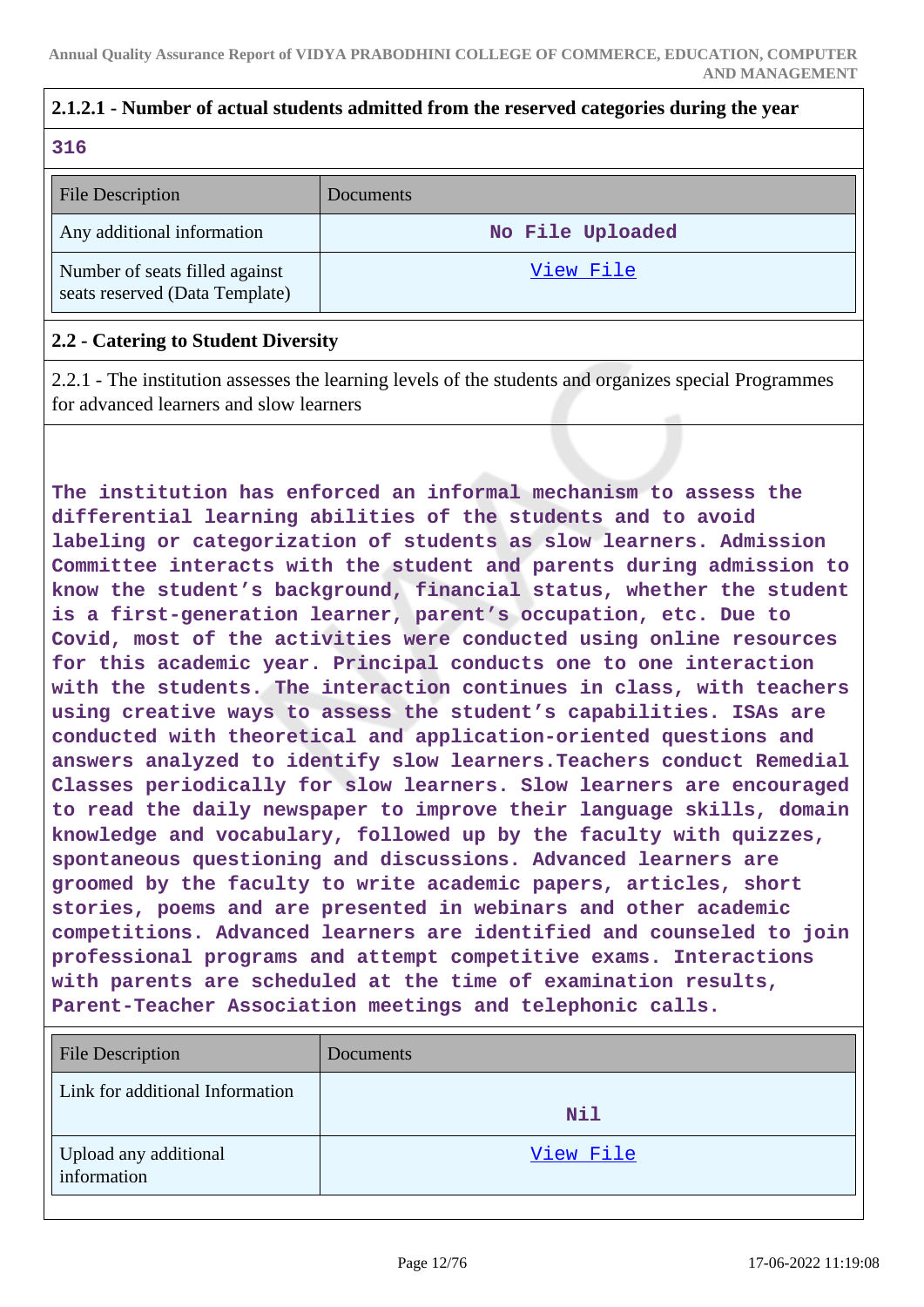**2.1.2.1 - Number of actual students admitted from the reserved categories during the year**

316

| File Description | Documents |
|---|---|
| Any additional information | No File Uploaded |
| Number of seats filled against seats reserved (Data Template) | View File |

**2.2 - Catering to Student Diversity**

2.2.1 - The institution assesses the learning levels of the students and organizes special Programmes for advanced learners and slow learners

The institution has enforced an informal mechanism to assess the differential learning abilities of the students and to avoid labeling or categorization of students as slow learners. Admission Committee interacts with the student and parents during admission to know the student's background, financial status, whether the student is a first-generation learner, parent's occupation, etc. Due to Covid, most of the activities were conducted using online resources for this academic year. Principal conducts one to one interaction with the students. The interaction continues in class, with teachers using creative ways to assess the student's capabilities. ISAs are conducted with theoretical and application-oriented questions and answers analyzed to identify slow learners.Teachers conduct Remedial Classes periodically for slow learners. Slow learners are encouraged to read the daily newspaper to improve their language skills, domain knowledge and vocabulary, followed up by the faculty with quizzes, spontaneous questioning and discussions. Advanced learners are groomed by the faculty to write academic papers, articles, short stories, poems and are presented in webinars and other academic competitions. Advanced learners are identified and counseled to join professional programs and attempt competitive exams. Interactions with parents are scheduled at the time of examination results, Parent-Teacher Association meetings and telephonic calls.

| File Description | Documents |
|---|---|
| Link for additional Information | Nil |
| Upload any additional information | View File |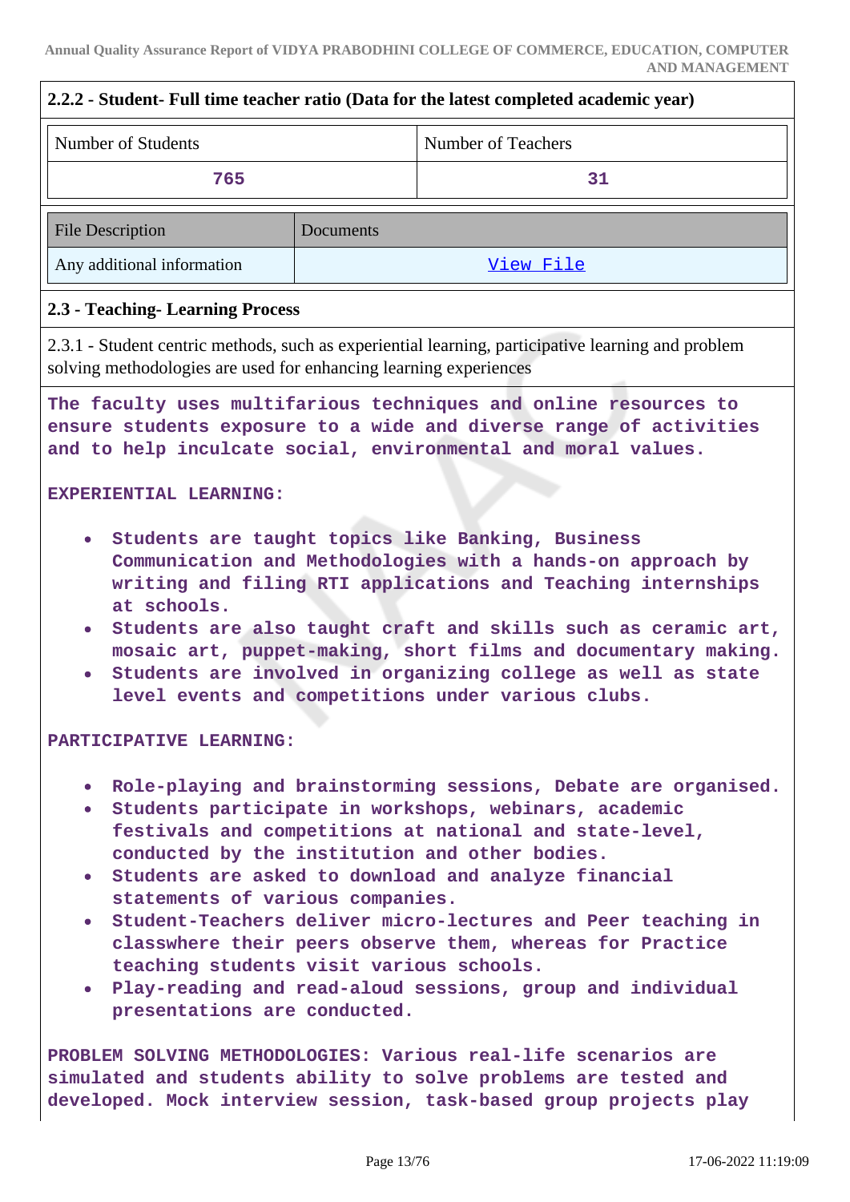## 2.2.2 - Student- Full time teacher ratio (Data for the latest completed academic year)

| Number of Students | Number of Teachers |
|---|---|
| 765 | 31 |

| File Description | Documents |
|---|---|
| Any additional information | View File |

## 2.3 - Teaching- Learning Process

2.3.1 - Student centric methods, such as experiential learning, participative learning and problem solving methodologies are used for enhancing learning experiences

**The faculty uses multifarious techniques and online resources to ensure students exposure to a wide and diverse range of activities and to help inculcate social, environmental and moral values.**

**EXPERIENTIAL LEARNING:**

- **Students are taught topics like Banking, Business Communication and Methodologies with a hands-on approach by writing and filing RTI applications and Teaching internships at schools.**
- **Students are also taught craft and skills such as ceramic art, mosaic art, puppet-making, short films and documentary making.**
- **Students are involved in organizing college as well as state level events and competitions under various clubs.**

**PARTICIPATIVE LEARNING:**

- **Role-playing and brainstorming sessions, Debate are organised.**
- **Students participate in workshops, webinars, academic festivals and competitions at national and state-level, conducted by the institution and other bodies.**
- **Students are asked to download and analyze financial statements of various companies.**
- **Student-Teachers deliver micro-lectures and Peer teaching in classwhere their peers observe them, whereas for Practice teaching students visit various schools.**
- **Play-reading and read-aloud sessions, group and individual presentations are conducted.**

**PROBLEM SOLVING METHODOLOGIES: Various real-life scenarios are simulated and students ability to solve problems are tested and developed. Mock interview session, task-based group projects play**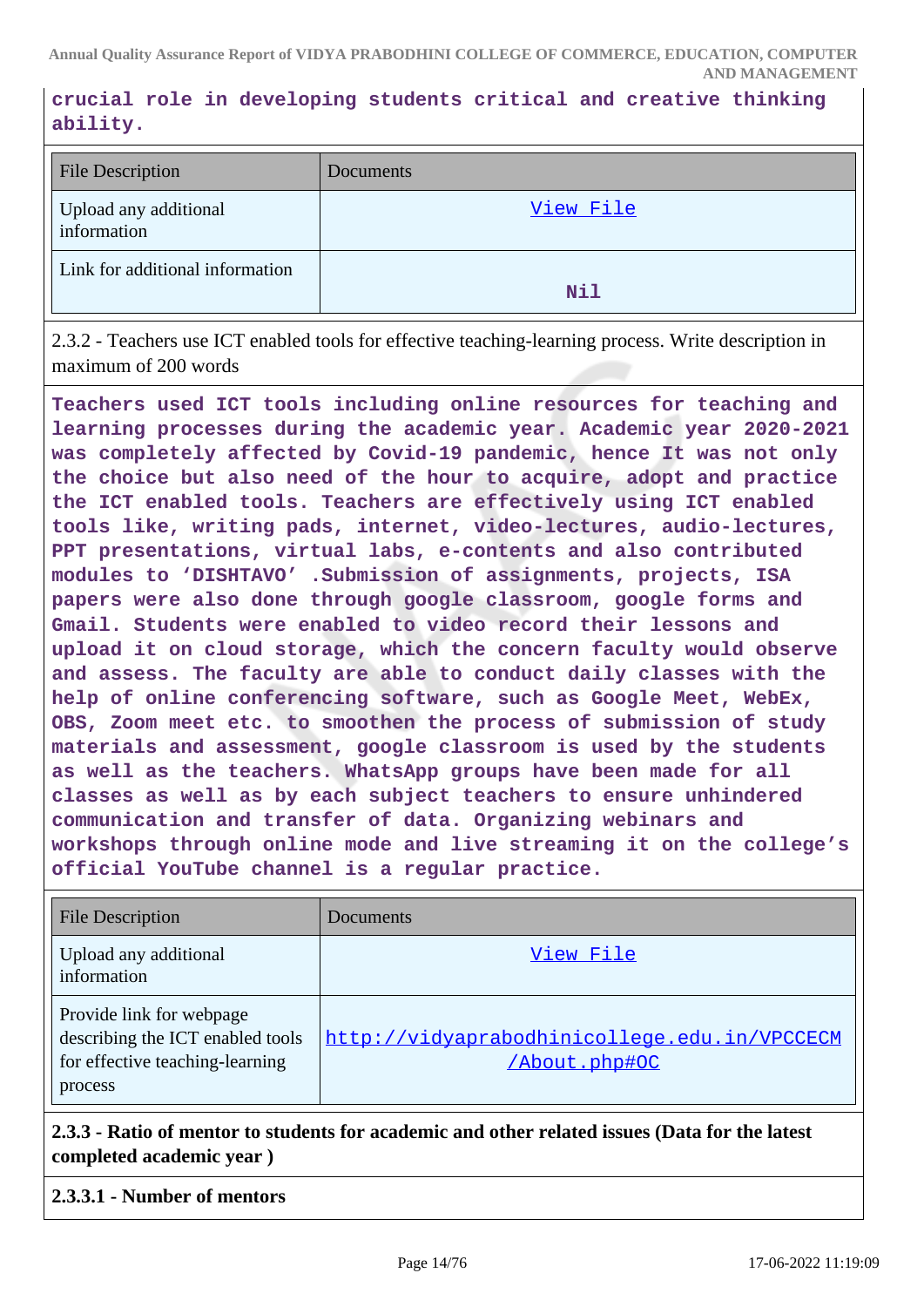**crucial role in developing students critical and creative thinking ability.**

| File Description | Documents |
|---|---|
| Upload any additional information | View File |
| Link for additional information | Nil |

2.3.2 - Teachers use ICT enabled tools for effective teaching-learning process. Write description in maximum of 200 words

**Teachers used ICT tools including online resources for teaching and learning processes during the academic year. Academic year 2020-2021 was completely affected by Covid-19 pandemic, hence It was not only the choice but also need of the hour to acquire, adopt and practice the ICT enabled tools. Teachers are effectively using ICT enabled tools like, writing pads, internet, video-lectures, audio-lectures, PPT presentations, virtual labs, e-contents and also contributed modules to 'DISHTAVO' .Submission of assignments, projects, ISA papers were also done through google classroom, google forms and Gmail. Students were enabled to video record their lessons and upload it on cloud storage, which the concern faculty would observe and assess. The faculty are able to conduct daily classes with the help of online conferencing software, such as Google Meet, WebEx, OBS, Zoom meet etc. to smoothen the process of submission of study materials and assessment, google classroom is used by the students as well as the teachers. WhatsApp groups have been made for all classes as well as by each subject teachers to ensure unhindered communication and transfer of data. Organizing webinars and workshops through online mode and live streaming it on the college's official YouTube channel is a regular practice.**

| File Description | Documents |
|---|---|
| Upload any additional information | View File |
| Provide link for webpage describing the ICT enabled tools for effective teaching-learning process | http://vidyaprabodhinicollege.edu.in/VPCCECM/About.php#OC |

**2.3.3 - Ratio of mentor to students for academic and other related issues (Data for the latest completed academic year )**

**2.3.3.1 - Number of mentors**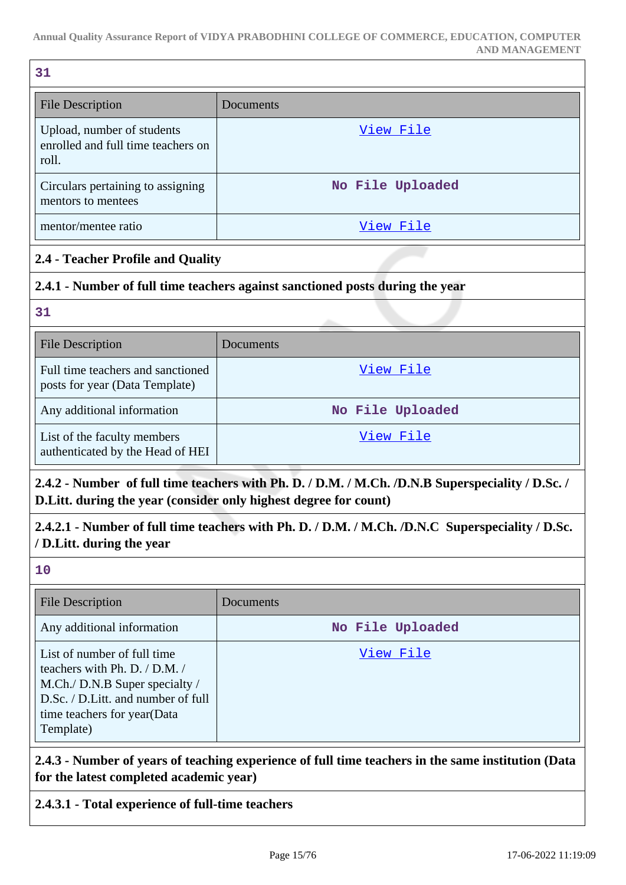**31**

| File Description | Documents |
|---|---|
| Upload, number of students enrolled and full time teachers on roll. | View File |
| Circulars pertaining to assigning mentors to mentees | No File Uploaded |
| mentor/mentee ratio | View File |

### 2.4 - Teacher Profile and Quality

**2.4.1 - Number of full time teachers against sanctioned posts during the year**

**31**

| File Description | Documents |
|---|---|
| Full time teachers and sanctioned posts for year (Data Template) | View File |
| Any additional information | No File Uploaded |
| List of the faculty members authenticated by the Head of HEI | View File |

**2.4.2 - Number of full time teachers with Ph. D. / D.M. / M.Ch. /D.N.B Superspeciality / D.Sc. / D.Litt. during the year (consider only highest degree for count)**

**2.4.2.1 - Number of full time teachers with Ph. D. / D.M. / M.Ch. /D.N.C Superspeciality / D.Sc. / D.Litt. during the year**

**10**

| File Description | Documents |
|---|---|
| Any additional information | No File Uploaded |
| List of number of full time teachers with Ph. D. / D.M. / M.Ch./ D.N.B Super specialty / D.Sc. / D.Litt. and number of full time teachers for year(Data Template) | View File |

**2.4.3 - Number of years of teaching experience of full time teachers in the same institution (Data for the latest completed academic year)**

**2.4.3.1 - Total experience of full-time teachers**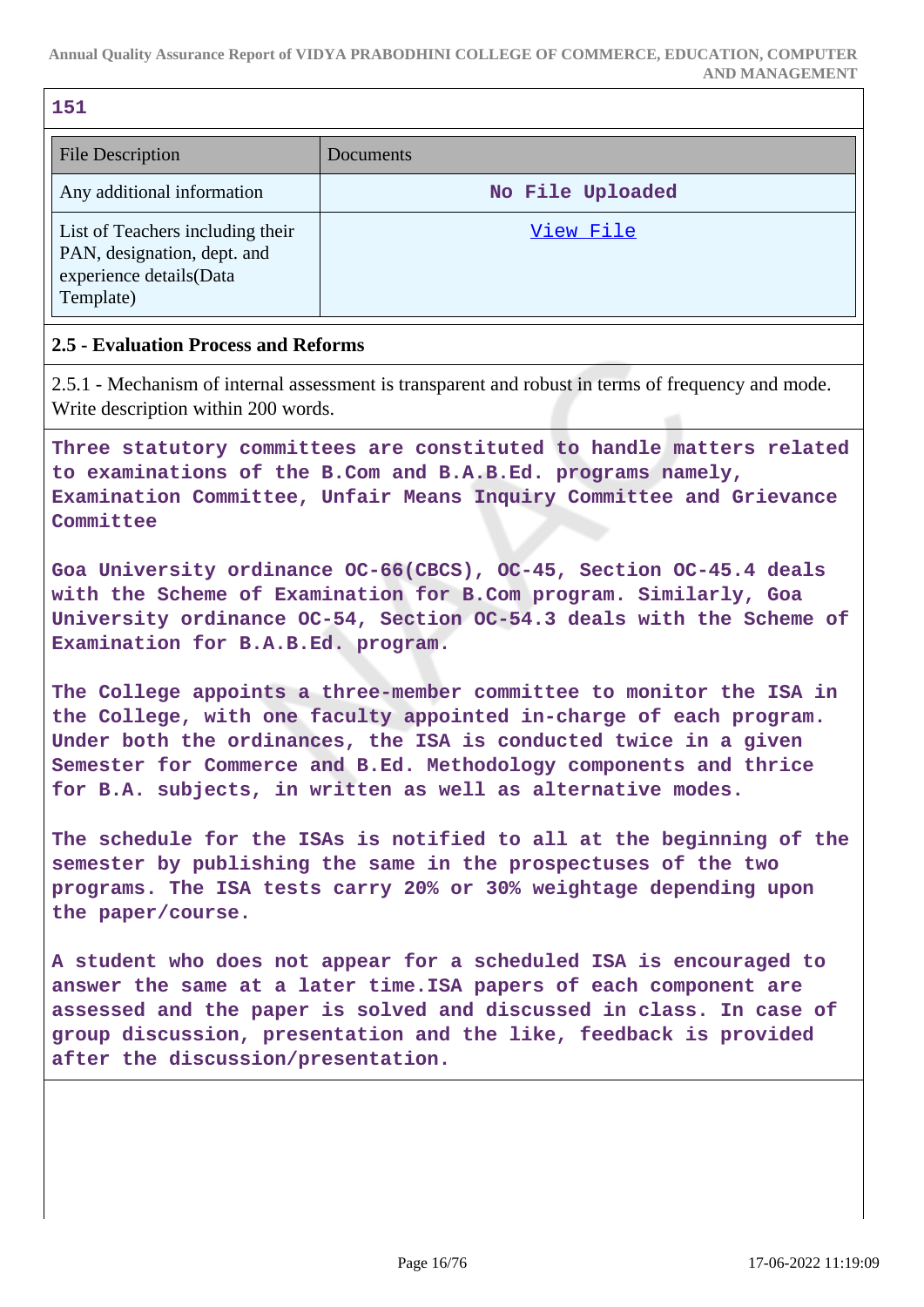151

| File Description | Documents |
|---|---|
| Any additional information | No File Uploaded |
| List of Teachers including their PAN, designation, dept. and experience details(Data Template) | View File |

## 2.5 - Evaluation Process and Reforms

2.5.1 - Mechanism of internal assessment is transparent and robust in terms of frequency and mode. Write description within 200 words.

Three statutory committees are constituted to handle matters related to examinations of the B.Com and B.A.B.Ed. programs namely, Examination Committee, Unfair Means Inquiry Committee and Grievance Committee

Goa University ordinance OC-66(CBCS), OC-45, Section OC-45.4 deals with the Scheme of Examination for B.Com program. Similarly, Goa University ordinance OC-54, Section OC-54.3 deals with the Scheme of Examination for B.A.B.Ed. program.

The College appoints a three-member committee to monitor the ISA in the College, with one faculty appointed in-charge of each program. Under both the ordinances, the ISA is conducted twice in a given Semester for Commerce and B.Ed. Methodology components and thrice for B.A. subjects, in written as well as alternative modes.

The schedule for the ISAs is notified to all at the beginning of the semester by publishing the same in the prospectuses of the two programs. The ISA tests carry 20% or 30% weightage depending upon the paper/course.

A student who does not appear for a scheduled ISA is encouraged to answer the same at a later time.ISA papers of each component are assessed and the paper is solved and discussed in class. In case of group discussion, presentation and the like, feedback is provided after the discussion/presentation.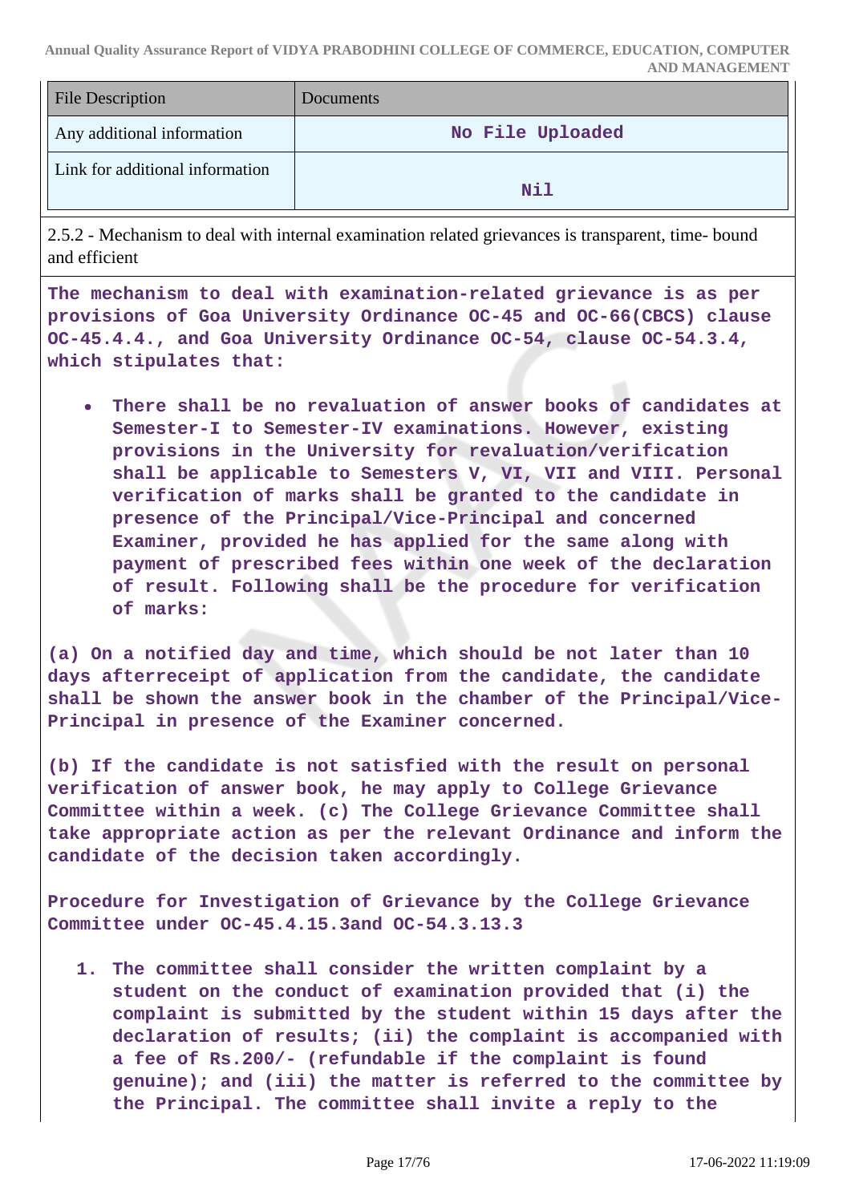| File Description | Documents |
|---|---|
| Any additional information | No File Uploaded |
| Link for additional information | Nil |

2.5.2 - Mechanism to deal with internal examination related grievances is transparent, time- bound and efficient

**The mechanism to deal with examination-related grievance is as per provisions of Goa University Ordinance OC-45 and OC-66(CBCS) clause OC-45.4.4., and Goa University Ordinance OC-54, clause OC-54.3.4, which stipulates that:**

- **There shall be no revaluation of answer books of candidates at Semester-I to Semester-IV examinations. However, existing provisions in the University for revaluation/verification shall be applicable to Semesters V, VI, VII and VIII. Personal verification of marks shall be granted to the candidate in presence of the Principal/Vice-Principal and concerned Examiner, provided he has applied for the same along with payment of prescribed fees within one week of the declaration of result. Following shall be the procedure for verification of marks:**

**(a) On a notified day and time, which should be not later than 10 days afterreceipt of application from the candidate, the candidate shall be shown the answer book in the chamber of the Principal/Vice-Principal in presence of the Examiner concerned.**

**(b) If the candidate is not satisfied with the result on personal verification of answer book, he may apply to College Grievance Committee within a week. (c) The College Grievance Committee shall take appropriate action as per the relevant Ordinance and inform the candidate of the decision taken accordingly.**

**Procedure for Investigation of Grievance by the College Grievance Committee under OC-45.4.15.3and OC-54.3.13.3**

1. **The committee shall consider the written complaint by a student on the conduct of examination provided that (i) the complaint is submitted by the student within 15 days after the declaration of results; (ii) the complaint is accompanied with a fee of Rs.200/- (refundable if the complaint is found genuine); and (iii) the matter is referred to the committee by the Principal. The committee shall invite a reply to the**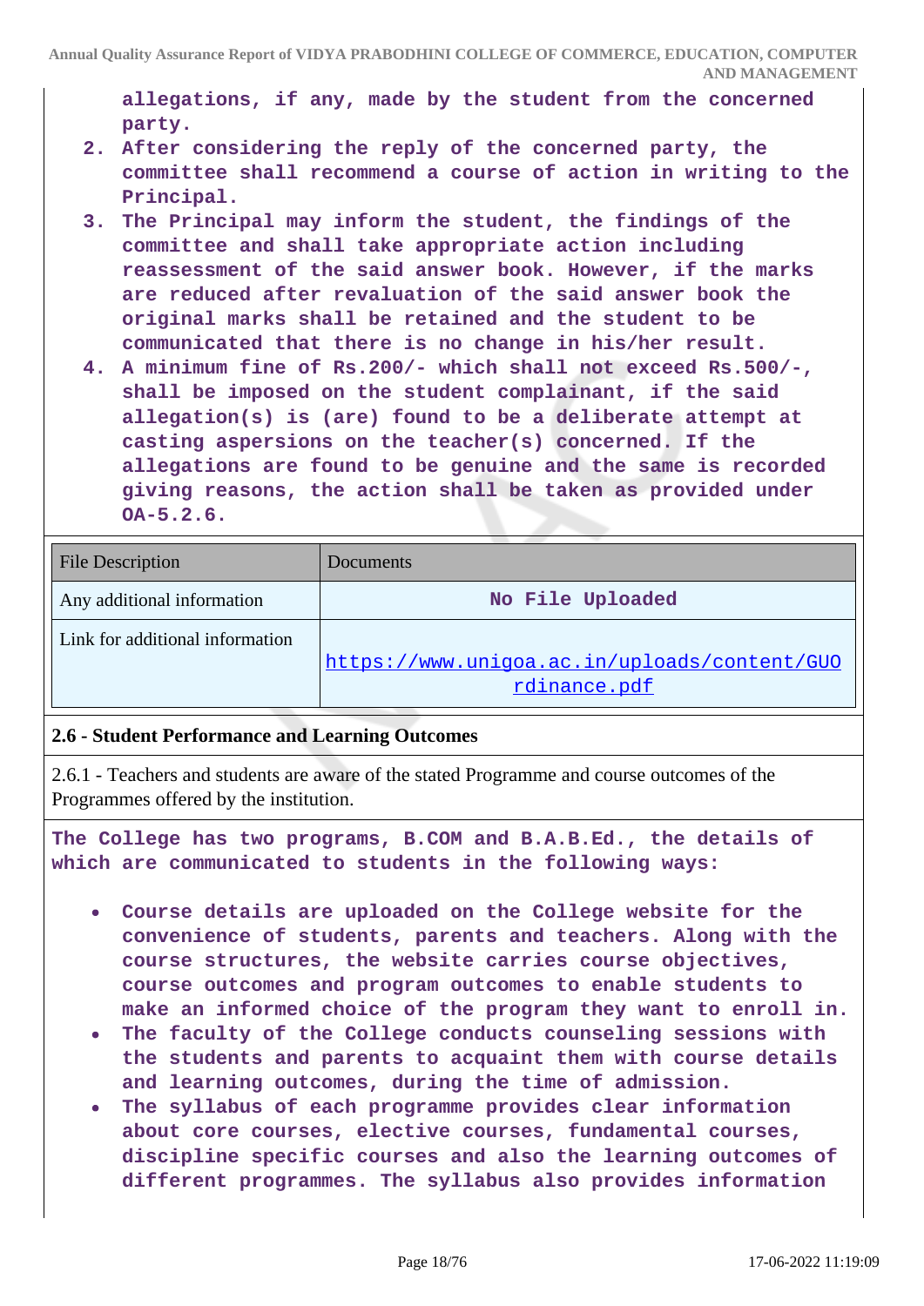allegations, if any, made by the student from the concerned party.

2. After considering the reply of the concerned party, the committee shall recommend a course of action in writing to the Principal.
3. The Principal may inform the student, the findings of the committee and shall take appropriate action including reassessment of the said answer book. However, if the marks are reduced after revaluation of the said answer book the original marks shall be retained and the student to be communicated that there is no change in his/her result.
4. A minimum fine of Rs.200/- which shall not exceed Rs.500/-, shall be imposed on the student complainant, if the said allegation(s) is (are) found to be a deliberate attempt at casting aspersions on the teacher(s) concerned. If the allegations are found to be genuine and the same is recorded giving reasons, the action shall be taken as provided under OA-5.2.6.

| File Description | Documents |
|---|---|
| Any additional information | No File Uploaded |
| Link for additional information | https://www.unigoa.ac.in/uploads/content/GUOrdinance.pdf |

**2.6 - Student Performance and Learning Outcomes**

2.6.1 - Teachers and students are aware of the stated Programme and course outcomes of the Programmes offered by the institution.

The College has two programs, B.COM and B.A.B.Ed., the details of which are communicated to students in the following ways:

- Course details are uploaded on the College website for the convenience of students, parents and teachers. Along with the course structures, the website carries course objectives, course outcomes and program outcomes to enable students to make an informed choice of the program they want to enroll in.
- The faculty of the College conducts counseling sessions with the students and parents to acquaint them with course details and learning outcomes, during the time of admission.
- The syllabus of each programme provides clear information about core courses, elective courses, fundamental courses, discipline specific courses and also the learning outcomes of different programmes. The syllabus also provides information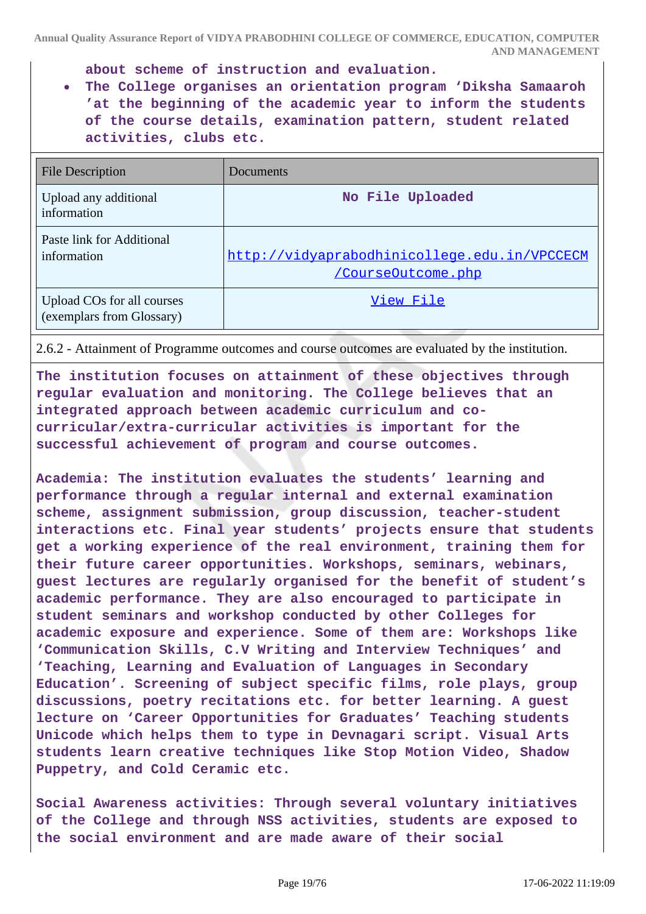about scheme of instruction and evaluation.

- The College organises an orientation program 'Diksha Samaaroh 'at the beginning of the academic year to inform the students of the course details, examination pattern, student related activities, clubs etc.

| File Description | Documents |
|---|---|
| Upload any additional information | No File Uploaded |
| Paste link for Additional information | http://vidyaprabodhinicollege.edu.in/VPCCECM/CourseOutcome.php |
| Upload COs for all courses (exemplars from Glossary) | View File |

2.6.2 - Attainment of Programme outcomes and course outcomes are evaluated by the institution.

The institution focuses on attainment of these objectives through regular evaluation and monitoring. The College believes that an integrated approach between academic curriculum and co-curricular/extra-curricular activities is important for the successful achievement of program and course outcomes.

Academia: The institution evaluates the students' learning and performance through a regular internal and external examination scheme, assignment submission, group discussion, teacher-student interactions etc. Final year students' projects ensure that students get a working experience of the real environment, training them for their future career opportunities. Workshops, seminars, webinars, guest lectures are regularly organised for the benefit of student's academic performance. They are also encouraged to participate in student seminars and workshop conducted by other Colleges for academic exposure and experience. Some of them are: Workshops like 'Communication Skills, C.V Writing and Interview Techniques' and 'Teaching, Learning and Evaluation of Languages in Secondary Education'. Screening of subject specific films, role plays, group discussions, poetry recitations etc. for better learning. A guest lecture on 'Career Opportunities for Graduates' Teaching students Unicode which helps them to type in Devnagari script. Visual Arts students learn creative techniques like Stop Motion Video, Shadow Puppetry, and Cold Ceramic etc.

Social Awareness activities: Through several voluntary initiatives of the College and through NSS activities, students are exposed to the social environment and are made aware of their social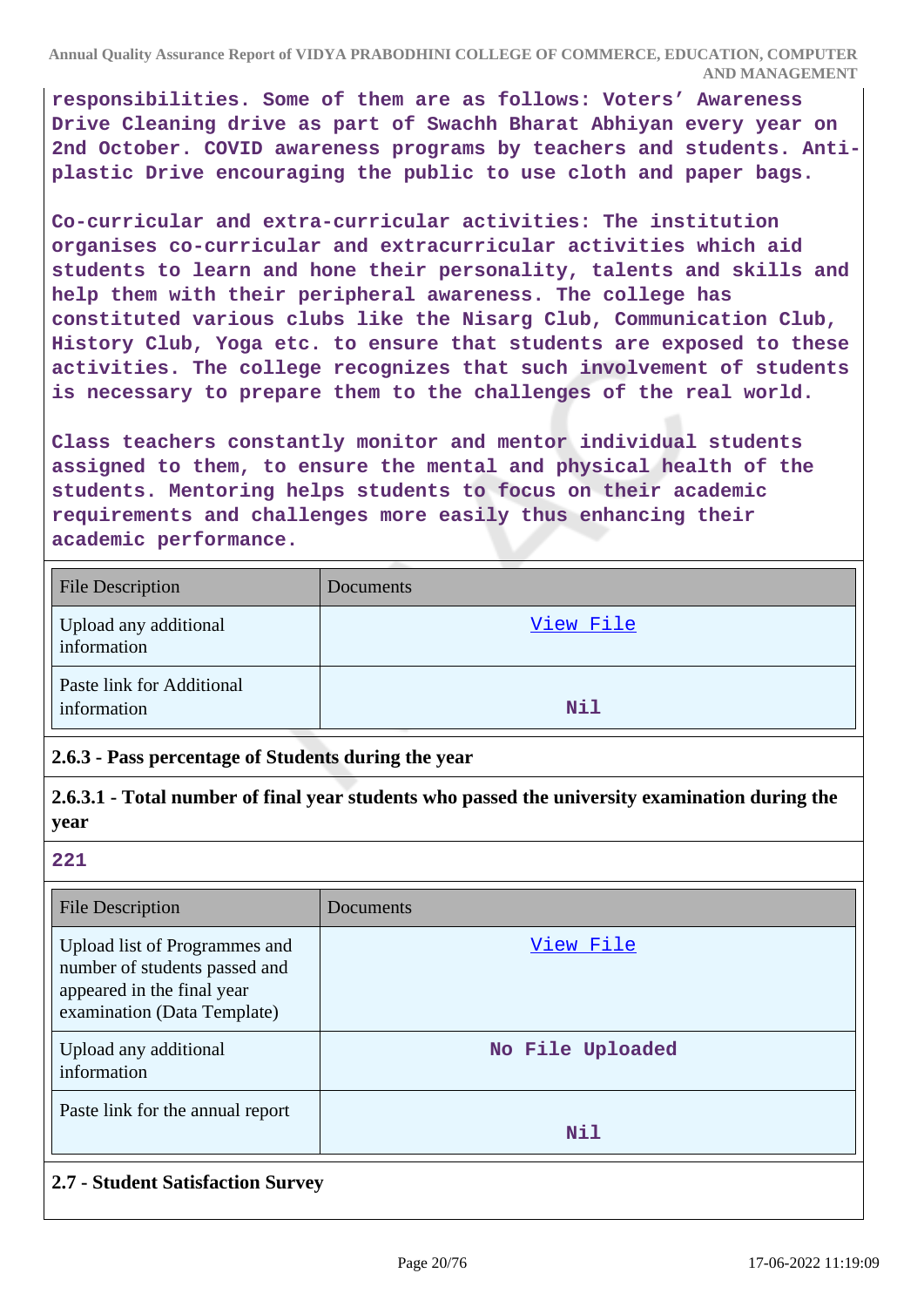responsibilities. Some of them are as follows: Voters' Awareness Drive Cleaning drive as part of Swachh Bharat Abhiyan every year on 2nd October. COVID awareness programs by teachers and students. Anti-plastic Drive encouraging the public to use cloth and paper bags.

Co-curricular and extra-curricular activities: The institution organises co-curricular and extracurricular activities which aid students to learn and hone their personality, talents and skills and help them with their peripheral awareness. The college has constituted various clubs like the Nisarg Club, Communication Club, History Club, Yoga etc. to ensure that students are exposed to these activities. The college recognizes that such involvement of students is necessary to prepare them to the challenges of the real world.

Class teachers constantly monitor and mentor individual students assigned to them, to ensure the mental and physical health of the students. Mentoring helps students to focus on their academic requirements and challenges more easily thus enhancing their academic performance.

| File Description | Documents |
|---|---|
| Upload any additional information | View File |
| Paste link for Additional information | Nil |

**2.6.3 - Pass percentage of Students during the year**

**2.6.3.1 - Total number of final year students who passed the university examination during the year**

221

| File Description | Documents |
|---|---|
| Upload list of Programmes and number of students passed and appeared in the final year examination (Data Template) | View File |
| Upload any additional information | No File Uploaded |
| Paste link for the annual report | Nil |

**2.7 - Student Satisfaction Survey**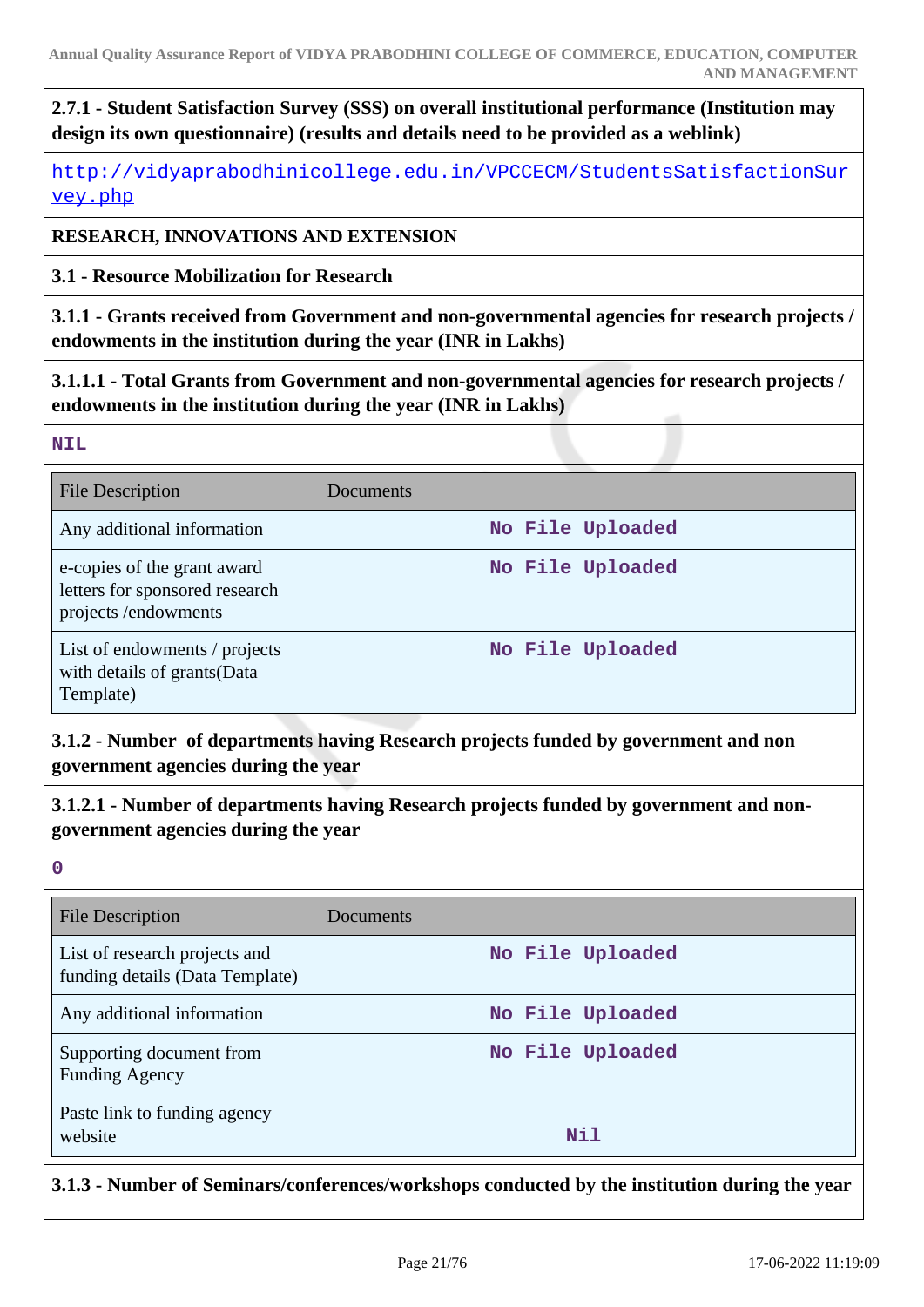**2.7.1 - Student Satisfaction Survey (SSS) on overall institutional performance (Institution may design its own questionnaire) (results and details need to be provided as a weblink)**

http://vidyaprabodhinicollege.edu.in/VPCCECM/StudentsSatisfactionSurvey.php

**RESEARCH, INNOVATIONS AND EXTENSION**

**3.1 - Resource Mobilization for Research**

**3.1.1 - Grants received from Government and non-governmental agencies for research projects / endowments in the institution during the year (INR in Lakhs)**

**3.1.1.1 - Total Grants from Government and non-governmental agencies for research projects / endowments in the institution during the year (INR in Lakhs)**

NIL

| File Description | Documents |
|---|---|
| Any additional information | No File Uploaded |
| e-copies of the grant award letters for sponsored research projects /endowments | No File Uploaded |
| List of endowments / projects with details of grants(Data Template) | No File Uploaded |

**3.1.2 - Number of departments having Research projects funded by government and non government agencies during the year**

**3.1.2.1 - Number of departments having Research projects funded by government and non-government agencies during the year**

0

| File Description | Documents |
|---|---|
| List of research projects and funding details (Data Template) | No File Uploaded |
| Any additional information | No File Uploaded |
| Supporting document from Funding Agency | No File Uploaded |
| Paste link to funding agency website | Nil |

**3.1.3 - Number of Seminars/conferences/workshops conducted by the institution during the year**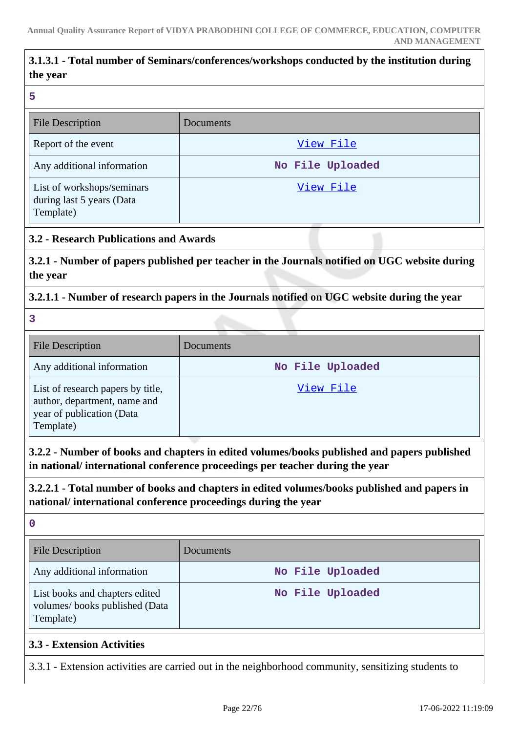**3.1.3.1 - Total number of Seminars/conferences/workshops conducted by the institution during the year**

5

| File Description | Documents |
|---|---|
| Report of the event | View File |
| Any additional information | No File Uploaded |
| List of workshops/seminars during last 5 years (Data Template) | View File |

**3.2 - Research Publications and Awards**

**3.2.1 - Number of papers published per teacher in the Journals notified on UGC website during the year**

**3.2.1.1 - Number of research papers in the Journals notified on UGC website during the year**

3

| File Description | Documents |
|---|---|
| Any additional information | No File Uploaded |
| List of research papers by title, author, department, name and year of publication (Data Template) | View File |

**3.2.2 - Number of books and chapters in edited volumes/books published and papers published in national/ international conference proceedings per teacher during the year**

**3.2.2.1 - Total number of books and chapters in edited volumes/books published and papers in national/ international conference proceedings during the year**

0

| File Description | Documents |
|---|---|
| Any additional information | No File Uploaded |
| List books and chapters edited volumes/ books published (Data Template) | No File Uploaded |

**3.3 - Extension Activities**

3.3.1 - Extension activities are carried out in the neighborhood community, sensitizing students to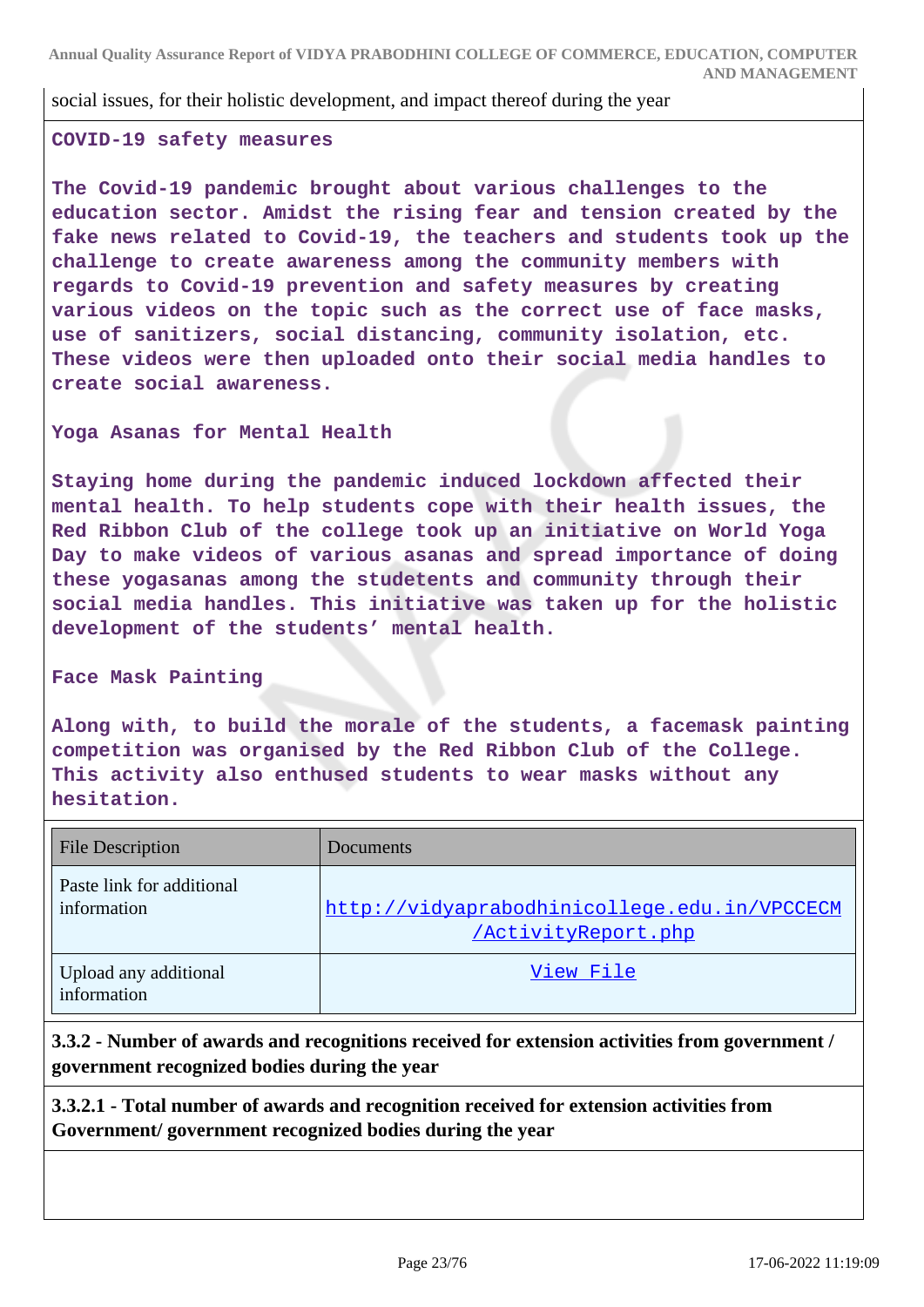social issues, for their holistic development, and impact thereof during the year

**COVID-19 safety measures**

**The Covid-19 pandemic brought about various challenges to the education sector. Amidst the rising fear and tension created by the fake news related to Covid-19, the teachers and students took up the challenge to create awareness among the community members with regards to Covid-19 prevention and safety measures by creating various videos on the topic such as the correct use of face masks, use of sanitizers, social distancing, community isolation, etc. These videos were then uploaded onto their social media handles to create social awareness.**

**Yoga Asanas for Mental Health**

**Staying home during the pandemic induced lockdown affected their mental health. To help students cope with their health issues, the Red Ribbon Club of the college took up an initiative on World Yoga Day to make videos of various asanas and spread importance of doing these yogasanas among the studetents and community through their social media handles. This initiative was taken up for the holistic development of the students' mental health.**

**Face Mask Painting**

**Along with, to build the morale of the students, a facemask painting competition was organised by the Red Ribbon Club of the College. This activity also enthused students to wear masks without any hesitation.**

| File Description | Documents |
|---|---|
| Paste link for additional information | http://vidyaprabodhinicollege.edu.in/VPCCECM/ActivityReport.php |
| Upload any additional information | View File |

**3.3.2 - Number of awards and recognitions received for extension activities from government / government recognized bodies during the year**

**3.3.2.1 - Total number of awards and recognition received for extension activities from Government/ government recognized bodies during the year**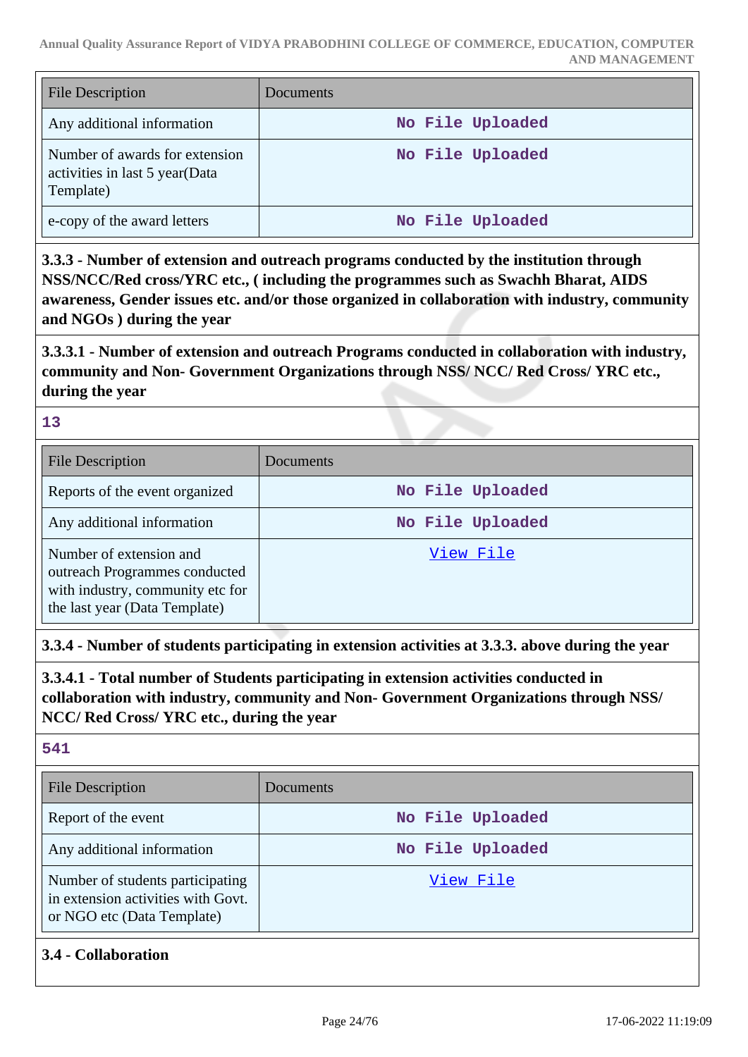| File Description | Documents |
| --- | --- |
| Any additional information | No File Uploaded |
| Number of awards for extension activities in last 5 year(Data Template) | No File Uploaded |
| e-copy of the award letters | No File Uploaded |

**3.3.3 - Number of extension and outreach programs conducted by the institution through NSS/NCC/Red cross/YRC etc., ( including the programmes such as Swachh Bharat, AIDS awareness, Gender issues etc. and/or those organized in collaboration with industry, community and NGOs ) during the year**

**3.3.3.1 - Number of extension and outreach Programs conducted in collaboration with industry, community and Non- Government Organizations through NSS/ NCC/ Red Cross/ YRC etc., during the year**

**13**

| File Description | Documents |
| --- | --- |
| Reports of the event organized | No File Uploaded |
| Any additional information | No File Uploaded |
| Number of extension and outreach Programmes conducted with industry, community etc for the last year (Data Template) | View File |

**3.3.4 - Number of students participating in extension activities at 3.3.3. above during the year**

**3.3.4.1 - Total number of Students participating in extension activities conducted in collaboration with industry, community and Non- Government Organizations through NSS/ NCC/ Red Cross/ YRC etc., during the year**

**541**

| File Description | Documents |
| --- | --- |
| Report of the event | No File Uploaded |
| Any additional information | No File Uploaded |
| Number of students participating in extension activities with Govt. or NGO etc (Data Template) | View File |

**3.4 - Collaboration**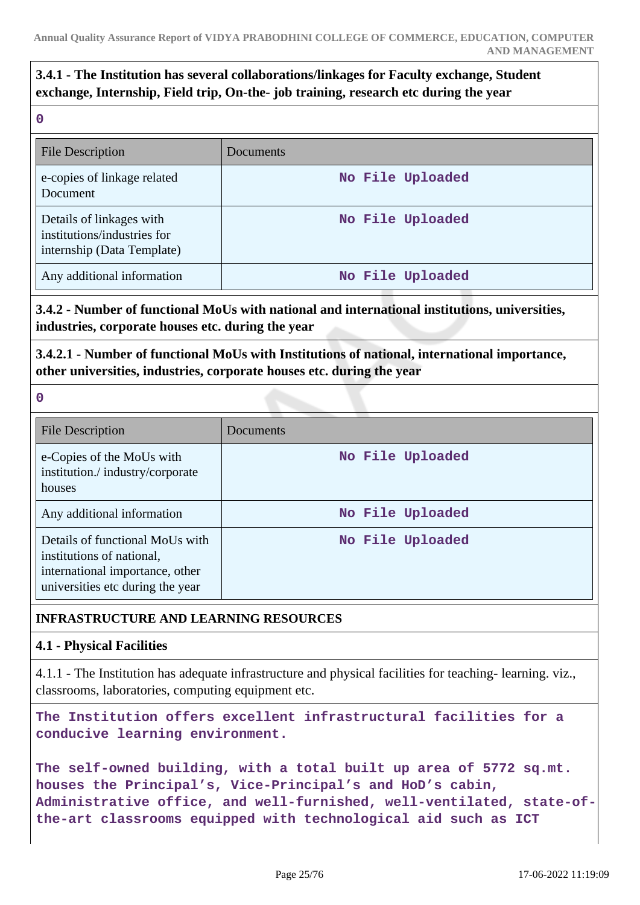**3.4.1 - The Institution has several collaborations/linkages for Faculty exchange, Student exchange, Internship, Field trip, On-the- job training, research etc during the year**

**0**

| File Description | Documents |
|---|---|
| e-copies of linkage related Document | No File Uploaded |
| Details of linkages with institutions/industries for internship (Data Template) | No File Uploaded |
| Any additional information | No File Uploaded |

**3.4.2 - Number of functional MoUs with national and international institutions, universities, industries, corporate houses etc. during the year**

**3.4.2.1 - Number of functional MoUs with Institutions of national, international importance, other universities, industries, corporate houses etc. during the year**

**0**

| File Description | Documents |
|---|---|
| e-Copies of the MoUs with institution./ industry/corporate houses | No File Uploaded |
| Any additional information | No File Uploaded |
| Details of functional MoUs with institutions of national, international importance, other universities etc during the year | No File Uploaded |

## INFRASTRUCTURE AND LEARNING RESOURCES

### 4.1 - Physical Facilities

4.1.1 - The Institution has adequate infrastructure and physical facilities for teaching- learning. viz., classrooms, laboratories, computing equipment etc.

**The Institution offers excellent infrastructural facilities for a conducive learning environment.**

**The self-owned building, with a total built up area of 5772 sq.mt. houses the Principal's, Vice-Principal's and HoD's cabin, Administrative office, and well-furnished, well-ventilated, state-of-the-art classrooms equipped with technological aid such as ICT**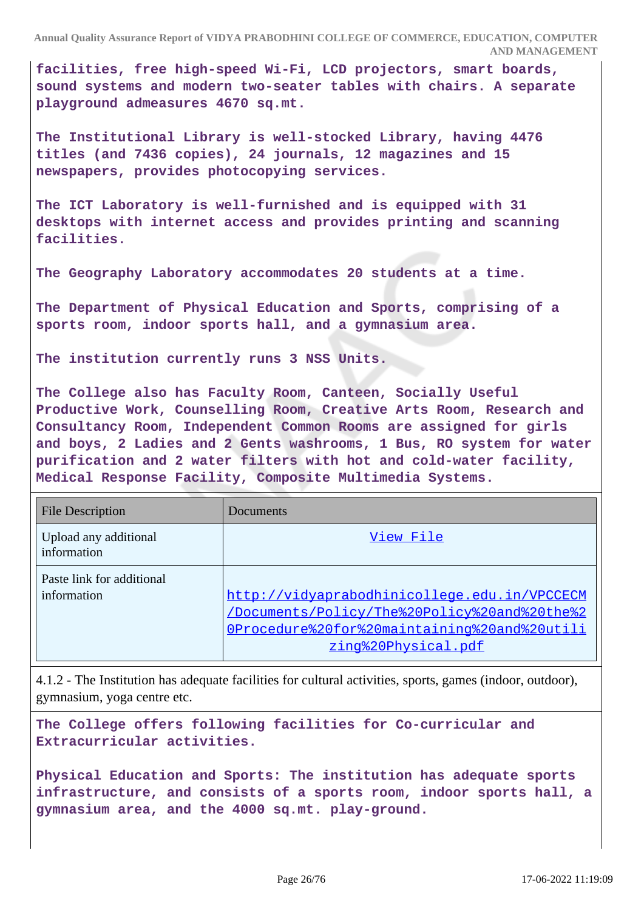**facilities, free high-speed Wi-Fi, LCD projectors, smart boards, sound systems and modern two-seater tables with chairs. A separate playground admeasures 4670 sq.mt.**

**The Institutional Library is well-stocked Library, having 4476 titles (and 7436 copies), 24 journals, 12 magazines and 15 newspapers, provides photocopying services.**

**The ICT Laboratory is well-furnished and is equipped with 31 desktops with internet access and provides printing and scanning facilities.**

**The Geography Laboratory accommodates 20 students at a time.**

**The Department of Physical Education and Sports, comprising of a sports room, indoor sports hall, and a gymnasium area.**

**The institution currently runs 3 NSS Units.**

**The College also has Faculty Room, Canteen, Socially Useful Productive Work, Counselling Room, Creative Arts Room, Research and Consultancy Room, Independent Common Rooms are assigned for girls and boys, 2 Ladies and 2 Gents washrooms, 1 Bus, RO system for water purification and 2 water filters with hot and cold-water facility, Medical Response Facility, Composite Multimedia Systems.**

| File Description | Documents |
|---|---|
| Upload any additional information | View File |
| Paste link for additional information | http://vidyaprabodhinicollege.edu.in/VPCCECM/Documents/Policy/The%20Policy%20and%20the%20Procedure%20for%20maintaining%20and%20utilizing%20Physical.pdf |

4.1.2 - The Institution has adequate facilities for cultural activities, sports, games (indoor, outdoor), gymnasium, yoga centre etc.

**The College offers following facilities for Co-curricular and Extracurricular activities.**

**Physical Education and Sports: The institution has adequate sports infrastructure, and consists of a sports room, indoor sports hall, a gymnasium area, and the 4000 sq.mt. play-ground.**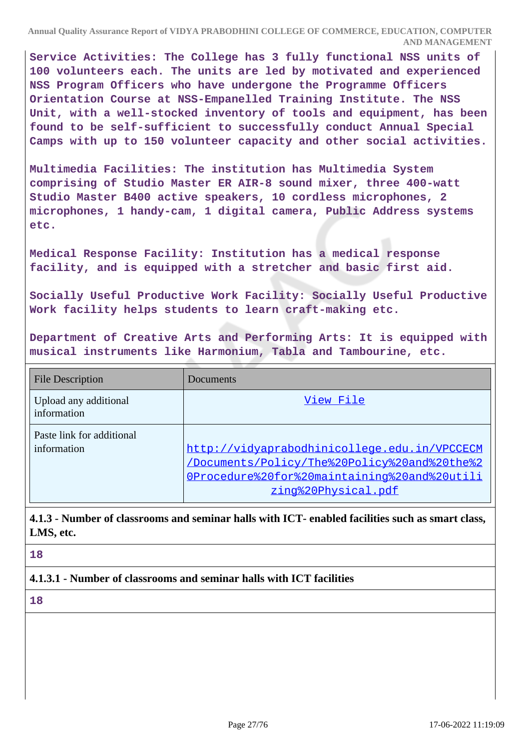**Service Activities: The College has 3 fully functional NSS units of 100 volunteers each. The units are led by motivated and experienced NSS Program Officers who have undergone the Programme Officers Orientation Course at NSS-Empanelled Training Institute. The NSS Unit, with a well-stocked inventory of tools and equipment, has been found to be self-sufficient to successfully conduct Annual Special Camps with up to 150 volunteer capacity and other social activities.**

**Multimedia Facilities: The institution has Multimedia System comprising of Studio Master ER AIR-8 sound mixer, three 400-watt Studio Master B400 active speakers, 10 cordless microphones, 2 microphones, 1 handy-cam, 1 digital camera, Public Address systems etc.**

**Medical Response Facility: Institution has a medical response facility, and is equipped with a stretcher and basic first aid.**

**Socially Useful Productive Work Facility: Socially Useful Productive Work facility helps students to learn craft-making etc.**

**Department of Creative Arts and Performing Arts: It is equipped with musical instruments like Harmonium, Tabla and Tambourine, etc.**

| File Description | Documents |
|---|---|
| Upload any additional information | View File |
| Paste link for additional information | http://vidyaprabodhinicollege.edu.in/VPCCECM/Documents/Policy/The%20Policy%20and%20the%20Procedure%20for%20maintaining%20and%20utilizing%20Physical.pdf |

**4.1.3 - Number of classrooms and seminar halls with ICT- enabled facilities such as smart class, LMS, etc.**

**18**

**4.1.3.1 - Number of classrooms and seminar halls with ICT facilities**

**18**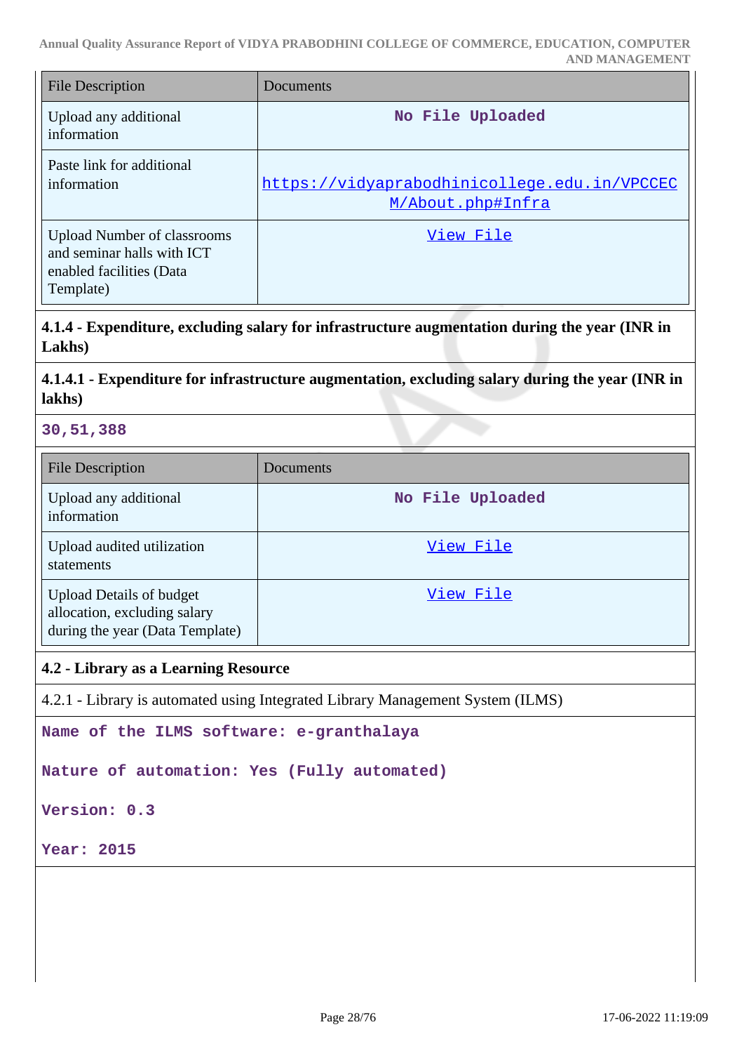| File Description | Documents |
| --- | --- |
| Upload any additional information | **No File Uploaded** |
| Paste link for additional information | https://vidyaprabodhinicollege.edu.in/VPCCECM/About.php#Infra |
| Upload Number of classrooms and seminar halls with ICT enabled facilities (Data Template) | View File |

**4.1.4 - Expenditure, excluding salary for infrastructure augmentation during the year (INR in Lakhs)**

**4.1.4.1 - Expenditure for infrastructure augmentation, excluding salary during the year (INR in lakhs)**

**30,51,388**

| File Description | Documents |
| --- | --- |
| Upload any additional information | **No File Uploaded** |
| Upload audited utilization statements | View File |
| Upload Details of budget allocation, excluding salary during the year (Data Template) | View File |

**4.2 - Library as a Learning Resource**

4.2.1 - Library is automated using Integrated Library Management System (ILMS)

**Name of the ILMS software: e-granthalaya**

**Nature of automation: Yes (Fully automated)**

**Version: 0.3**

**Year: 2015**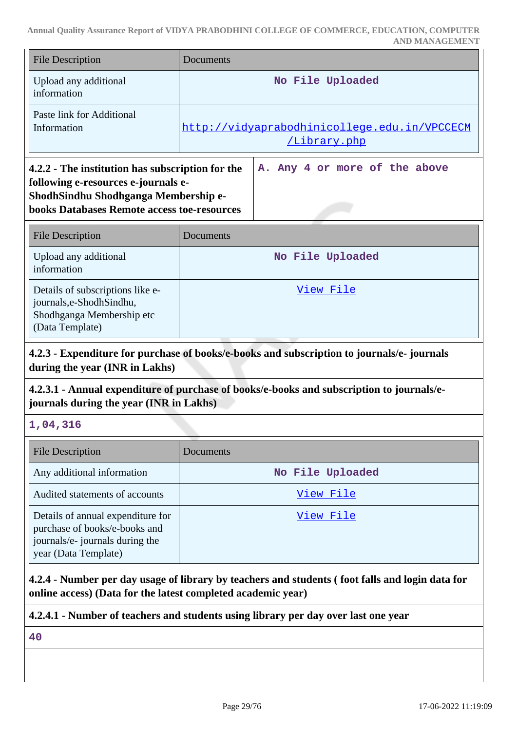| File Description | Documents |
| --- | --- |
| Upload any additional information | No File Uploaded |
| Paste link for Additional Information | http://vidyaprabodhinicollege.edu.in/VPCCECM/Library.php |

| 4.2.2 - The institution has subscription for the following e-resources e-journals e-ShodhSindhu Shodhganga Membership e-books Databases Remote access toe-resources | A. Any 4 or more of the above |
| --- | --- |

| File Description | Documents |
| --- | --- |
| Upload any additional information | No File Uploaded |
| Details of subscriptions like e-journals,e-ShodhSindhu, Shodhganga Membership etc (Data Template) | View File |

**4.2.3 - Expenditure for purchase of books/e-books and subscription to journals/e- journals during the year (INR in Lakhs)**

**4.2.3.1 - Annual expenditure of purchase of books/e-books and subscription to journals/e-journals during the year (INR in Lakhs)**

1,04,316

| File Description | Documents |
| --- | --- |
| Any additional information | No File Uploaded |
| Audited statements of accounts | View File |
| Details of annual expenditure for purchase of books/e-books and journals/e- journals during the year (Data Template) | View File |

**4.2.4 - Number per day usage of library by teachers and students ( foot falls and login data for online access) (Data for the latest completed academic year)**

**4.2.4.1 - Number of teachers and students using library per day over last one year**

40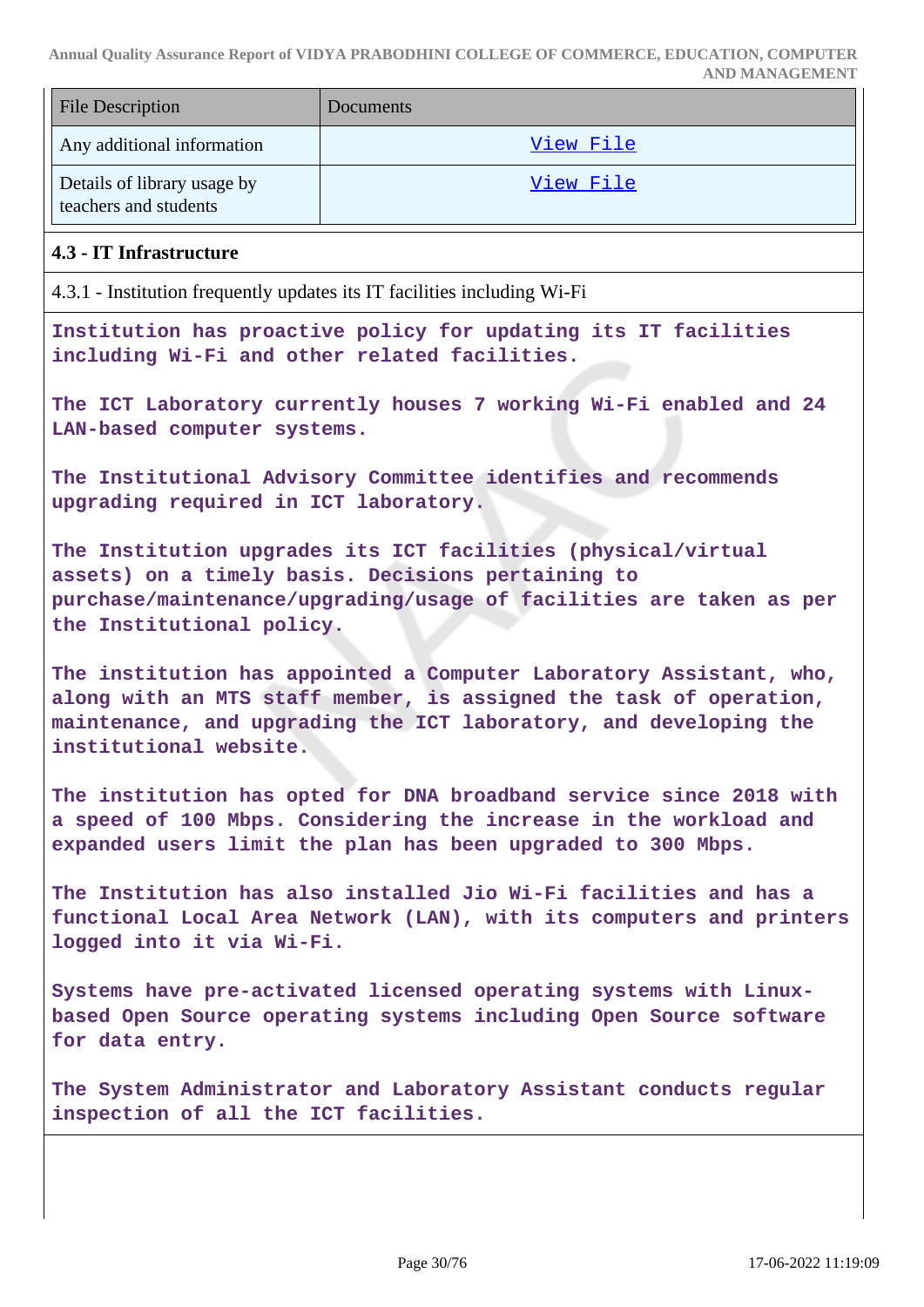| File Description | Documents |
|---|---|
| Any additional information | View File |
| Details of library usage by teachers and students | View File |

**4.3 - IT Infrastructure**

4.3.1 - Institution frequently updates its IT facilities including Wi-Fi

Institution has proactive policy for updating its IT facilities including Wi-Fi and other related facilities.

The ICT Laboratory currently houses 7 working Wi-Fi enabled and 24 LAN-based computer systems.

The Institutional Advisory Committee identifies and recommends upgrading required in ICT laboratory.

The Institution upgrades its ICT facilities (physical/virtual assets) on a timely basis. Decisions pertaining to purchase/maintenance/upgrading/usage of facilities are taken as per the Institutional policy.

The institution has appointed a Computer Laboratory Assistant, who, along with an MTS staff member, is assigned the task of operation, maintenance, and upgrading the ICT laboratory, and developing the institutional website.

The institution has opted for DNA broadband service since 2018 with a speed of 100 Mbps. Considering the increase in the workload and expanded users limit the plan has been upgraded to 300 Mbps.

The Institution has also installed Jio Wi-Fi facilities and has a functional Local Area Network (LAN), with its computers and printers logged into it via Wi-Fi.

Systems have pre-activated licensed operating systems with Linux-based Open Source operating systems including Open Source software for data entry.

The System Administrator and Laboratory Assistant conducts regular inspection of all the ICT facilities.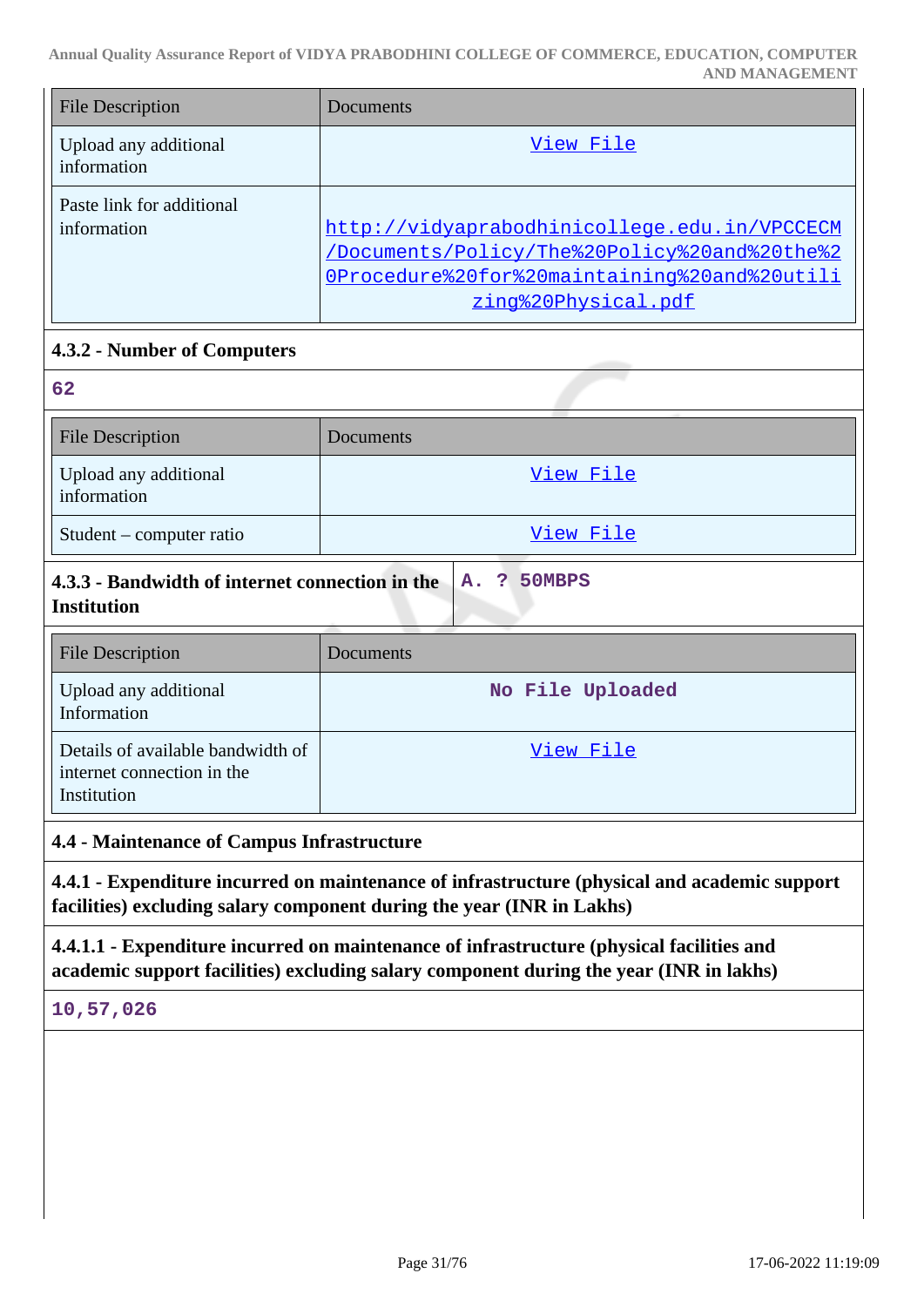| File Description | Documents |
|---|---|
| Upload any additional information | View File |
| Paste link for additional information | http://vidyaprabodhinicollege.edu.in/VPCCECM/Documents/Policy/The%20Policy%20and%20the%20Procedure%20for%20maintaining%20and%20utilizing%20Physical.pdf |

**4.3.2 - Number of Computers**

**62**

| File Description | Documents |
|---|---|
| Upload any additional information | View File |
| Student – computer ratio | View File |

**4.3.3 - Bandwidth of internet connection in the Institution** — **A. ? 50MBPS**

| File Description | Documents |
|---|---|
| Upload any additional Information | No File Uploaded |
| Details of available bandwidth of internet connection in the Institution | View File |

**4.4 - Maintenance of Campus Infrastructure**

**4.4.1 - Expenditure incurred on maintenance of infrastructure (physical and academic support facilities) excluding salary component during the year (INR in Lakhs)**

**4.4.1.1 - Expenditure incurred on maintenance of infrastructure (physical facilities and academic support facilities) excluding salary component during the year (INR in lakhs)**

**10,57,026**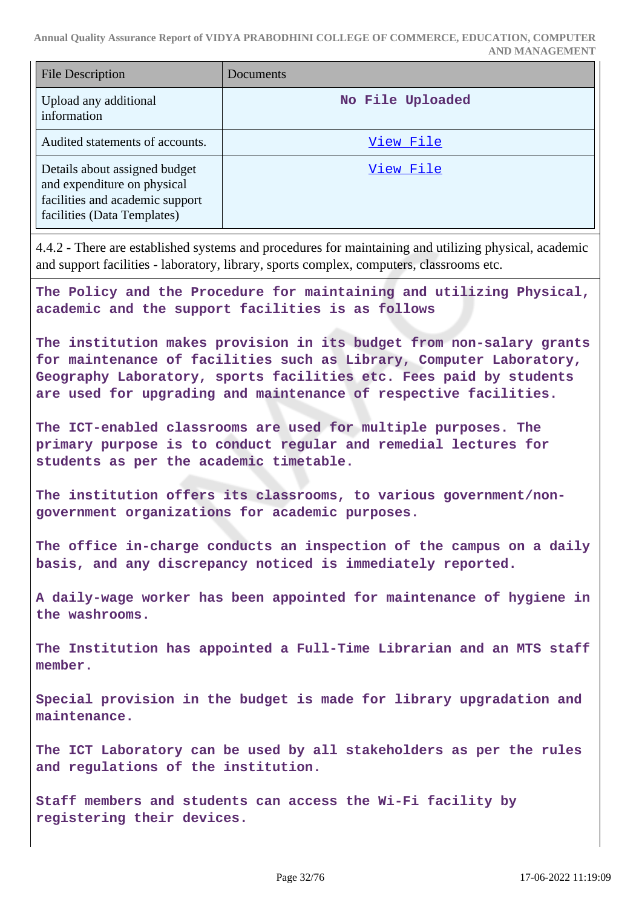| File Description | Documents |
|---|---|
| Upload any additional information | No File Uploaded |
| Audited statements of accounts. | View File |
| Details about assigned budget and expenditure on physical facilities and academic support facilities (Data Templates) | View File |

4.4.2 - There are established systems and procedures for maintaining and utilizing physical, academic and support facilities - laboratory, library, sports complex, computers, classrooms etc.

The Policy and the Procedure for maintaining and utilizing Physical, academic and the support facilities is as follows

The institution makes provision in its budget from non-salary grants for maintenance of facilities such as Library, Computer Laboratory, Geography Laboratory, sports facilities etc. Fees paid by students are used for upgrading and maintenance of respective facilities.

The ICT-enabled classrooms are used for multiple purposes. The primary purpose is to conduct regular and remedial lectures for students as per the academic timetable.

The institution offers its classrooms, to various government/non-government organizations for academic purposes.

The office in-charge conducts an inspection of the campus on a daily basis, and any discrepancy noticed is immediately reported.

A daily-wage worker has been appointed for maintenance of hygiene in the washrooms.

The Institution has appointed a Full-Time Librarian and an MTS staff member.

Special provision in the budget is made for library upgradation and maintenance.

The ICT Laboratory can be used by all stakeholders as per the rules and regulations of the institution.

Staff members and students can access the Wi-Fi facility by registering their devices.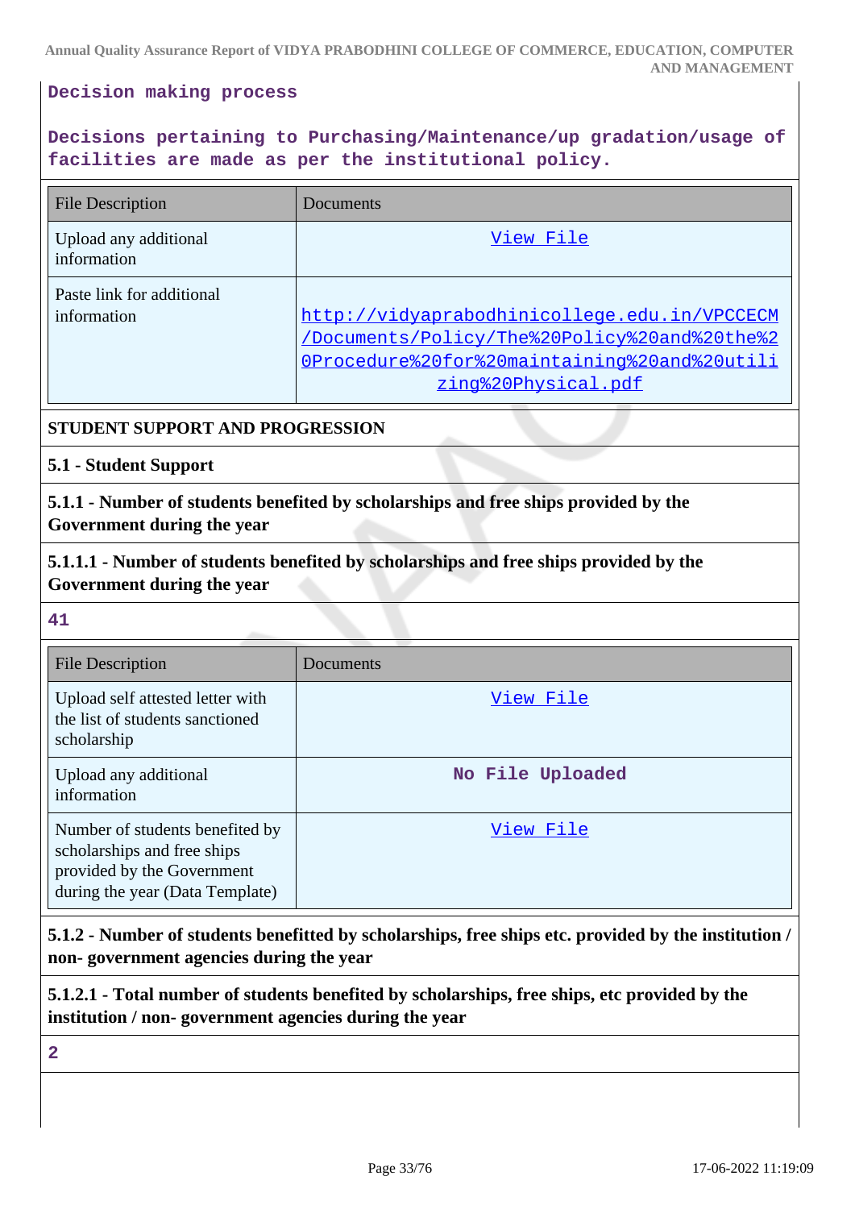**Decision making process**

**Decisions pertaining to Purchasing/Maintenance/up gradation/usage of facilities are made as per the institutional policy.**

| File Description | Documents |
|---|---|
| Upload any additional information | View File |
| Paste link for additional information | http://vidyaprabodhinicollege.edu.in/VPCCECM/Documents/Policy/The%20Policy%20and%20the%20Procedure%20for%20maintaining%20and%20utilizing%20Physical.pdf |

## STUDENT SUPPORT AND PROGRESSION

### 5.1 - Student Support

**5.1.1 - Number of students benefited by scholarships and free ships provided by the Government during the year**

**5.1.1.1 - Number of students benefited by scholarships and free ships provided by the Government during the year**

**41**

| File Description | Documents |
|---|---|
| Upload self attested letter with the list of students sanctioned scholarship | View File |
| Upload any additional information | No File Uploaded |
| Number of students benefited by scholarships and free ships provided by the Government during the year (Data Template) | View File |

**5.1.2 - Number of students benefitted by scholarships, free ships etc. provided by the institution / non- government agencies during the year**

**5.1.2.1 - Total number of students benefited by scholarships, free ships, etc provided by the institution / non- government agencies during the year**

**2**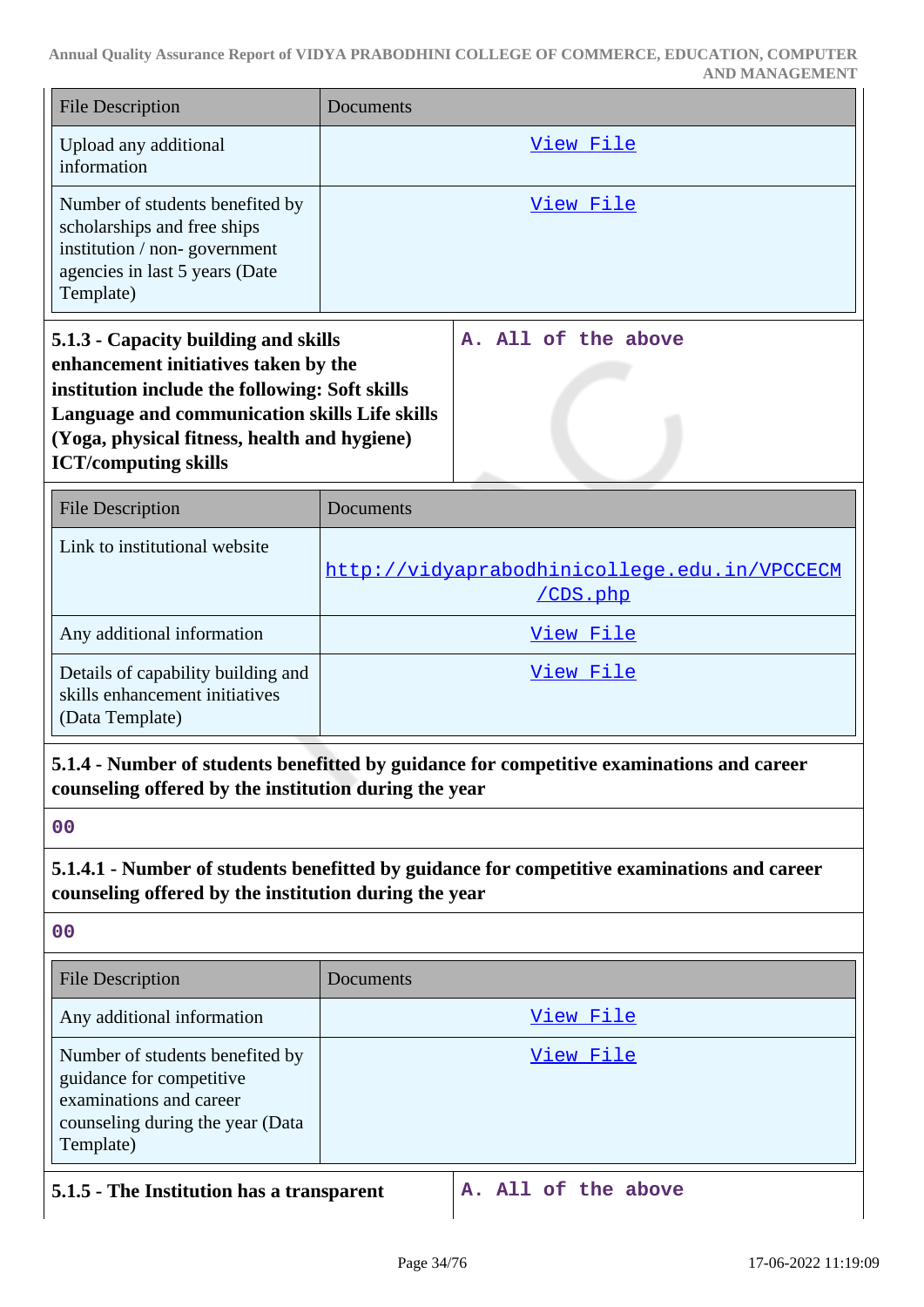| File Description | Documents |
| --- | --- |
| Upload any additional information | View File |
| Number of students benefited by scholarships and free ships institution / non- government agencies in last 5 years (Date Template) | View File |

| **5.1.3 - Capacity building and skills enhancement initiatives taken by the institution include the following: Soft skills Language and communication skills Life skills (Yoga, physical fitness, health and hygiene) ICT/computing skills** | A. All of the above |
| --- | --- |

| File Description | Documents |
| --- | --- |
| Link to institutional website | http://vidyaprabodhinicollege.edu.in/VPCCECM/CDS.php |
| Any additional information | View File |
| Details of capability building and skills enhancement initiatives (Data Template) | View File |

**5.1.4 - Number of students benefitted by guidance for competitive examinations and career counseling offered by the institution during the year**

00

**5.1.4.1 - Number of students benefitted by guidance for competitive examinations and career counseling offered by the institution during the year**

00

| File Description | Documents |
| --- | --- |
| Any additional information | View File |
| Number of students benefited by guidance for competitive examinations and career counseling during the year (Data Template) | View File |

| **5.1.5 - The Institution has a transparent** | A. All of the above |
| --- | --- |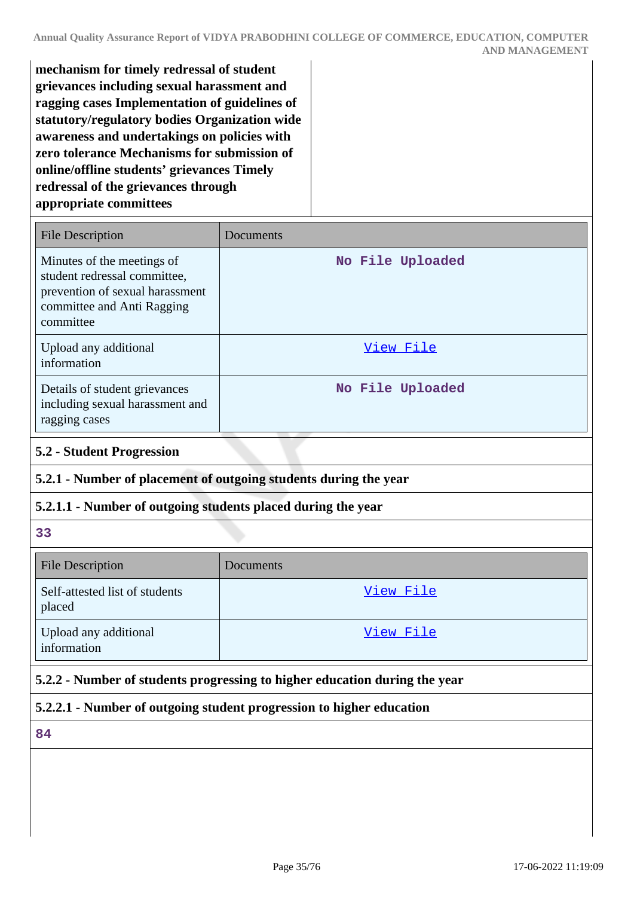**mechanism for timely redressal of student grievances including sexual harassment and ragging cases Implementation of guidelines of statutory/regulatory bodies Organization wide awareness and undertakings on policies with zero tolerance Mechanisms for submission of online/offline students' grievances Timely redressal of the grievances through appropriate committees**

| File Description | Documents |
|---|---|
| Minutes of the meetings of student redressal committee, prevention of sexual harassment committee and Anti Ragging committee | No File Uploaded |
| Upload any additional information | View File |
| Details of student grievances including sexual harassment and ragging cases | No File Uploaded |

### 5.2 - Student Progression

#### 5.2.1 - Number of placement of outgoing students during the year

#### 5.2.1.1 - Number of outgoing students placed during the year

33

| File Description | Documents |
|---|---|
| Self-attested list of students placed | View File |
| Upload any additional information | View File |

#### 5.2.2 - Number of students progressing to higher education during the year

#### 5.2.2.1 - Number of outgoing student progression to higher education

84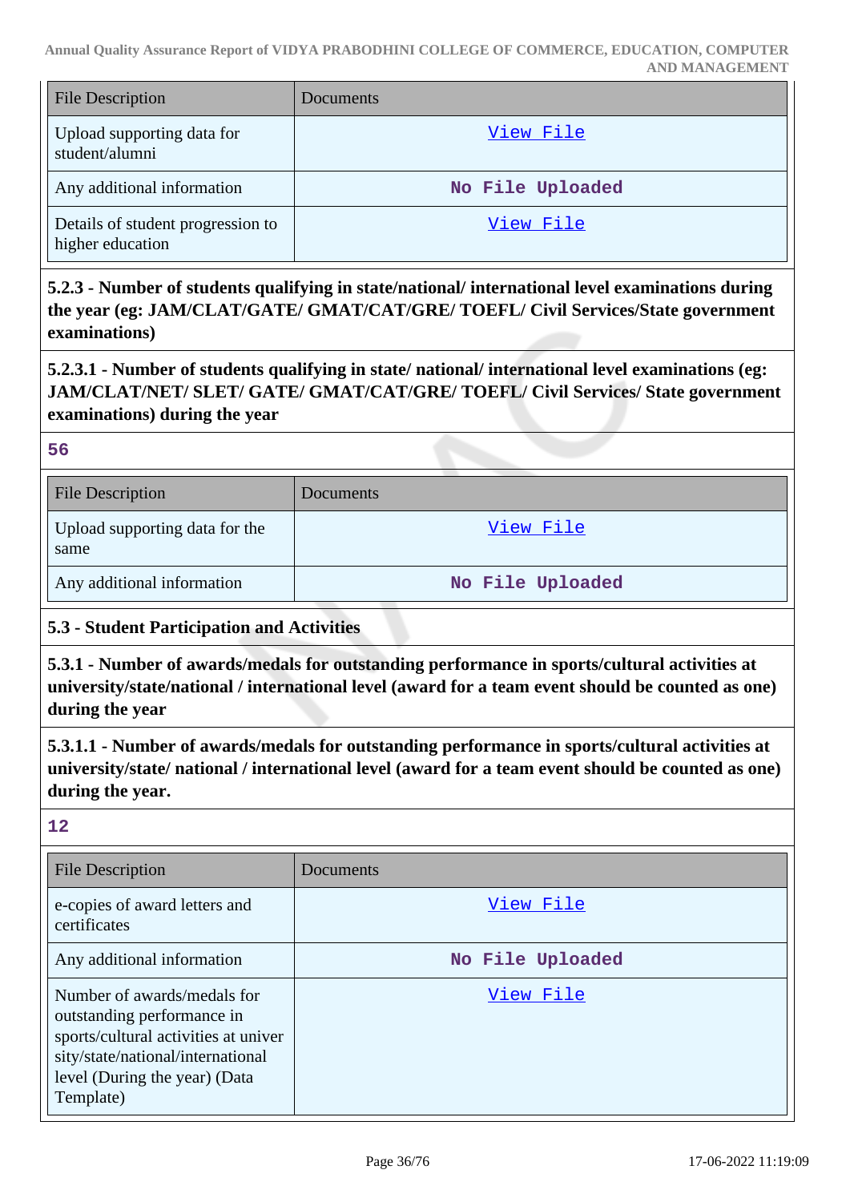| File Description | Documents |
|---|---|
| Upload supporting data for student/alumni | View File |
| Any additional information | No File Uploaded |
| Details of student progression to higher education | View File |

**5.2.3 - Number of students qualifying in state/national/ international level examinations during the year (eg: JAM/CLAT/GATE/ GMAT/CAT/GRE/ TOEFL/ Civil Services/State government examinations)**

**5.2.3.1 - Number of students qualifying in state/ national/ international level examinations (eg: JAM/CLAT/NET/ SLET/ GATE/ GMAT/CAT/GRE/ TOEFL/ Civil Services/ State government examinations) during the year**

**56**

| File Description | Documents |
|---|---|
| Upload supporting data for the same | View File |
| Any additional information | No File Uploaded |

**5.3 - Student Participation and Activities**

**5.3.1 - Number of awards/medals for outstanding performance in sports/cultural activities at university/state/national / international level (award for a team event should be counted as one) during the year**

**5.3.1.1 - Number of awards/medals for outstanding performance in sports/cultural activities at university/state/ national / international level (award for a team event should be counted as one) during the year.**

**12**

| File Description | Documents |
|---|---|
| e-copies of award letters and certificates | View File |
| Any additional information | No File Uploaded |
| Number of awards/medals for outstanding performance in sports/cultural activities at university/state/national/international level (During the year) (Data Template) | View File |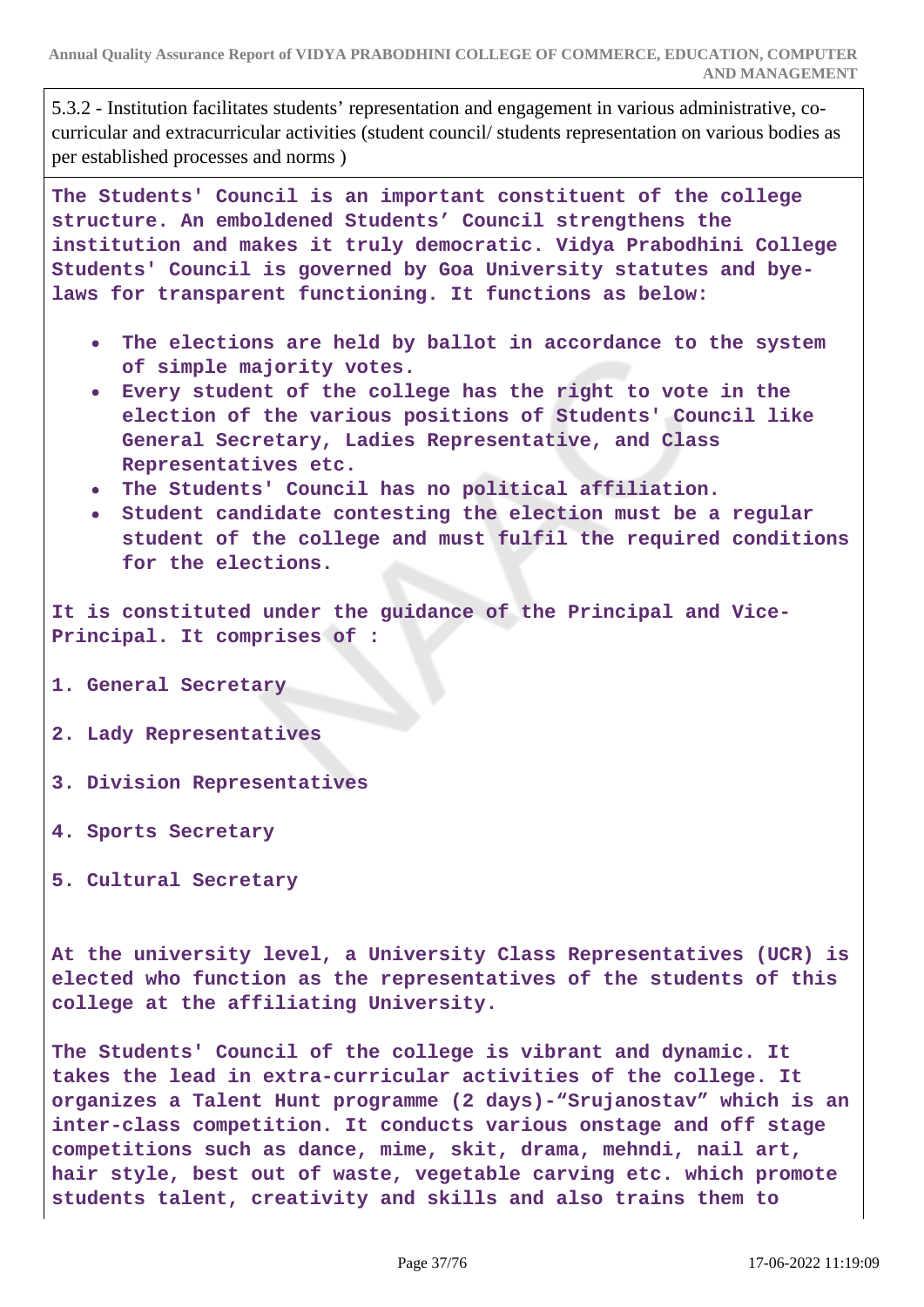5.3.2 - Institution facilitates students' representation and engagement in various administrative, co-curricular and extracurricular activities (student council/ students representation on various bodies as per established processes and norms )

**The Students' Council is an important constituent of the college structure. An emboldened Students' Council strengthens the institution and makes it truly democratic. Vidya Prabodhini College Students' Council is governed by Goa University statutes and bye-laws for transparent functioning. It functions as below:**

- **The elections are held by ballot in accordance to the system of simple majority votes.**
- **Every student of the college has the right to vote in the election of the various positions of Students' Council like General Secretary, Ladies Representative, and Class Representatives etc.**
- **The Students' Council has no political affiliation.**
- **Student candidate contesting the election must be a regular student of the college and must fulfil the required conditions for the elections.**

**It is constituted under the guidance of the Principal and Vice-Principal. It comprises of :**

1. **General Secretary**
2. **Lady Representatives**
3. **Division Representatives**
4. **Sports Secretary**
5. **Cultural Secretary**

**At the university level, a University Class Representatives (UCR) is elected who function as the representatives of the students of this college at the affiliating University.**

**The Students' Council of the college is vibrant and dynamic. It takes the lead in extra-curricular activities of the college. It organizes a Talent Hunt programme (2 days)-"Srujanostav" which is an inter-class competition. It conducts various onstage and off stage competitions such as dance, mime, skit, drama, mehndi, nail art, hair style, best out of waste, vegetable carving etc. which promote students talent, creativity and skills and also trains them to**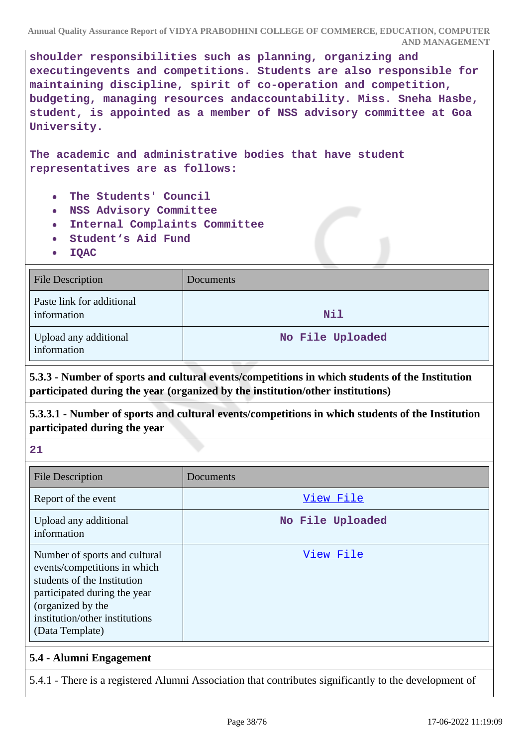shoulder responsibilities such as planning, organizing and executingevents and competitions. Students are also responsible for maintaining discipline, spirit of co-operation and competition, budgeting, managing resources andaccountability. Miss. Sneha Hasbe, student, is appointed as a member of NSS advisory committee at Goa University.

The academic and administrative bodies that have student representatives are as follows:

- The Students' Council
- NSS Advisory Committee
- Internal Complaints Committee
- Student's Aid Fund
- IQAC

| File Description | Documents |
|---|---|
| Paste link for additional information | Nil |
| Upload any additional information | No File Uploaded |

**5.3.3 - Number of sports and cultural events/competitions in which students of the Institution participated during the year (organized by the institution/other institutions)**

**5.3.3.1 - Number of sports and cultural events/competitions in which students of the Institution participated during the year**

21

| File Description | Documents |
|---|---|
| Report of the event | View File |
| Upload any additional information | No File Uploaded |
| Number of sports and cultural events/competitions in which students of the Institution participated during the year (organized by the institution/other institutions) (Data Template) | View File |

**5.4 - Alumni Engagement**

5.4.1 - There is a registered Alumni Association that contributes significantly to the development of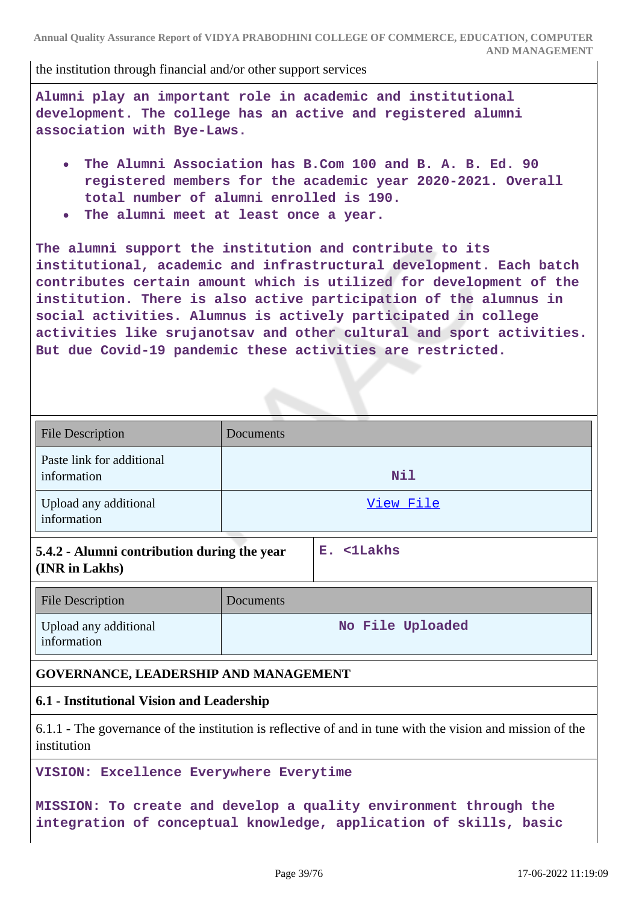the institution through financial and/or other support services

**Alumni play an important role in academic and institutional development. The college has an active and registered alumni association with Bye-Laws.**

- **The Alumni Association has B.Com 100 and B. A. B. Ed. 90 registered members for the academic year 2020-2021. Overall total number of alumni enrolled is 190.**
- **The alumni meet at least once a year.**

**The alumni support the institution and contribute to its institutional, academic and infrastructural development. Each batch contributes certain amount which is utilized for development of the institution. There is also active participation of the alumnus in social activities. Alumnus is actively participated in college activities like srujanotsav and other cultural and sport activities. But due Covid-19 pandemic these activities are restricted.**

| File Description | Documents |
|---|---|
| Paste link for additional information | Nil |
| Upload any additional information | View File |

| 5.4.2 - Alumni contribution during the year (INR in Lakhs) | E. <1Lakhs |
|---|---|

| File Description | Documents |
|---|---|
| Upload any additional information | No File Uploaded |

## GOVERNANCE, LEADERSHIP AND MANAGEMENT

### 6.1 - Institutional Vision and Leadership

6.1.1 - The governance of the institution is reflective of and in tune with the vision and mission of the institution

**VISION: Excellence Everywhere Everytime**

**MISSION: To create and develop a quality environment through the integration of conceptual knowledge, application of skills, basic**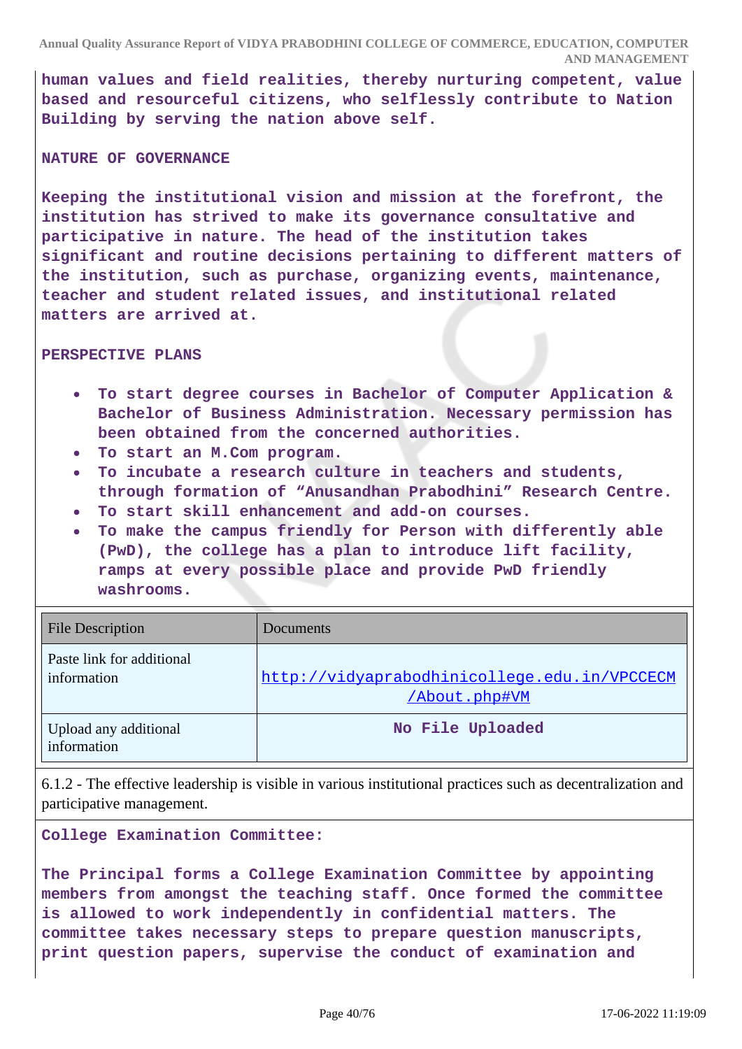**human values and field realities, thereby nurturing competent, value based and resourceful citizens, who selflessly contribute to Nation Building by serving the nation above self.**

**NATURE OF GOVERNANCE**

**Keeping the institutional vision and mission at the forefront, the institution has strived to make its governance consultative and participative in nature. The head of the institution takes significant and routine decisions pertaining to different matters of the institution, such as purchase, organizing events, maintenance, teacher and student related issues, and institutional related matters are arrived at.**

**PERSPECTIVE PLANS**

- **To start degree courses in Bachelor of Computer Application & Bachelor of Business Administration. Necessary permission has been obtained from the concerned authorities.**
- **To start an M.Com program.**
- **To incubate a research culture in teachers and students, through formation of "Anusandhan Prabodhini" Research Centre.**
- **To start skill enhancement and add-on courses.**
- **To make the campus friendly for Person with differently able (PwD), the college has a plan to introduce lift facility, ramps at every possible place and provide PwD friendly washrooms.**

| File Description | Documents |
| --- | --- |
| Paste link for additional information | http://vidyaprabodhinicollege.edu.in/VPCCECM/About.php#VM |
| Upload any additional information | **No File Uploaded** |

6.1.2 - The effective leadership is visible in various institutional practices such as decentralization and participative management.

**College Examination Committee:**

**The Principal forms a College Examination Committee by appointing members from amongst the teaching staff. Once formed the committee is allowed to work independently in confidential matters. The committee takes necessary steps to prepare question manuscripts, print question papers, supervise the conduct of examination and**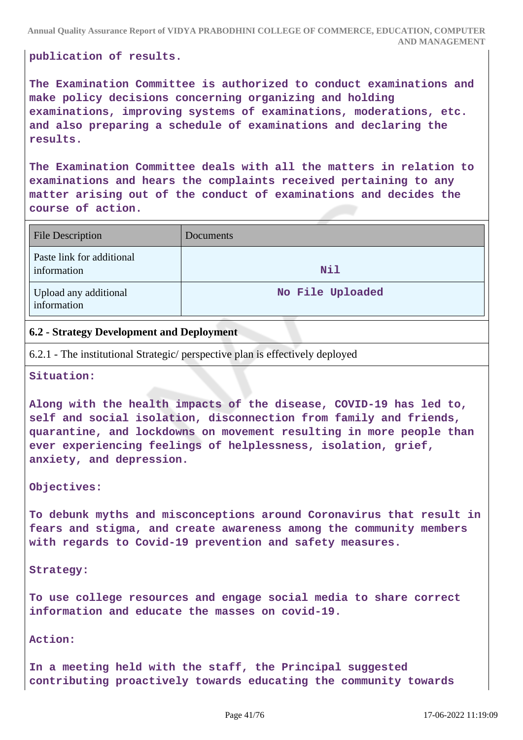**publication of results.**

**The Examination Committee is authorized to conduct examinations and make policy decisions concerning organizing and holding examinations, improving systems of examinations, moderations, etc. and also preparing a schedule of examinations and declaring the results.**

**The Examination Committee deals with all the matters in relation to examinations and hears the complaints received pertaining to any matter arising out of the conduct of examinations and decides the course of action.**

| File Description | Documents |
|---|---|
| Paste link for additional information | **Nil** |
| Upload any additional information | **No File Uploaded** |

**6.2 - Strategy Development and Deployment**

6.2.1 - The institutional Strategic/ perspective plan is effectively deployed

**Situation:**

**Along with the health impacts of the disease, COVID-19 has led to, self and social isolation, disconnection from family and friends, quarantine, and lockdowns on movement resulting in more people than ever experiencing feelings of helplessness, isolation, grief, anxiety, and depression.**

**Objectives:**

**To debunk myths and misconceptions around Coronavirus that result in fears and stigma, and create awareness among the community members with regards to Covid-19 prevention and safety measures.**

**Strategy:**

**To use college resources and engage social media to share correct information and educate the masses on covid-19.**

**Action:**

**In a meeting held with the staff, the Principal suggested contributing proactively towards educating the community towards**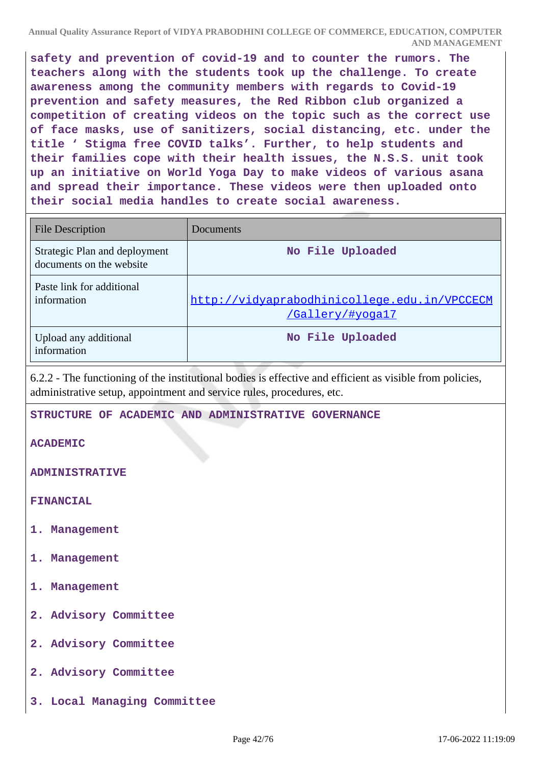**safety and prevention of covid-19 and to counter the rumors. The teachers along with the students took up the challenge. To create awareness among the community members with regards to Covid-19 prevention and safety measures, the Red Ribbon club organized a competition of creating videos on the topic such as the correct use of face masks, use of sanitizers, social distancing, etc. under the title ' Stigma free COVID talks'. Further, to help students and their families cope with their health issues, the N.S.S. unit took up an initiative on World Yoga Day to make videos of various asana and spread their importance. These videos were then uploaded onto their social media handles to create social awareness.**

| File Description | Documents |
|---|---|
| Strategic Plan and deployment documents on the website | No File Uploaded |
| Paste link for additional information | http://vidyaprabodhinicollege.edu.in/VPCCECM/Gallery/#yoga17 |
| Upload any additional information | No File Uploaded |

6.2.2 - The functioning of the institutional bodies is effective and efficient as visible from policies, administrative setup, appointment and service rules, procedures, etc.

**STRUCTURE OF ACADEMIC AND ADMINISTRATIVE GOVERNANCE**

**ACADEMIC**

**ADMINISTRATIVE**

**FINANCIAL**

**1. Management**

**1. Management**

**1. Management**

**2. Advisory Committee**

**2. Advisory Committee**

**2. Advisory Committee**

**3. Local Managing Committee**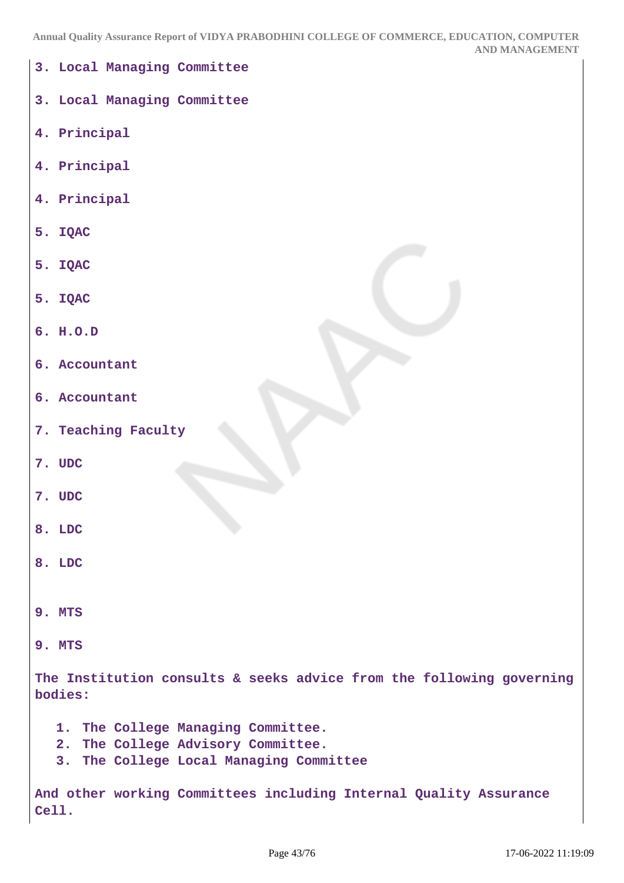**3. Local Managing Committee**

**3. Local Managing Committee**

**4. Principal**

**4. Principal**

**4. Principal**

**5. IQAC**

**5. IQAC**

**5. IQAC**

**6. H.O.D**

**6. Accountant**

**6. Accountant**

**7. Teaching Faculty**

**7. UDC**

**7. UDC**

**8. LDC**

**8. LDC**

**9. MTS**

**9. MTS**

**The Institution consults & seeks advice from the following governing bodies:**

1. **The College Managing Committee.**
2. **The College Advisory Committee.**
3. **The College Local Managing Committee**

**And other working Committees including Internal Quality Assurance Cell.**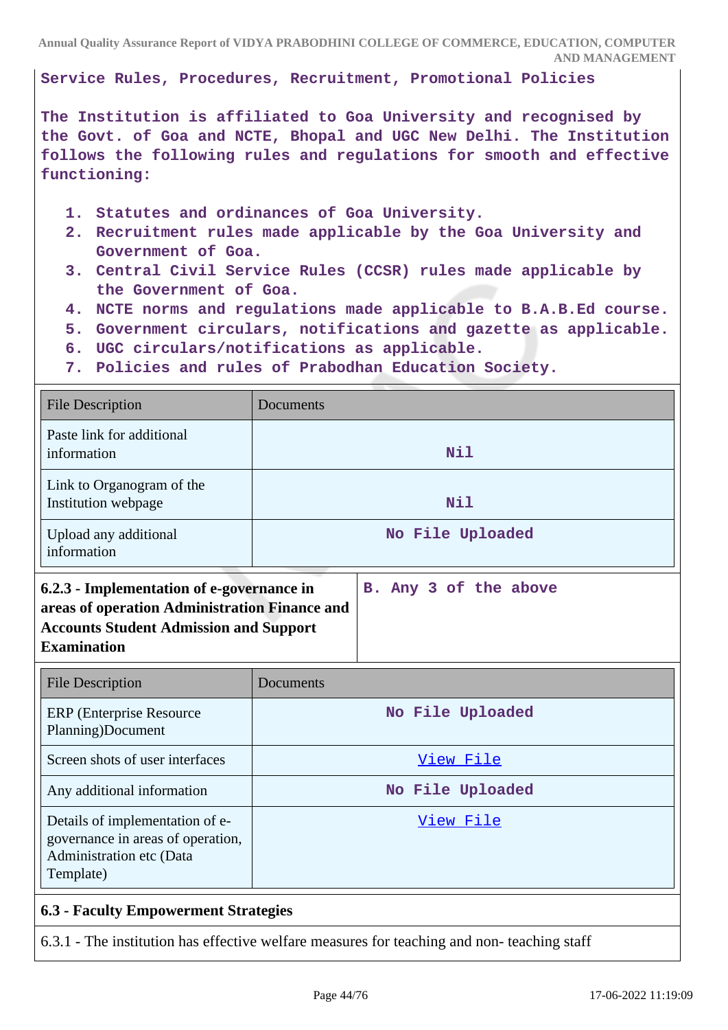**Service Rules, Procedures, Recruitment, Promotional Policies**

**The Institution is affiliated to Goa University and recognised by the Govt. of Goa and NCTE, Bhopal and UGC New Delhi. The Institution follows the following rules and regulations for smooth and effective functioning:**

1. **Statutes and ordinances of Goa University.**
2. **Recruitment rules made applicable by the Goa University and Government of Goa.**
3. **Central Civil Service Rules (CCSR) rules made applicable by the Government of Goa.**
4. **NCTE norms and regulations made applicable to B.A.B.Ed course.**
5. **Government circulars, notifications and gazette as applicable.**
6. **UGC circulars/notifications as applicable.**
7. **Policies and rules of Prabodhan Education Society.**

| File Description | Documents |
|---|---|
| Paste link for additional information | Nil |
| Link to Organogram of the Institution webpage | Nil |
| Upload any additional information | No File Uploaded |

| **6.2.3 - Implementation of e-governance in areas of operation Administration Finance and Accounts Student Admission and Support Examination** | B. Any 3 of the above |
|---|---|

| File Description | Documents |
|---|---|
| ERP (Enterprise Resource Planning)Document | No File Uploaded |
| Screen shots of user interfaces | View File |
| Any additional information | No File Uploaded |
| Details of implementation of e-governance in areas of operation, Administration etc (Data Template) | View File |

**6.3 - Faculty Empowerment Strategies**

6.3.1 - The institution has effective welfare measures for teaching and non- teaching staff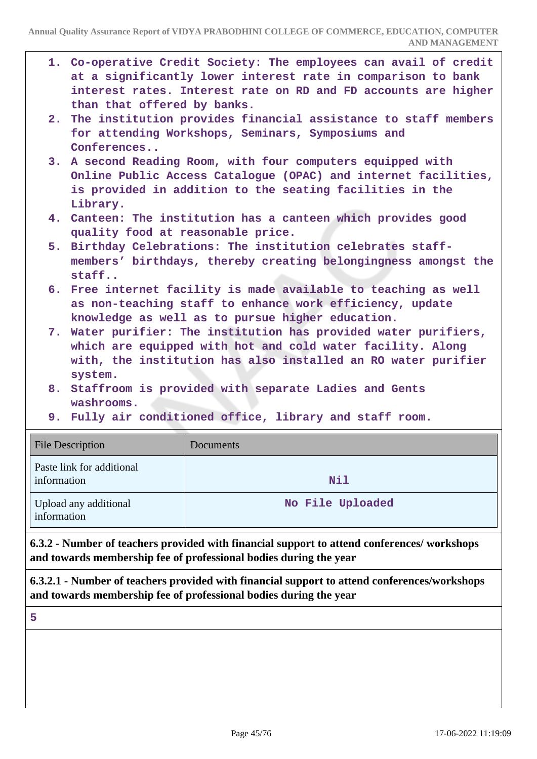1. Co-operative Credit Society: The employees can avail of credit at a significantly lower interest rate in comparison to bank interest rates. Interest rate on RD and FD accounts are higher than that offered by banks.
2. The institution provides financial assistance to staff members for attending Workshops, Seminars, Symposiums and Conferences..
3. A second Reading Room, with four computers equipped with Online Public Access Catalogue (OPAC) and internet facilities, is provided in addition to the seating facilities in the Library.
4. Canteen: The institution has a canteen which provides good quality food at reasonable price.
5. Birthday Celebrations: The institution celebrates staff-members' birthdays, thereby creating belongingness amongst the staff..
6. Free internet facility is made available to teaching as well as non-teaching staff to enhance work efficiency, update knowledge as well as to pursue higher education.
7. Water purifier: The institution has provided water purifiers, which are equipped with hot and cold water facility. Along with, the institution has also installed an RO water purifier system.
8. Staffroom is provided with separate Ladies and Gents washrooms.
9. Fully air conditioned office, library and staff room.

| File Description | Documents |
|---|---|
| Paste link for additional information | Nil |
| Upload any additional information | No File Uploaded |

**6.3.2 - Number of teachers provided with financial support to attend conferences/ workshops and towards membership fee of professional bodies during the year**

**6.3.2.1 - Number of teachers provided with financial support to attend conferences/workshops and towards membership fee of professional bodies during the year**

5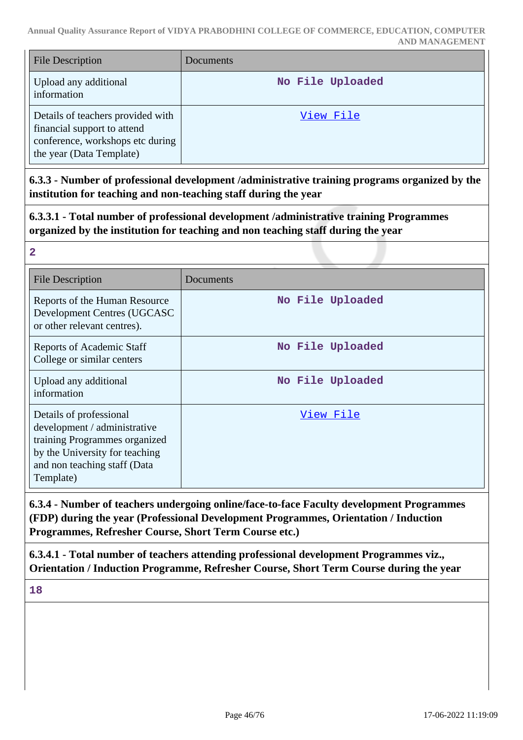| File Description | Documents |
|---|---|
| Upload any additional information | No File Uploaded |
| Details of teachers provided with financial support to attend conference, workshops etc during the year (Data Template) | View File |

**6.3.3 - Number of professional development /administrative training programs organized by the institution for teaching and non-teaching staff during the year**

**6.3.3.1 - Total number of professional development /administrative training Programmes organized by the institution for teaching and non teaching staff during the year**

**2**

| File Description | Documents |
|---|---|
| Reports of the Human Resource Development Centres (UGCASC or other relevant centres). | No File Uploaded |
| Reports of Academic Staff College or similar centers | No File Uploaded |
| Upload any additional information | No File Uploaded |
| Details of professional development / administrative training Programmes organized by the University for teaching and non teaching staff (Data Template) | View File |

**6.3.4 - Number of teachers undergoing online/face-to-face Faculty development Programmes (FDP) during the year (Professional Development Programmes, Orientation / Induction Programmes, Refresher Course, Short Term Course etc.)**

**6.3.4.1 - Total number of teachers attending professional development Programmes viz., Orientation / Induction Programme, Refresher Course, Short Term Course during the year**

**18**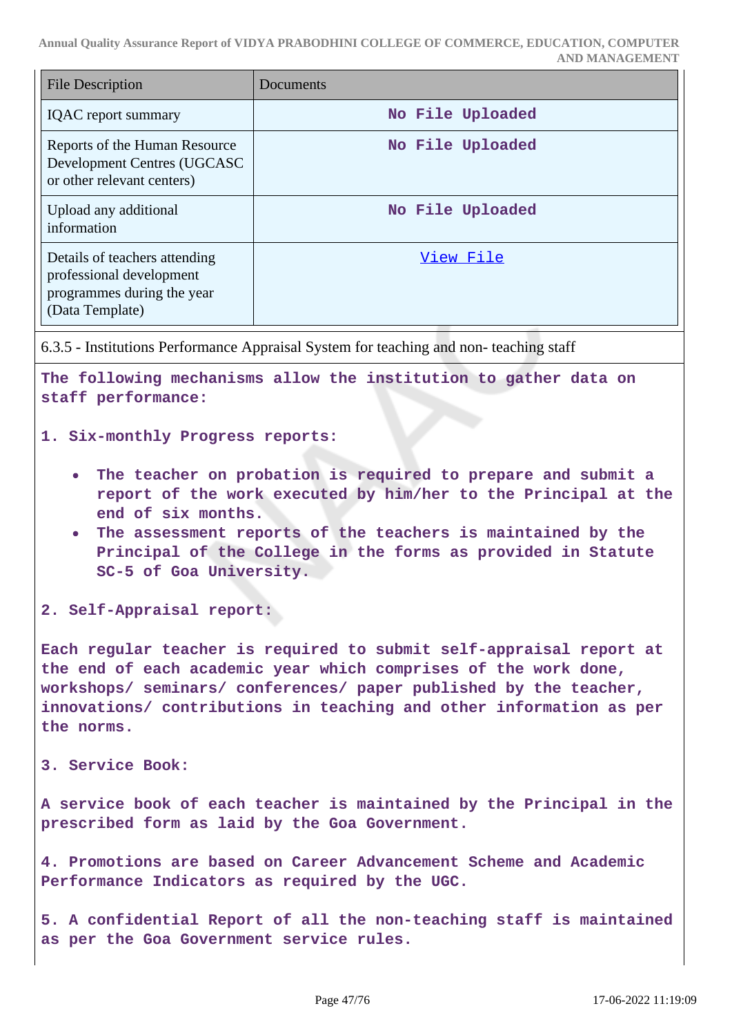| File Description | Documents |
| --- | --- |
| IQAC report summary | No File Uploaded |
| Reports of the Human Resource Development Centres (UGCASC or other relevant centers) | No File Uploaded |
| Upload any additional information | No File Uploaded |
| Details of teachers attending professional development programmes during the year (Data Template) | View File |

6.3.5 - Institutions Performance Appraisal System for teaching and non- teaching staff

**The following mechanisms allow the institution to gather data on staff performance:**

**1. Six-monthly Progress reports:**

- **The teacher on probation is required to prepare and submit a report of the work executed by him/her to the Principal at the end of six months.**
- **The assessment reports of the teachers is maintained by the Principal of the College in the forms as provided in Statute SC-5 of Goa University.**

**2. Self-Appraisal report:**

**Each regular teacher is required to submit self-appraisal report at the end of each academic year which comprises of the work done, workshops/ seminars/ conferences/ paper published by the teacher, innovations/ contributions in teaching and other information as per the norms.**

**3. Service Book:**

**A service book of each teacher is maintained by the Principal in the prescribed form as laid by the Goa Government.**

**4. Promotions are based on Career Advancement Scheme and Academic Performance Indicators as required by the UGC.**

**5. A confidential Report of all the non-teaching staff is maintained as per the Goa Government service rules.**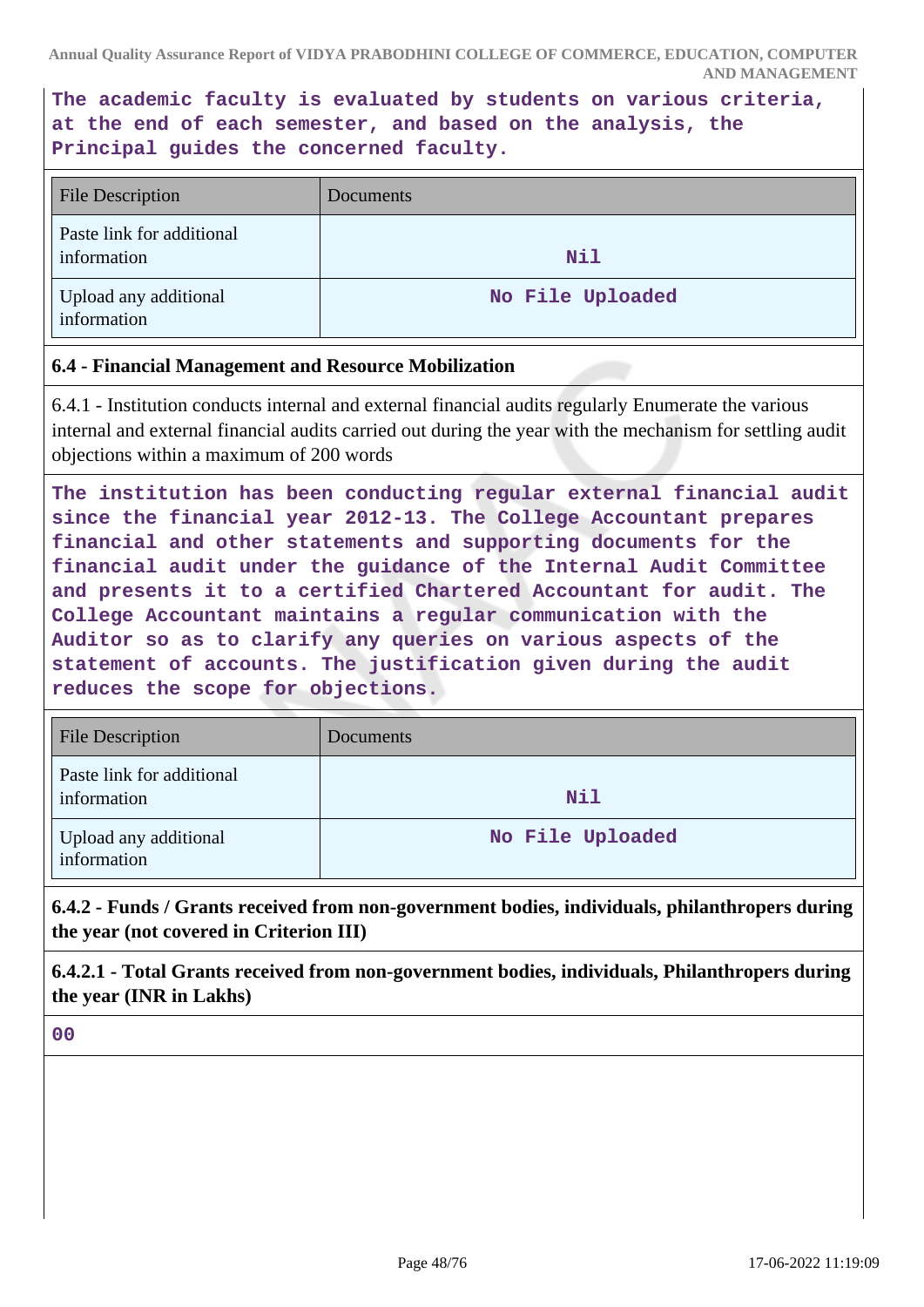**The academic faculty is evaluated by students on various criteria, at the end of each semester, and based on the analysis, the Principal guides the concerned faculty.**

| File Description | Documents |
|---|---|
| Paste link for additional information | Nil |
| Upload any additional information | No File Uploaded |

**6.4 - Financial Management and Resource Mobilization**

6.4.1 - Institution conducts internal and external financial audits regularly Enumerate the various internal and external financial audits carried out during the year with the mechanism for settling audit objections within a maximum of 200 words

**The institution has been conducting regular external financial audit since the financial year 2012-13. The College Accountant prepares financial and other statements and supporting documents for the financial audit under the guidance of the Internal Audit Committee and presents it to a certified Chartered Accountant for audit. The College Accountant maintains a regular communication with the Auditor so as to clarify any queries on various aspects of the statement of accounts. The justification given during the audit reduces the scope for objections.**

| File Description | Documents |
|---|---|
| Paste link for additional information | Nil |
| Upload any additional information | No File Uploaded |

**6.4.2 - Funds / Grants received from non-government bodies, individuals, philanthropers during the year (not covered in Criterion III)**

**6.4.2.1 - Total Grants received from non-government bodies, individuals, Philanthropers during the year (INR in Lakhs)**

**00**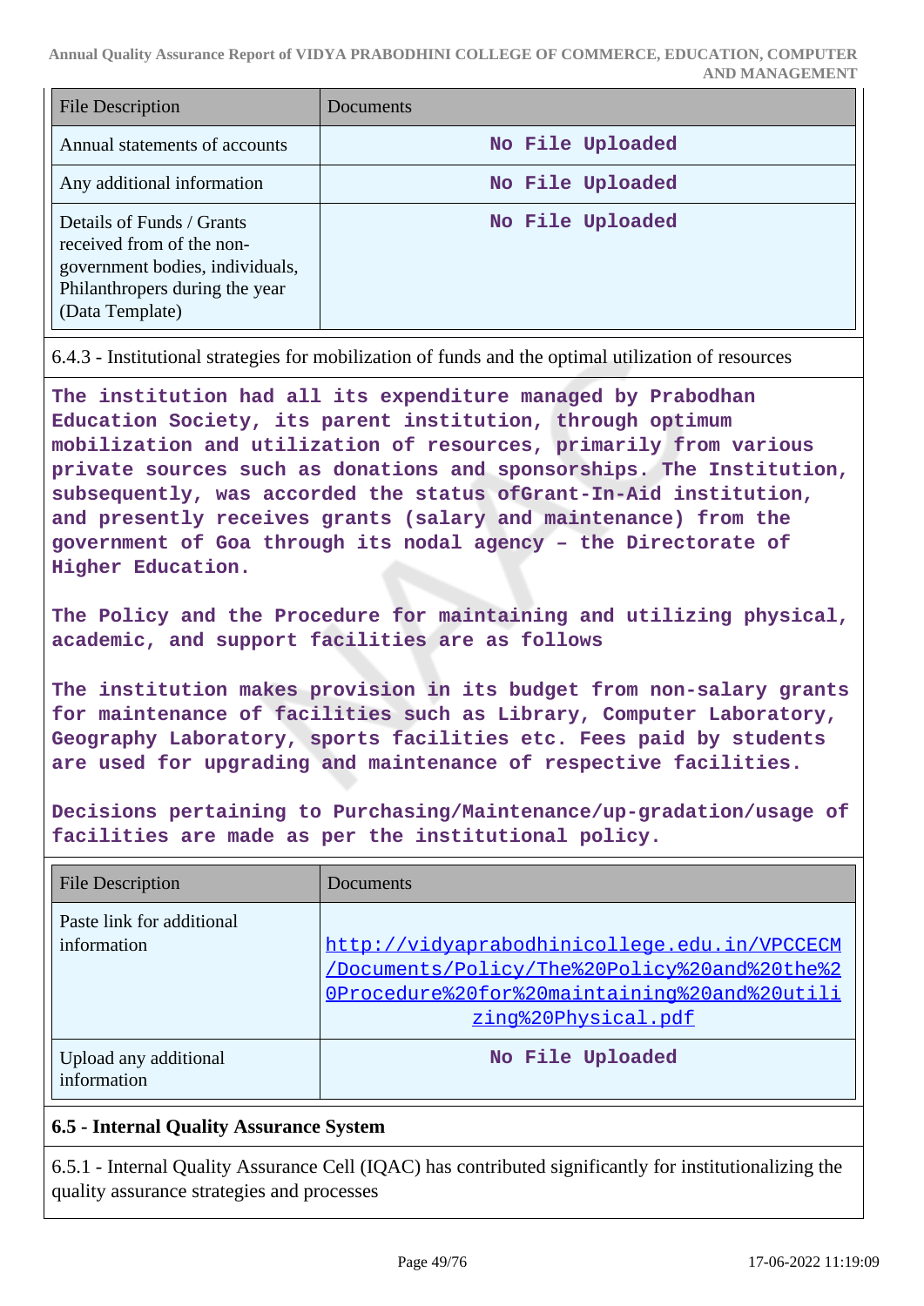| File Description | Documents |
|---|---|
| Annual statements of accounts | No File Uploaded |
| Any additional information | No File Uploaded |
| Details of Funds / Grants received from of the non-government bodies, individuals, Philanthropers during the year (Data Template) | No File Uploaded |

6.4.3 - Institutional strategies for mobilization of funds and the optimal utilization of resources

**The institution had all its expenditure managed by Prabodhan Education Society, its parent institution, through optimum mobilization and utilization of resources, primarily from various private sources such as donations and sponsorships. The Institution, subsequently, was accorded the status ofGrant-In-Aid institution, and presently receives grants (salary and maintenance) from the government of Goa through its nodal agency – the Directorate of Higher Education.**

**The Policy and the Procedure for maintaining and utilizing physical, academic, and support facilities are as follows**

**The institution makes provision in its budget from non-salary grants for maintenance of facilities such as Library, Computer Laboratory, Geography Laboratory, sports facilities etc. Fees paid by students are used for upgrading and maintenance of respective facilities.**

**Decisions pertaining to Purchasing/Maintenance/up-gradation/usage of facilities are made as per the institutional policy.**

| File Description | Documents |
|---|---|
| Paste link for additional information | http://vidyaprabodhinicollege.edu.in/VPCCECM/Documents/Policy/The%20Policy%20and%20the%20Procedure%20for%20maintaining%20and%20utilizing%20Physical.pdf |
| Upload any additional information | No File Uploaded |

**6.5 - Internal Quality Assurance System**

6.5.1 - Internal Quality Assurance Cell (IQAC) has contributed significantly for institutionalizing the quality assurance strategies and processes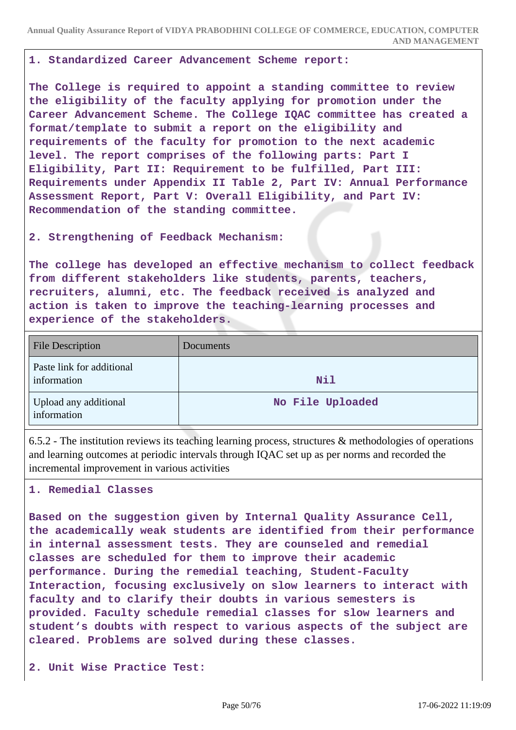**1. Standardized Career Advancement Scheme report:**

**The College is required to appoint a standing committee to review the eligibility of the faculty applying for promotion under the Career Advancement Scheme. The College IQAC committee has created a format/template to submit a report on the eligibility and requirements of the faculty for promotion to the next academic level. The report comprises of the following parts: Part I Eligibility, Part II: Requirement to be fulfilled, Part III: Requirements under Appendix II Table 2, Part IV: Annual Performance Assessment Report, Part V: Overall Eligibility, and Part IV: Recommendation of the standing committee.**

**2. Strengthening of Feedback Mechanism:**

**The college has developed an effective mechanism to collect feedback from different stakeholders like students, parents, teachers, recruiters, alumni, etc. The feedback received is analyzed and action is taken to improve the teaching-learning processes and experience of the stakeholders.**

| File Description | Documents |
|---|---|
| Paste link for additional information | **Nil** |
| Upload any additional information | **No File Uploaded** |

6.5.2 - The institution reviews its teaching learning process, structures & methodologies of operations and learning outcomes at periodic intervals through IQAC set up as per norms and recorded the incremental improvement in various activities

**1. Remedial Classes**

**Based on the suggestion given by Internal Quality Assurance Cell, the academically weak students are identified from their performance in internal assessment tests. They are counseled and remedial classes are scheduled for them to improve their academic performance. During the remedial teaching, Student-Faculty Interaction, focusing exclusively on slow learners to interact with faculty and to clarify their doubts in various semesters is provided. Faculty schedule remedial classes for slow learners and student's doubts with respect to various aspects of the subject are cleared. Problems are solved during these classes.**

**2. Unit Wise Practice Test:**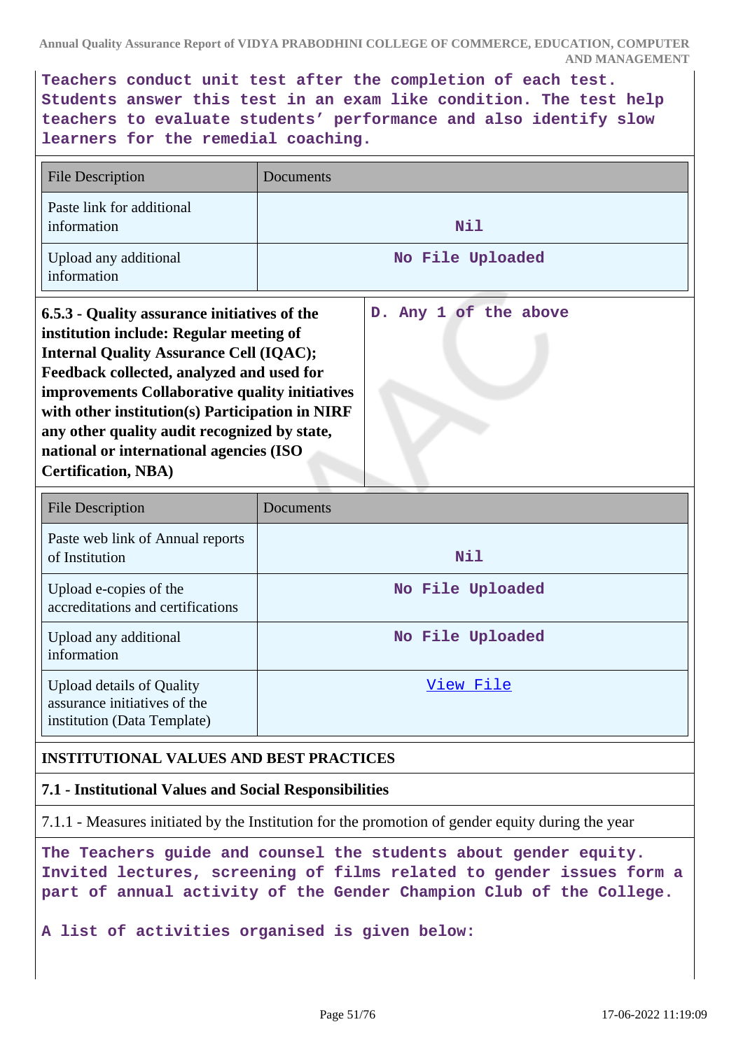Teachers conduct unit test after the completion of each test. Students answer this test in an exam like condition. The test help teachers to evaluate students' performance and also identify slow learners for the remedial coaching.

| File Description | Documents |
|---|---|
| Paste link for additional information | Nil |
| Upload any additional information | No File Uploaded |

| **6.5.3 - Quality assurance initiatives of the institution include: Regular meeting of Internal Quality Assurance Cell (IQAC); Feedback collected, analyzed and used for improvements Collaborative quality initiatives with other institution(s) Participation in NIRF any other quality audit recognized by state, national or international agencies (ISO Certification, NBA)** | D. Any 1 of the above |
|---|---|

| File Description | Documents |
|---|---|
| Paste web link of Annual reports of Institution | Nil |
| Upload e-copies of the accreditations and certifications | No File Uploaded |
| Upload any additional information | No File Uploaded |
| Upload details of Quality assurance initiatives of the institution (Data Template) | View File |

**INSTITUTIONAL VALUES AND BEST PRACTICES**

**7.1 - Institutional Values and Social Responsibilities**

7.1.1 - Measures initiated by the Institution for the promotion of gender equity during the year

The Teachers guide and counsel the students about gender equity. Invited lectures, screening of films related to gender issues form a part of annual activity of the Gender Champion Club of the College.

A list of activities organised is given below: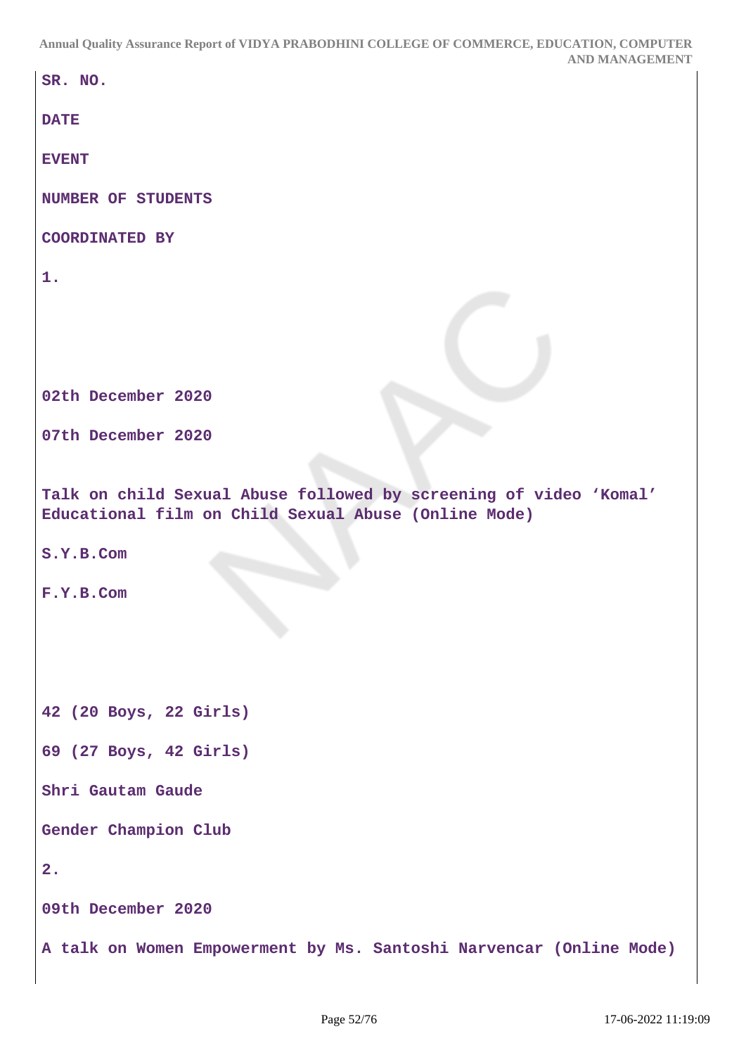| SR. NO. | DATE | EVENT | NUMBER OF STUDENTS | COORDINATED BY |
|---|---|---|---|---|
| 1. | 02th December 2020<br>07th December 2020 | Talk on child Sexual Abuse followed by screening of video 'Komal' Educational film on Child Sexual Abuse (Online Mode)<br>S.Y.B.Com<br>F.Y.B.Com | 42 (20 Boys, 22 Girls)<br>69 (27 Boys, 42 Girls) | Shri Gautam Gaude<br>Gender Champion Club |
| 2. | 09th December 2020 | A talk on Women Empowerment by Ms. Santoshi Narvencar (Online Mode) | | |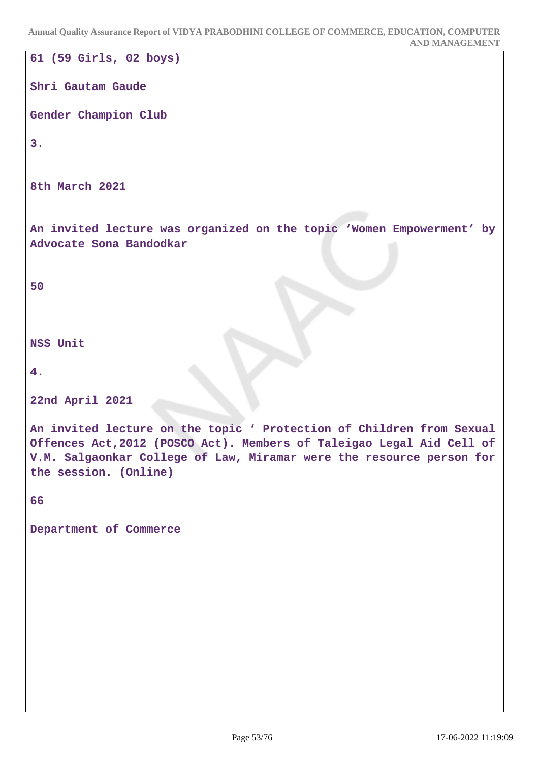**61 (59 Girls, 02 boys)**

**Shri Gautam Gaude**

**Gender Champion Club**

**3.**

**8th March 2021**

**An invited lecture was organized on the topic 'Women Empowerment' by Advocate Sona Bandodkar**

**50**

**NSS Unit**

**4.**

**22nd April 2021**

**An invited lecture on the topic ' Protection of Children from Sexual Offences Act,2012 (POSCO Act). Members of Taleigao Legal Aid Cell of V.M. Salgaonkar College of Law, Miramar were the resource person for the session. (Online)**

**66**

**Department of Commerce**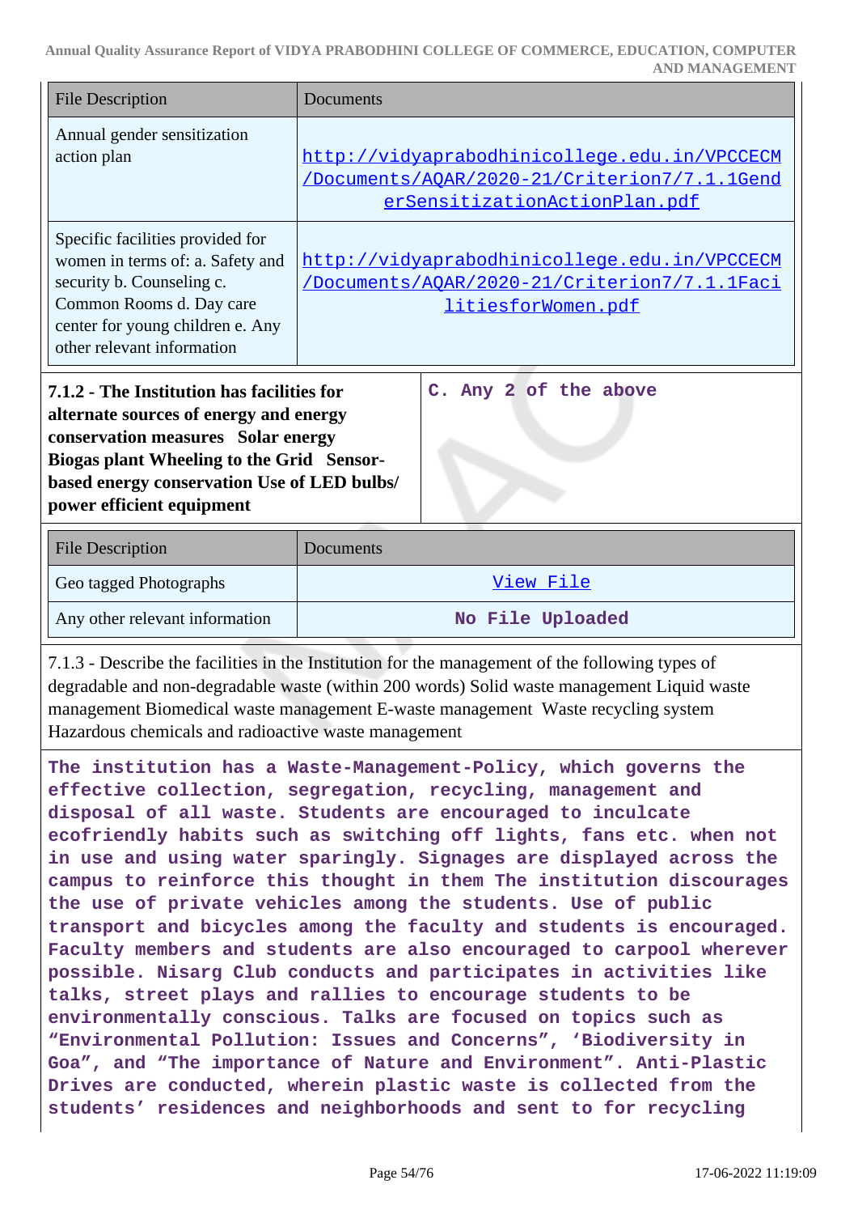| File Description | Documents |
|---|---|
| Annual gender sensitization action plan | http://vidyaprabodhinicollege.edu.in/VPCCECM/Documents/AQAR/2020-21/Criterion7/7.1.1GenderSensitizationActionPlan.pdf |
| Specific facilities provided for women in terms of: a. Safety and security b. Counseling c. Common Rooms d. Day care center for young children e. Any other relevant information | http://vidyaprabodhinicollege.edu.in/VPCCECM/Documents/AQAR/2020-21/Criterion7/7.1.1FacilitiesforWomen.pdf |

| **7.1.2 - The Institution has facilities for alternate sources of energy and energy conservation measures Solar energy Biogas plant Wheeling to the Grid Sensor-based energy conservation Use of LED bulbs/ power efficient equipment** | **C. Any 2 of the above** |
|---|---|

| File Description | Documents |
|---|---|
| Geo tagged Photographs | View File |
| Any other relevant information | **No File Uploaded** |

7.1.3 - Describe the facilities in the Institution for the management of the following types of degradable and non-degradable waste (within 200 words) Solid waste management Liquid waste management Biomedical waste management E-waste management Waste recycling system Hazardous chemicals and radioactive waste management

**The institution has a Waste-Management-Policy, which governs the effective collection, segregation, recycling, management and disposal of all waste. Students are encouraged to inculcate ecofriendly habits such as switching off lights, fans etc. when not in use and using water sparingly. Signages are displayed across the campus to reinforce this thought in them The institution discourages the use of private vehicles among the students. Use of public transport and bicycles among the faculty and students is encouraged. Faculty members and students are also encouraged to carpool wherever possible. Nisarg Club conducts and participates in activities like talks, street plays and rallies to encourage students to be environmentally conscious. Talks are focused on topics such as "Environmental Pollution: Issues and Concerns", 'Biodiversity in Goa", and "The importance of Nature and Environment". Anti-Plastic Drives are conducted, wherein plastic waste is collected from the students' residences and neighborhoods and sent to for recycling**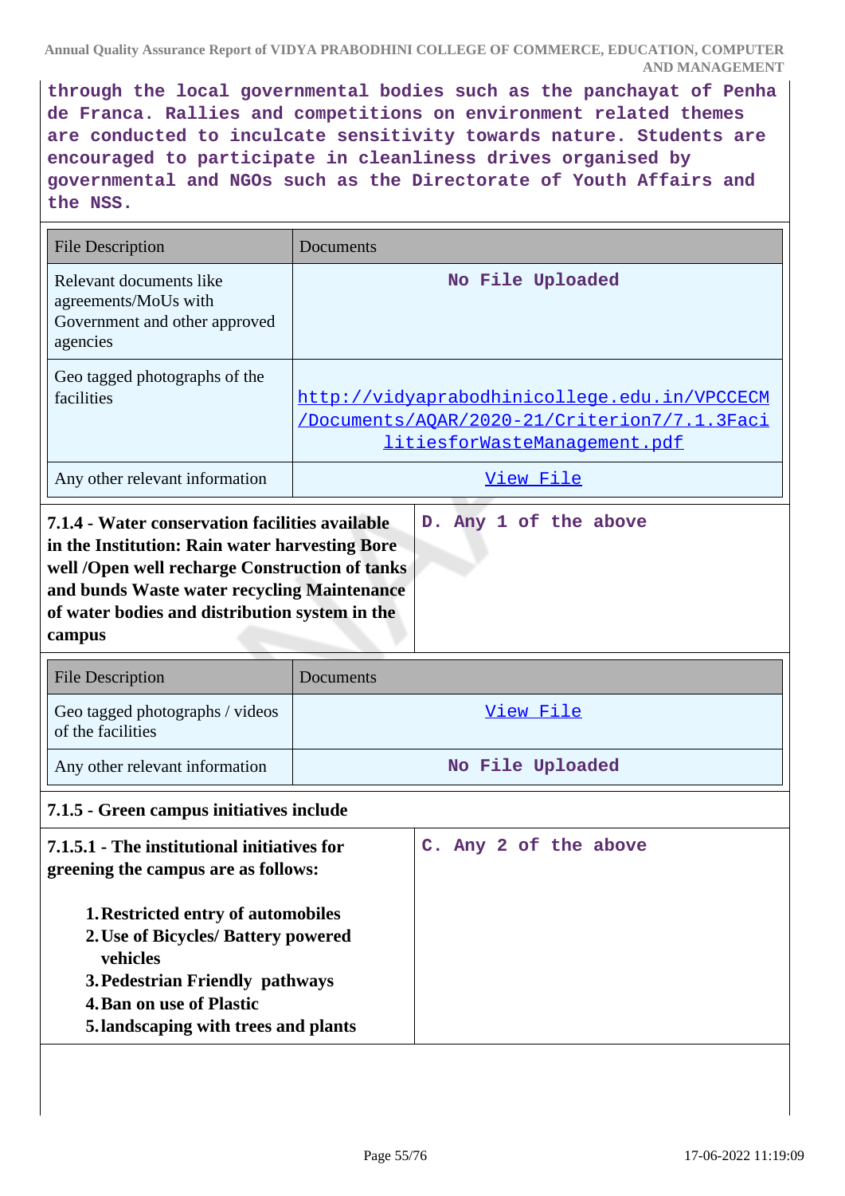through the local governmental bodies such as the panchayat of Penha de Franca. Rallies and competitions on environment related themes are conducted to inculcate sensitivity towards nature. Students are encouraged to participate in cleanliness drives organised by governmental and NGOs such as the Directorate of Youth Affairs and the NSS.

| File Description | Documents |
| --- | --- |
| Relevant documents like agreements/MoUs with Government and other approved agencies | No File Uploaded |
| Geo tagged photographs of the facilities | http://vidyaprabodhinicollege.edu.in/VPCCECM/Documents/AQAR/2020-21/Criterion7/7.1.3FacilitiesforWasteManagement.pdf |
| Any other relevant information | View File |

| **7.1.4 - Water conservation facilities available in the Institution: Rain water harvesting Bore well /Open well recharge Construction of tanks and bunds Waste water recycling Maintenance of water bodies and distribution system in the campus** | D. Any 1 of the above |
| --- | --- |

| File Description | Documents |
| --- | --- |
| Geo tagged photographs / videos of the facilities | View File |
| Any other relevant information | No File Uploaded |

**7.1.5 - Green campus initiatives include**

| **7.1.5.1 - The institutional initiatives for greening the campus are as follows:**<br><br>1. **Restricted entry of automobiles**<br>2. **Use of Bicycles/ Battery powered vehicles**<br>3. **Pedestrian Friendly pathways**<br>4. **Ban on use of Plastic**<br>5. **landscaping with trees and plants** | C. Any 2 of the above |
| --- | --- |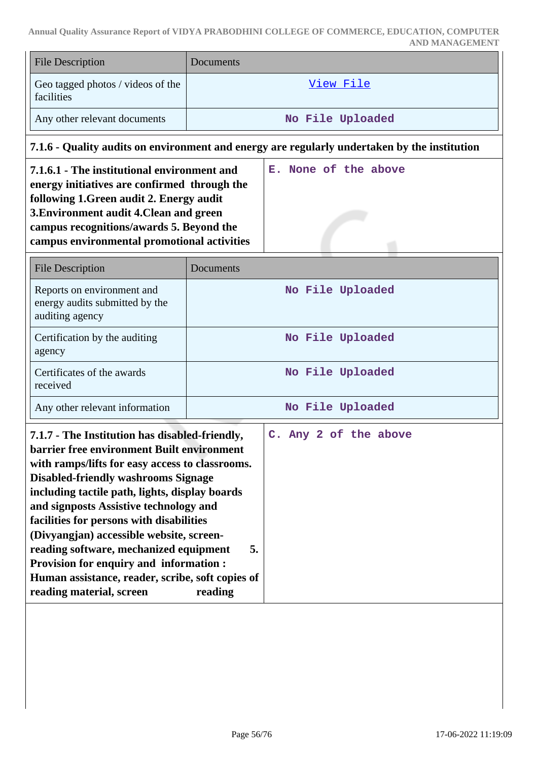| File Description | Documents |
|---|---|
| Geo tagged photos / videos of the facilities | View File |
| Any other relevant documents | No File Uploaded |

**7.1.6 - Quality audits on environment and energy are regularly undertaken by the institution**

| **7.1.6.1 - The institutional environment and energy initiatives are confirmed through the following 1.Green audit 2. Energy audit 3.Environment audit 4.Clean and green campus recognitions/awards 5. Beyond the campus environmental promotional activities** | E. None of the above |
|---|---|

| File Description | Documents |
|---|---|
| Reports on environment and energy audits submitted by the auditing agency | No File Uploaded |
| Certification by the auditing agency | No File Uploaded |
| Certificates of the awards received | No File Uploaded |
| Any other relevant information | No File Uploaded |

| **7.1.7 - The Institution has disabled-friendly, barrier free environment Built environment with ramps/lifts for easy access to classrooms. Disabled-friendly washrooms Signage including tactile path, lights, display boards and signposts Assistive technology and facilities for persons with disabilities (Divyangjan) accessible website, screen-reading software, mechanized equipment 5. Provision for enquiry and information : Human assistance, reader, scribe, soft copies of reading material, screen reading** | C. Any 2 of the above |
|---|---|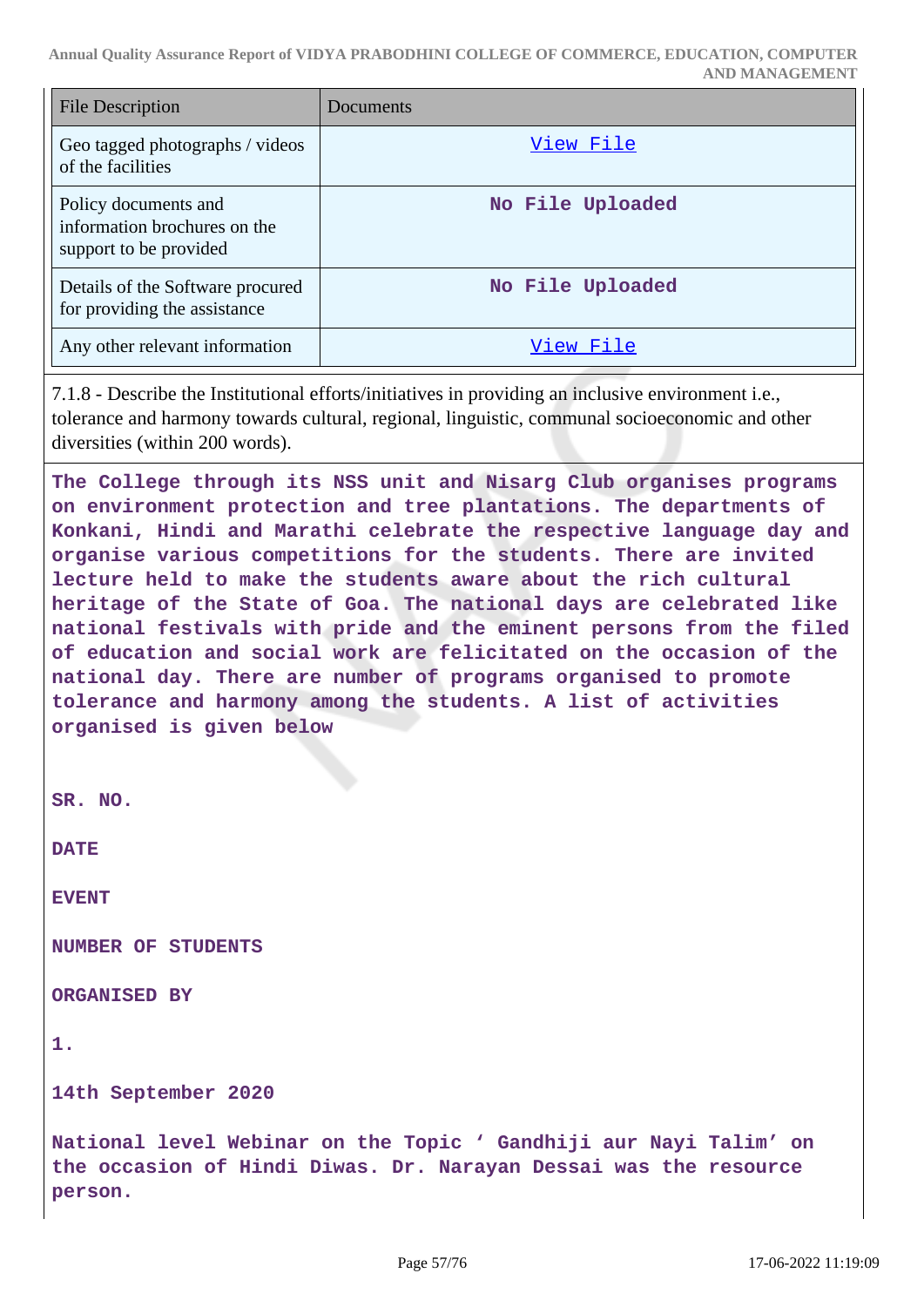| File Description | Documents |
|---|---|
| Geo tagged photographs / videos of the facilities | View File |
| Policy documents and information brochures on the support to be provided | No File Uploaded |
| Details of the Software procured for providing the assistance | No File Uploaded |
| Any other relevant information | View File |

7.1.8 - Describe the Institutional efforts/initiatives in providing an inclusive environment i.e., tolerance and harmony towards cultural, regional, linguistic, communal socioeconomic and other diversities (within 200 words).

**The College through its NSS unit and Nisarg Club organises programs on environment protection and tree plantations. The departments of Konkani, Hindi and Marathi celebrate the respective language day and organise various competitions for the students. There are invited lecture held to make the students aware about the rich cultural heritage of the State of Goa. The national days are celebrated like national festivals with pride and the eminent persons from the filed of education and social work are felicitated on the occasion of the national day. There are number of programs organised to promote tolerance and harmony among the students. A list of activities organised is given below**

**SR. NO.**

**DATE**

**EVENT**

**NUMBER OF STUDENTS**

**ORGANISED BY**

**1.**

**14th September 2020**

**National level Webinar on the Topic ‘ Gandhiji aur Nayi Talim’ on the occasion of Hindi Diwas. Dr. Narayan Dessai was the resource person.**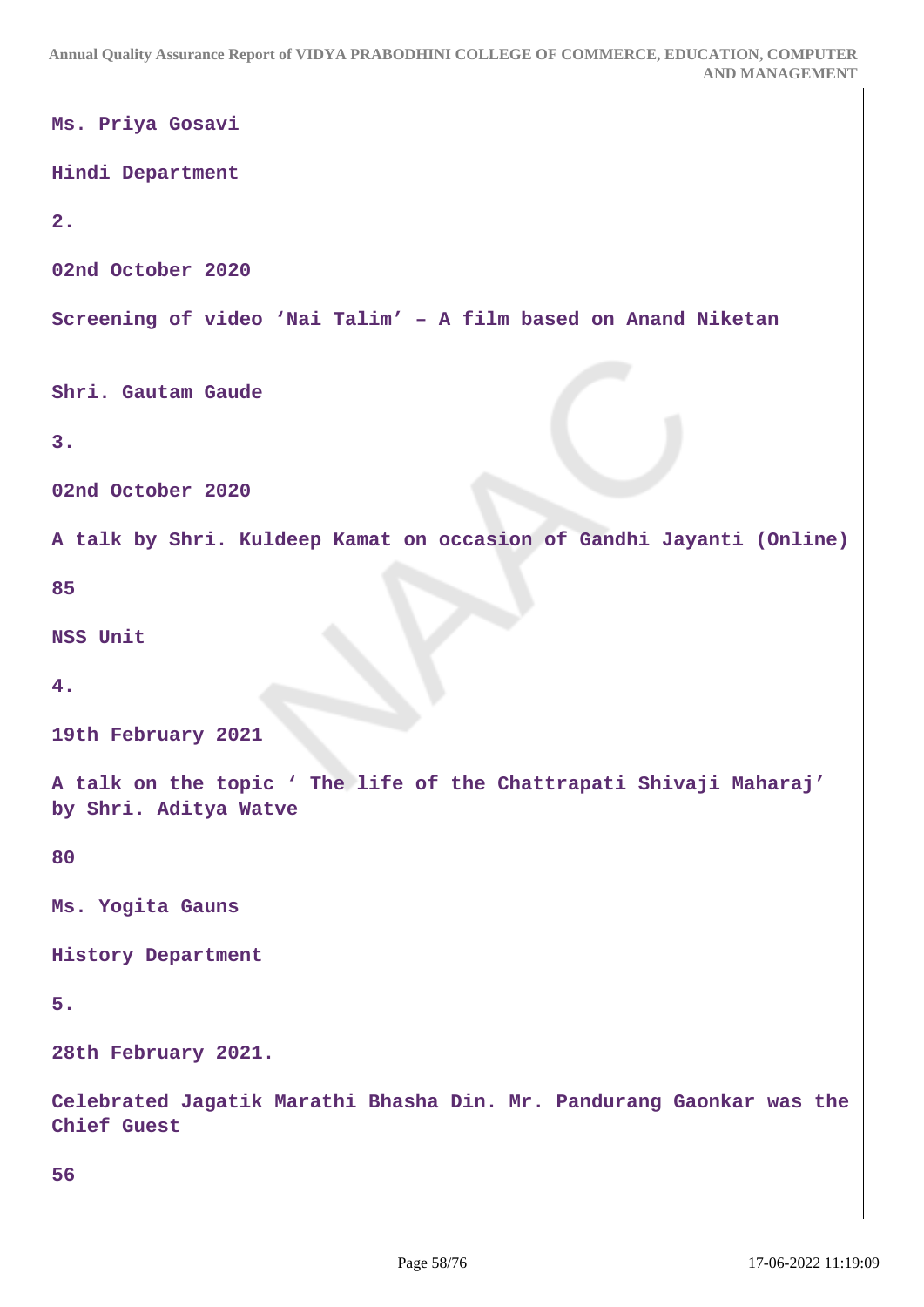Ms. Priya Gosavi

Hindi Department

2.

02nd October 2020

Screening of video 'Nai Talim' – A film based on Anand Niketan

Shri. Gautam Gaude

3.

02nd October 2020

A talk by Shri. Kuldeep Kamat on occasion of Gandhi Jayanti (Online)

85

NSS Unit

4.

19th February 2021

A talk on the topic ' The life of the Chattrapati Shivaji Maharaj' by Shri. Aditya Watve

80

Ms. Yogita Gauns

History Department

5.

28th February 2021.

Celebrated Jagatik Marathi Bhasha Din. Mr. Pandurang Gaonkar was the Chief Guest

56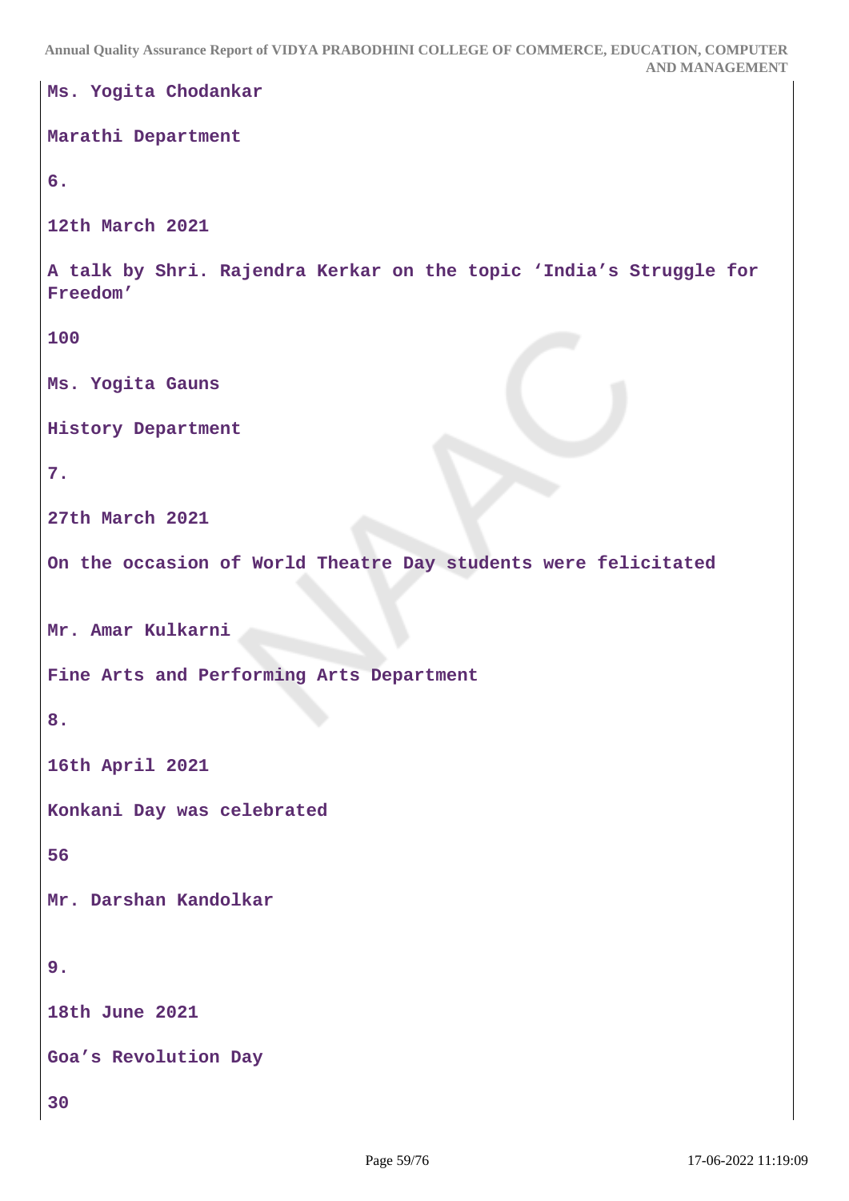**Ms. Yogita Chodankar**

**Marathi Department**

**6.**

**12th March 2021**

**A talk by Shri. Rajendra Kerkar on the topic 'India's Struggle for Freedom'**

**100**

**Ms. Yogita Gauns**

**History Department**

**7.**

**27th March 2021**

**On the occasion of World Theatre Day students were felicitated**

**Mr. Amar Kulkarni**

**Fine Arts and Performing Arts Department**

**8.**

**16th April 2021**

**Konkani Day was celebrated**

**56**

**Mr. Darshan Kandolkar**

**9.**

**18th June 2021**

**Goa's Revolution Day**

**30**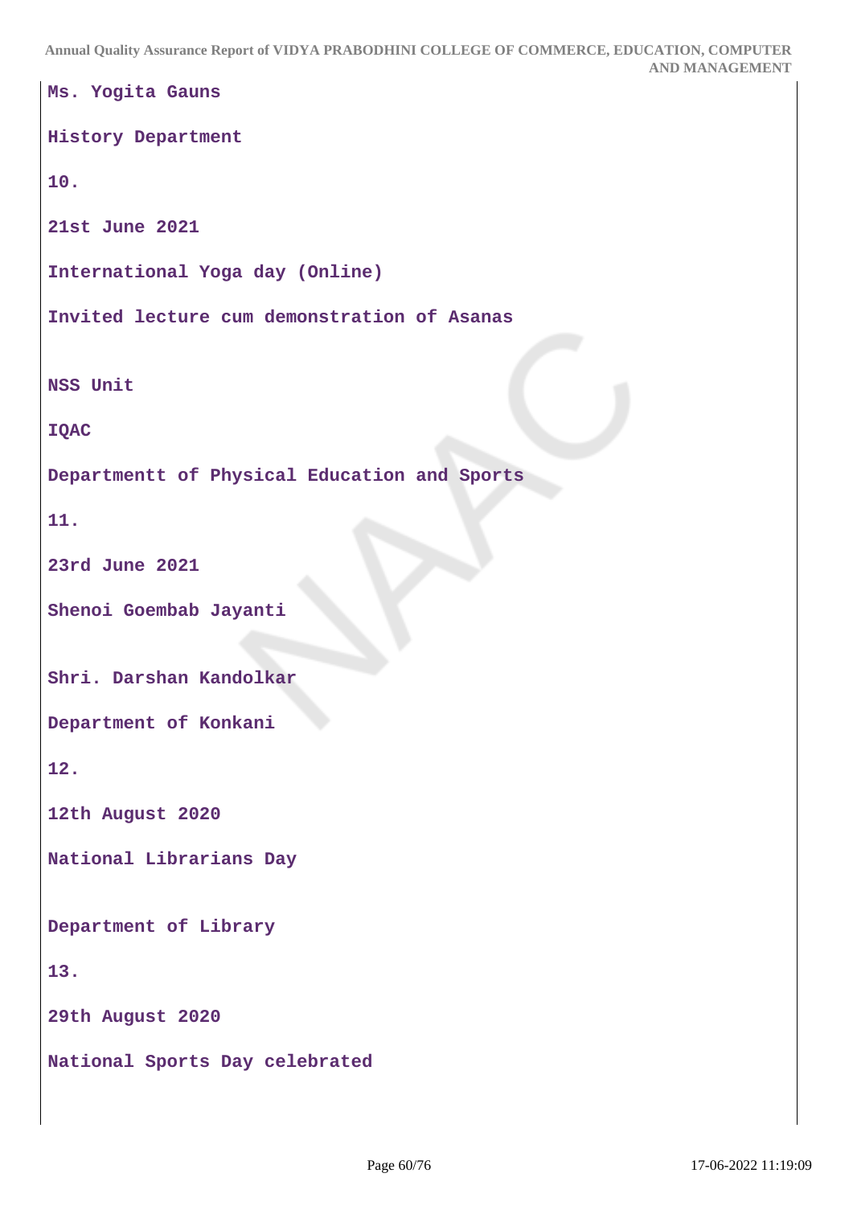Ms. Yogita Gauns

History Department

10.

21st June 2021

International Yoga day (Online)

Invited lecture cum demonstration of Asanas

NSS Unit

IQAC

Departmentt of Physical Education and Sports

11.

23rd June 2021

Shenoi Goembab Jayanti

Shri. Darshan Kandolkar

Department of Konkani

12.

12th August 2020

National Librarians Day

Department of Library

13.

29th August 2020

National Sports Day celebrated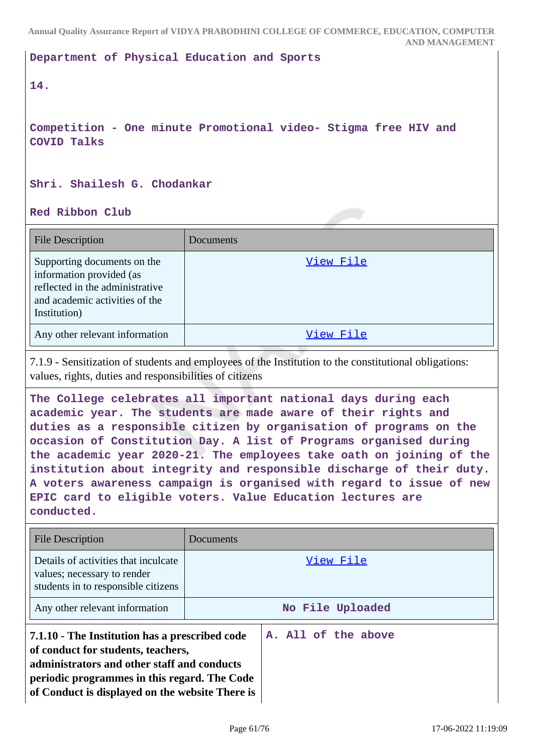Department of Physical Education and Sports

14.

Competition - One minute Promotional video- Stigma free HIV and COVID Talks

Shri. Shailesh G. Chodankar

Red Ribbon Club

| File Description | Documents |
|---|---|
| Supporting documents on the information provided (as reflected in the administrative and academic activities of the Institution) | View File |
| Any other relevant information | View File |

7.1.9 - Sensitization of students and employees of the Institution to the constitutional obligations: values, rights, duties and responsibilities of citizens

**The College celebrates all important national days during each academic year. The students are made aware of their rights and duties as a responsible citizen by organisation of programs on the occasion of Constitution Day. A list of Programs organised during the academic year 2020-21. The employees take oath on joining of the institution about integrity and responsible discharge of their duty. A voters awareness campaign is organised with regard to issue of new EPIC card to eligible voters. Value Education lectures are conducted.**

| File Description | Documents |
|---|---|
| Details of activities that inculcate values; necessary to render students in to responsible citizens | View File |
| Any other relevant information | No File Uploaded |

| **7.1.10 - The Institution has a prescribed code of conduct for students, teachers, administrators and other staff and conducts periodic programmes in this regard. The Code of Conduct is displayed on the website There is** | **A. All of the above** |
|---|---|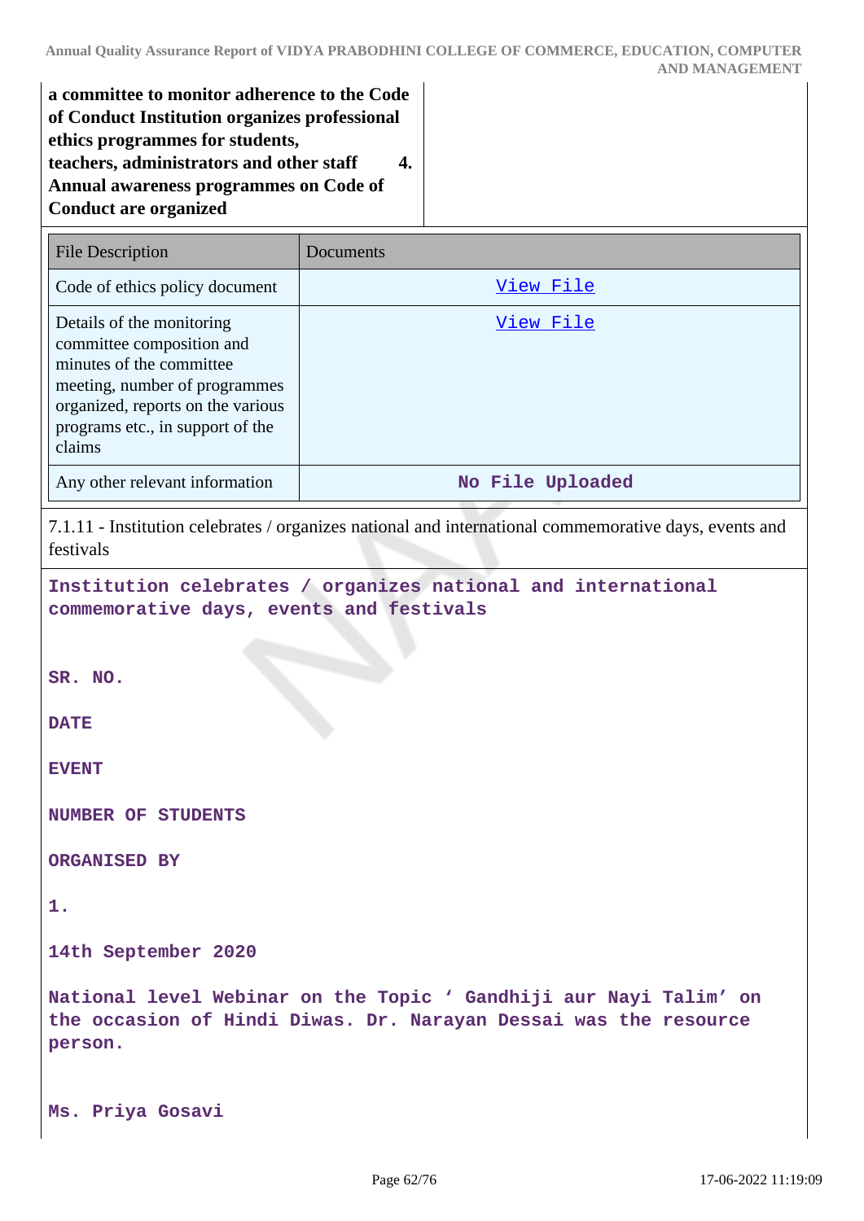**a committee to monitor adherence to the Code of Conduct Institution organizes professional ethics programmes for students, teachers, administrators and other staff 4. Annual awareness programmes on Code of Conduct are organized**

| File Description | Documents |
|---|---|
| Code of ethics policy document | View File |
| Details of the monitoring committee composition and minutes of the committee meeting, number of programmes organized, reports on the various programs etc., in support of the claims | View File |
| Any other relevant information | No File Uploaded |

7.1.11 - Institution celebrates / organizes national and international commemorative days, events and festivals

**Institution celebrates / organizes national and international commemorative days, events and festivals**

**SR. NO.**

**DATE**

**EVENT**

**NUMBER OF STUDENTS**

**ORGANISED BY**

**1.**

**14th September 2020**

**National level Webinar on the Topic ‘ Gandhiji aur Nayi Talim’ on the occasion of Hindi Diwas. Dr. Narayan Dessai was the resource person.**

**Ms. Priya Gosavi**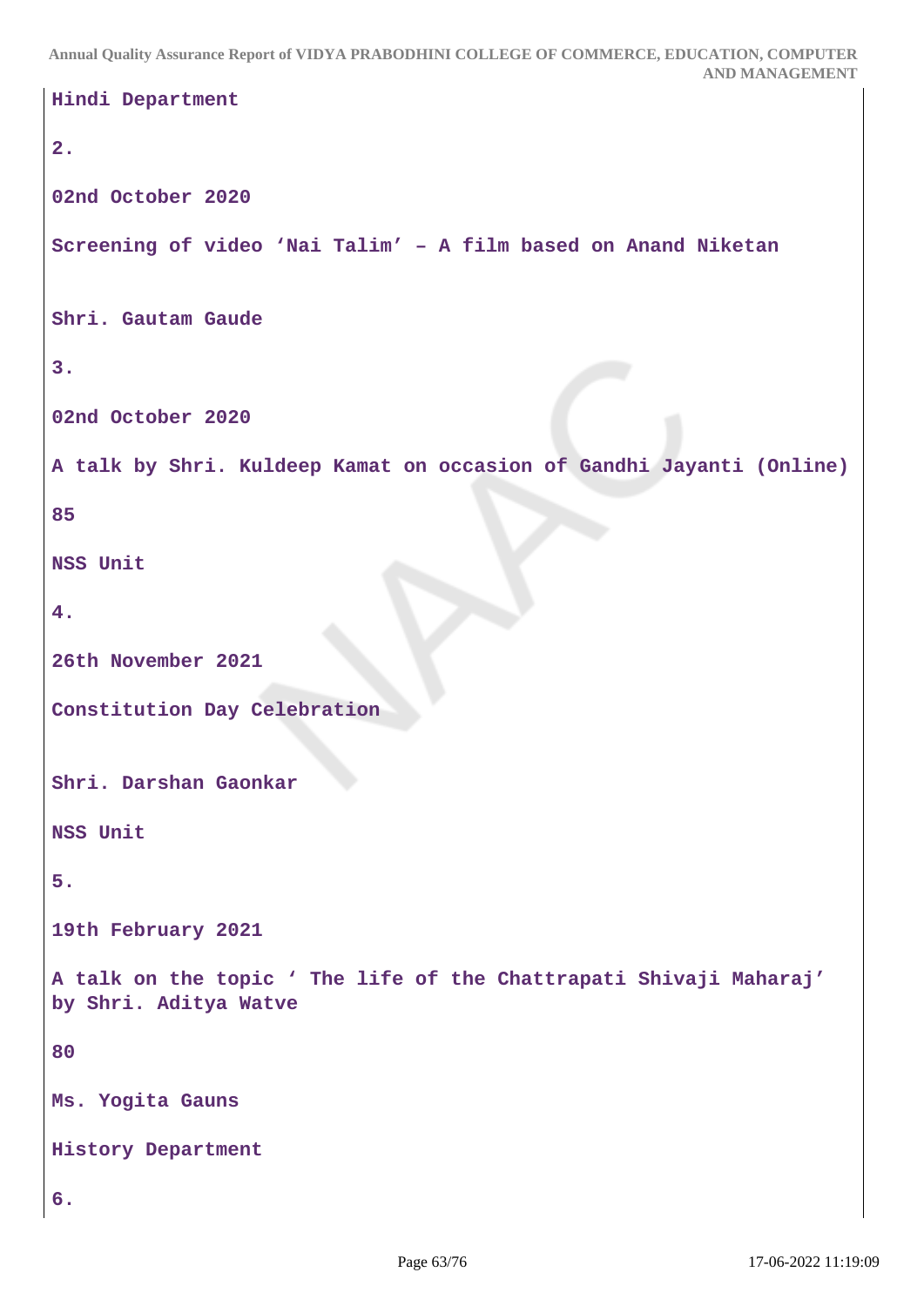Hindi Department

2.

02nd October 2020

Screening of video 'Nai Talim' – A film based on Anand Niketan

Shri. Gautam Gaude

3.

02nd October 2020

A talk by Shri. Kuldeep Kamat on occasion of Gandhi Jayanti (Online)

85

NSS Unit

4.

26th November 2021

Constitution Day Celebration

Shri. Darshan Gaonkar

NSS Unit

5.

19th February 2021

A talk on the topic ' The life of the Chattrapati Shivaji Maharaj' by Shri. Aditya Watve

80

Ms. Yogita Gauns

History Department

6.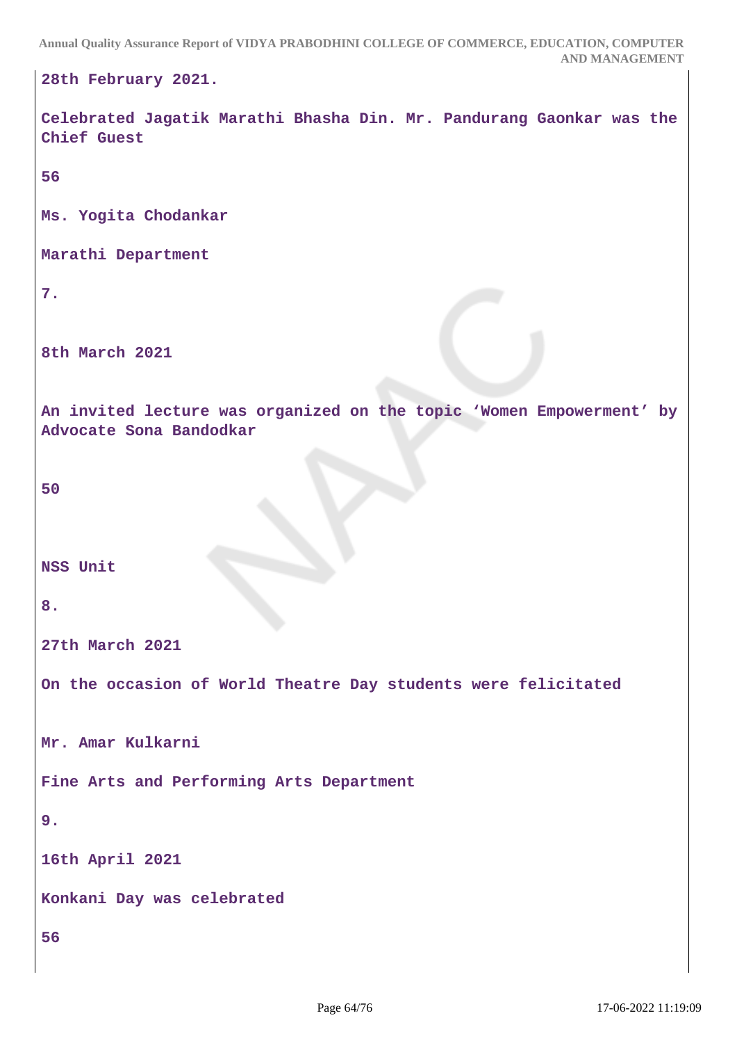28th February 2021.

Celebrated Jagatik Marathi Bhasha Din. Mr. Pandurang Gaonkar was the Chief Guest

56

Ms. Yogita Chodankar

Marathi Department

7.

8th March 2021

An invited lecture was organized on the topic ‘Women Empowerment’ by Advocate Sona Bandodkar

50

NSS Unit

8.

27th March 2021

On the occasion of World Theatre Day students were felicitated

Mr. Amar Kulkarni

Fine Arts and Performing Arts Department

9.

16th April 2021

Konkani Day was celebrated

56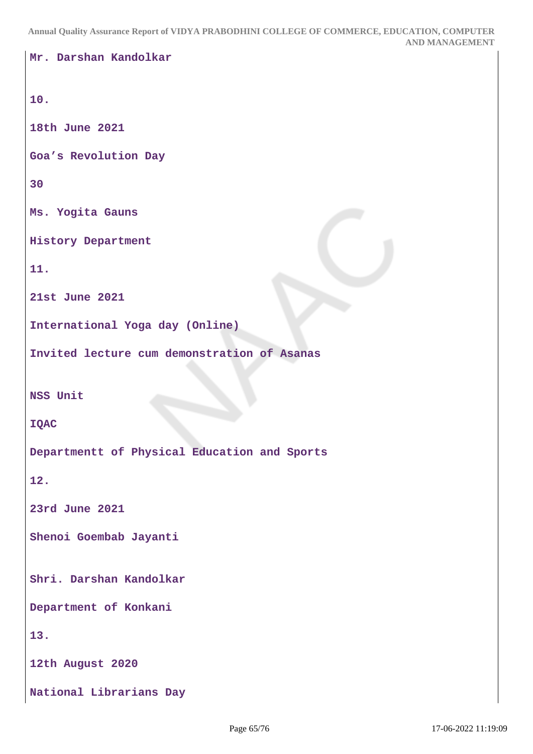Mr. Darshan Kandolkar

10.

18th June 2021

Goa's Revolution Day

30

Ms. Yogita Gauns

History Department

11.

21st June 2021

International Yoga day (Online)

Invited lecture cum demonstration of Asanas

NSS Unit

IQAC

Departmentt of Physical Education and Sports

12.

23rd June 2021

Shenoi Goembab Jayanti

Shri. Darshan Kandolkar

Department of Konkani

13.

12th August 2020

National Librarians Day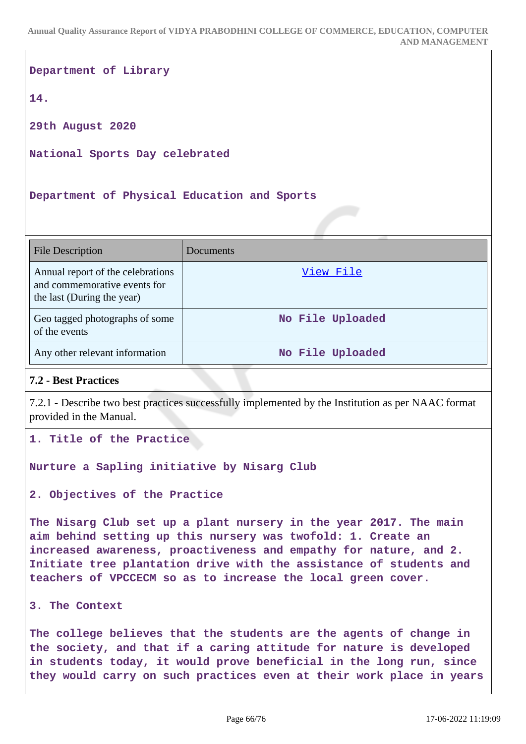Department of Library

14.

29th August 2020

National Sports Day celebrated

Department of Physical Education and Sports

| File Description | Documents |
|---|---|
| Annual report of the celebrations and commemorative events for the last (During the year) | View File |
| Geo tagged photographs of some of the events | No File Uploaded |
| Any other relevant information | No File Uploaded |

**7.2 - Best Practices**

7.2.1 - Describe two best practices successfully implemented by the Institution as per NAAC format provided in the Manual.

1. Title of the Practice

Nurture a Sapling initiative by Nisarg Club

2. Objectives of the Practice

The Nisarg Club set up a plant nursery in the year 2017. The main aim behind setting up this nursery was twofold: 1. Create an increased awareness, proactiveness and empathy for nature, and 2. Initiate tree plantation drive with the assistance of students and teachers of VPCCECM so as to increase the local green cover.

3. The Context

The college believes that the students are the agents of change in the society, and that if a caring attitude for nature is developed in students today, it would prove beneficial in the long run, since they would carry on such practices even at their work place in years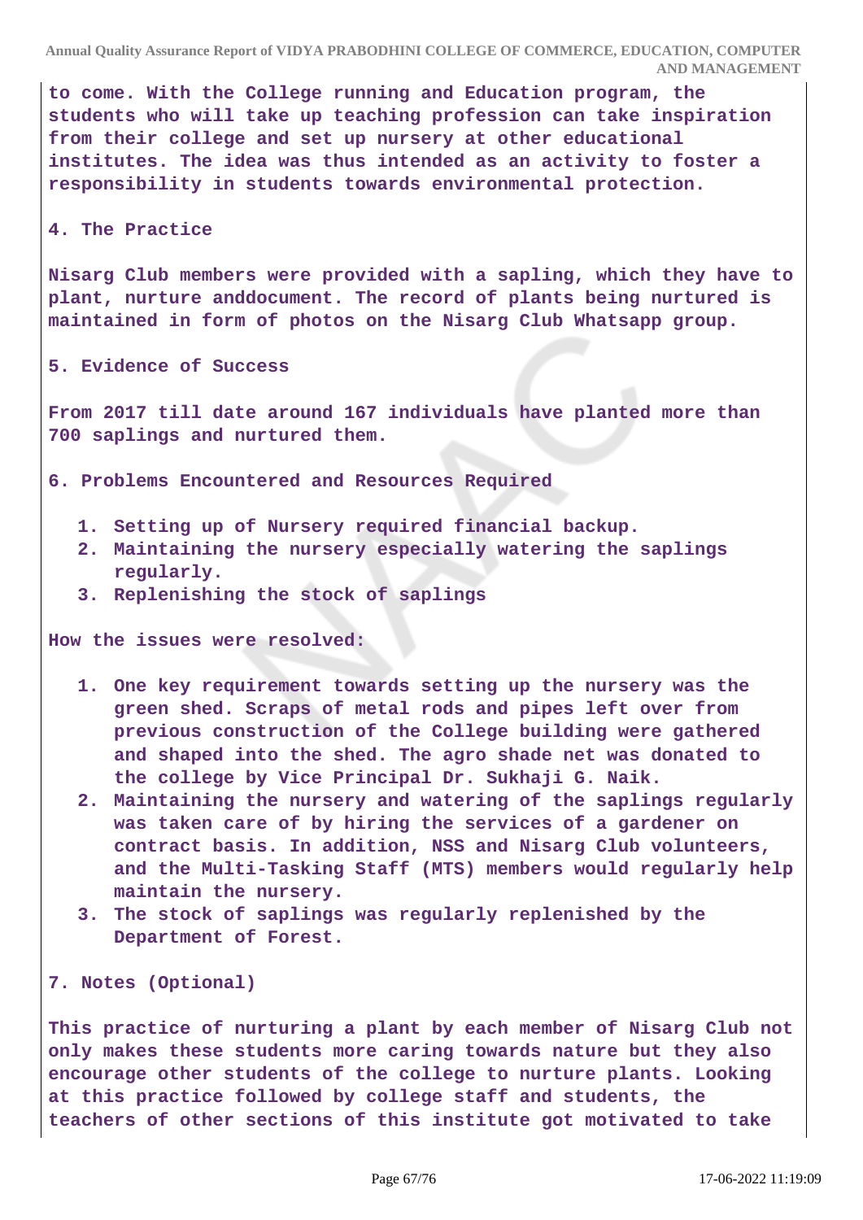**to come. With the College running and Education program, the students who will take up teaching profession can take inspiration from their college and set up nursery at other educational institutes. The idea was thus intended as an activity to foster a responsibility in students towards environmental protection.**

**4. The Practice**

**Nisarg Club members were provided with a sapling, which they have to plant, nurture anddocument. The record of plants being nurtured is maintained in form of photos on the Nisarg Club Whatsapp group.**

**5. Evidence of Success**

**From 2017 till date around 167 individuals have planted more than 700 saplings and nurtured them.**

**6. Problems Encountered and Resources Required**

1. **Setting up of Nursery required financial backup.**
2. **Maintaining the nursery especially watering the saplings regularly.**
3. **Replenishing the stock of saplings**

**How the issues were resolved:**

1. **One key requirement towards setting up the nursery was the green shed. Scraps of metal rods and pipes left over from previous construction of the College building were gathered and shaped into the shed. The agro shade net was donated to the college by Vice Principal Dr. Sukhaji G. Naik.**
2. **Maintaining the nursery and watering of the saplings regularly was taken care of by hiring the services of a gardener on contract basis. In addition, NSS and Nisarg Club volunteers, and the Multi-Tasking Staff (MTS) members would regularly help maintain the nursery.**
3. **The stock of saplings was regularly replenished by the Department of Forest.**

**7. Notes (Optional)**

**This practice of nurturing a plant by each member of Nisarg Club not only makes these students more caring towards nature but they also encourage other students of the college to nurture plants. Looking at this practice followed by college staff and students, the teachers of other sections of this institute got motivated to take**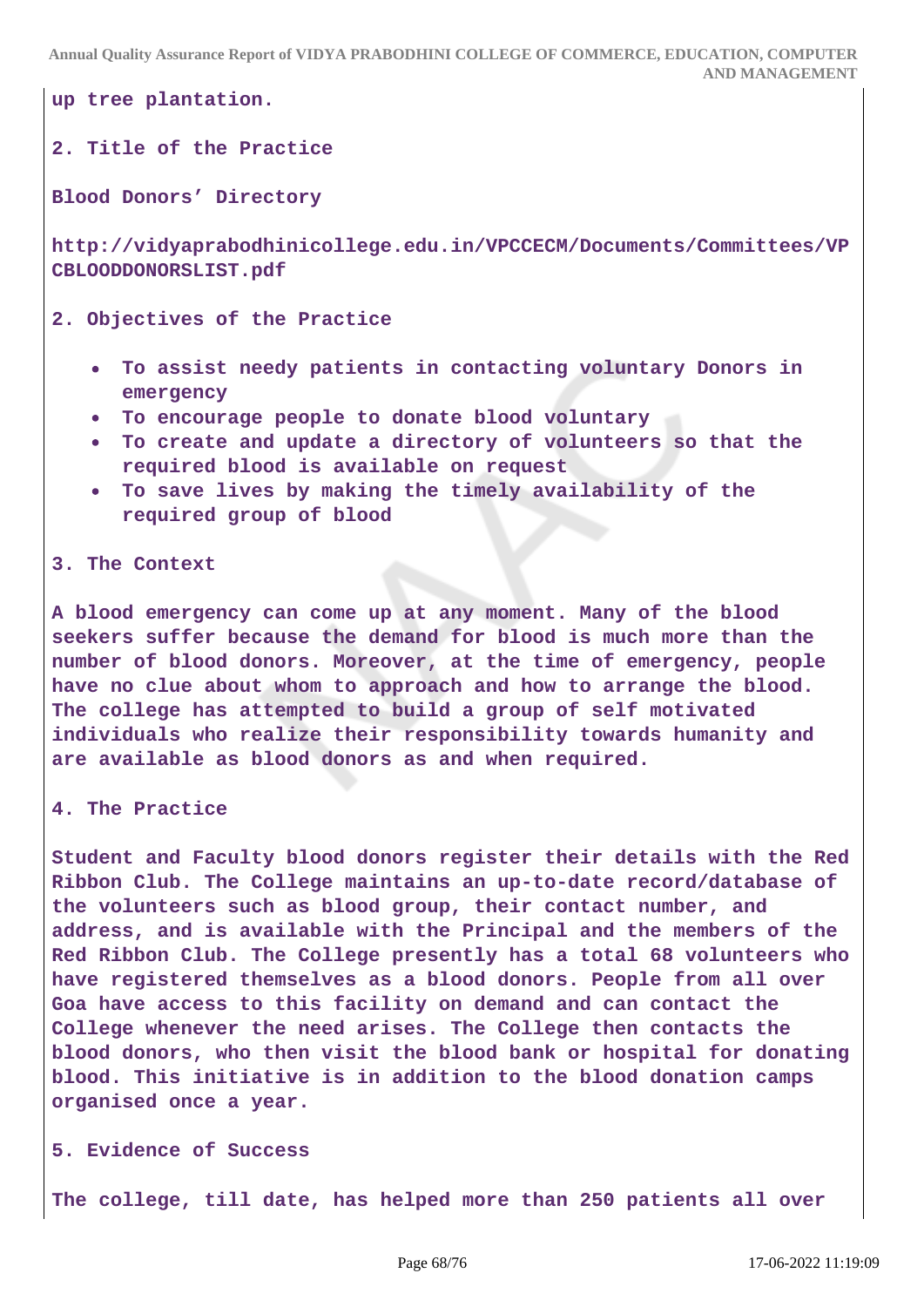up tree plantation.

**2. Title of the Practice**

**Blood Donors' Directory**

http://vidyaprabodhinicollege.edu.in/VPCCECM/Documents/Committees/VPCBLOODDONORSLIST.pdf

**2. Objectives of the Practice**

- To assist needy patients in contacting voluntary Donors in emergency
- To encourage people to donate blood voluntary
- To create and update a directory of volunteers so that the required blood is available on request
- To save lives by making the timely availability of the required group of blood

**3. The Context**

A blood emergency can come up at any moment. Many of the blood seekers suffer because the demand for blood is much more than the number of blood donors. Moreover, at the time of emergency, people have no clue about whom to approach and how to arrange the blood. The college has attempted to build a group of self motivated individuals who realize their responsibility towards humanity and are available as blood donors as and when required.

**4. The Practice**

Student and Faculty blood donors register their details with the Red Ribbon Club. The College maintains an up-to-date record/database of the volunteers such as blood group, their contact number, and address, and is available with the Principal and the members of the Red Ribbon Club. The College presently has a total 68 volunteers who have registered themselves as a blood donors. People from all over Goa have access to this facility on demand and can contact the College whenever the need arises. The College then contacts the blood donors, who then visit the blood bank or hospital for donating blood. This initiative is in addition to the blood donation camps organised once a year.

**5. Evidence of Success**

The college, till date, has helped more than 250 patients all over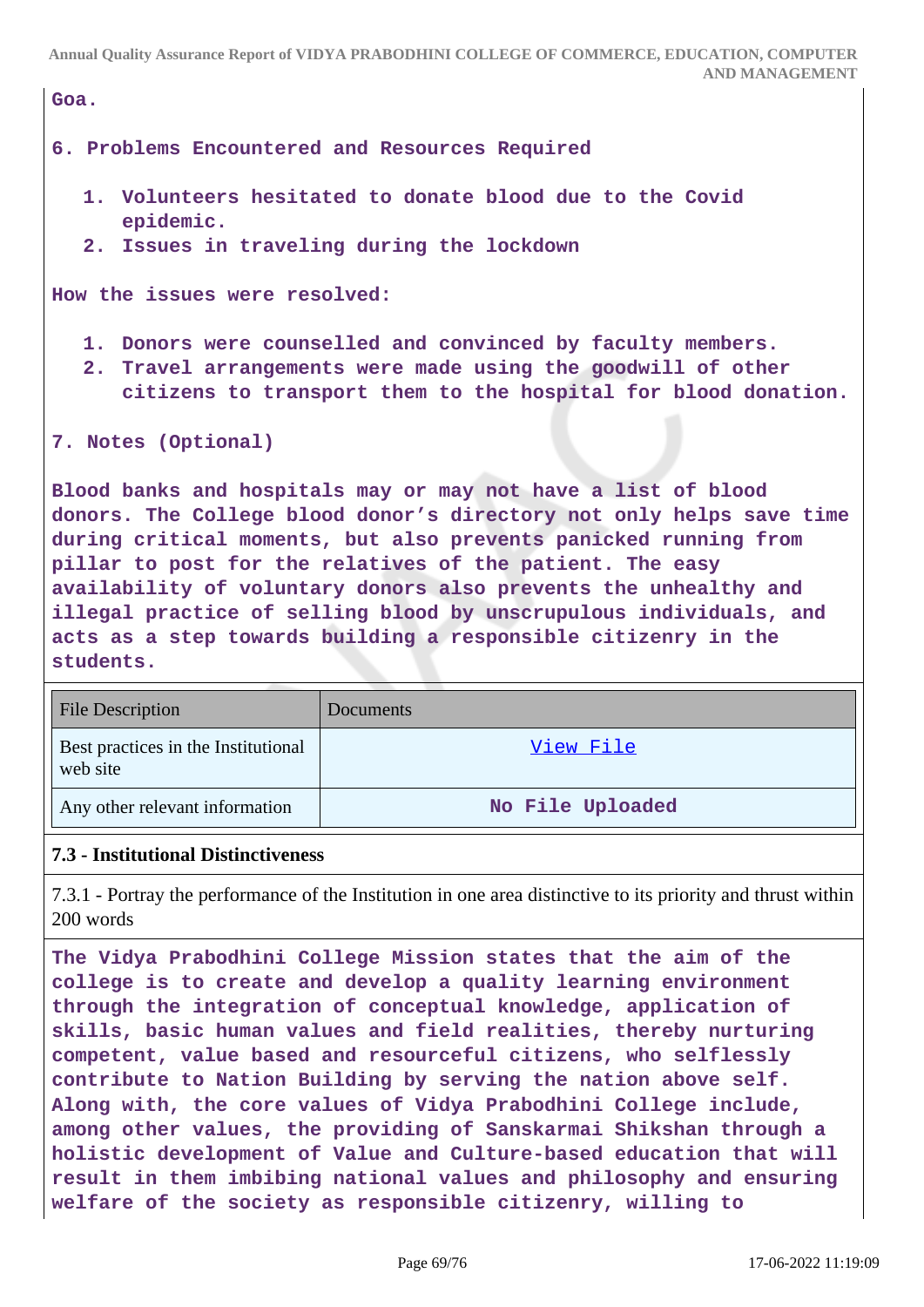Goa.

6. Problems Encountered and Resources Required

1. Volunteers hesitated to donate blood due to the Covid epidemic.
2. Issues in traveling during the lockdown

How the issues were resolved:

1. Donors were counselled and convinced by faculty members.
2. Travel arrangements were made using the goodwill of other citizens to transport them to the hospital for blood donation.

7. Notes (Optional)

Blood banks and hospitals may or may not have a list of blood donors. The College blood donor's directory not only helps save time during critical moments, but also prevents panicked running from pillar to post for the relatives of the patient. The easy availability of voluntary donors also prevents the unhealthy and illegal practice of selling blood by unscrupulous individuals, and acts as a step towards building a responsible citizenry in the students.

| File Description | Documents |
|---|---|
| Best practices in the Institutional web site | View File |
| Any other relevant information | No File Uploaded |

### 7.3 - Institutional Distinctiveness

7.3.1 - Portray the performance of the Institution in one area distinctive to its priority and thrust within 200 words

The Vidya Prabodhini College Mission states that the aim of the college is to create and develop a quality learning environment through the integration of conceptual knowledge, application of skills, basic human values and field realities, thereby nurturing competent, value based and resourceful citizens, who selflessly contribute to Nation Building by serving the nation above self. Along with, the core values of Vidya Prabodhini College include, among other values, the providing of Sanskarmai Shikshan through a holistic development of Value and Culture-based education that will result in them imbibing national values and philosophy and ensuring welfare of the society as responsible citizenry, willing to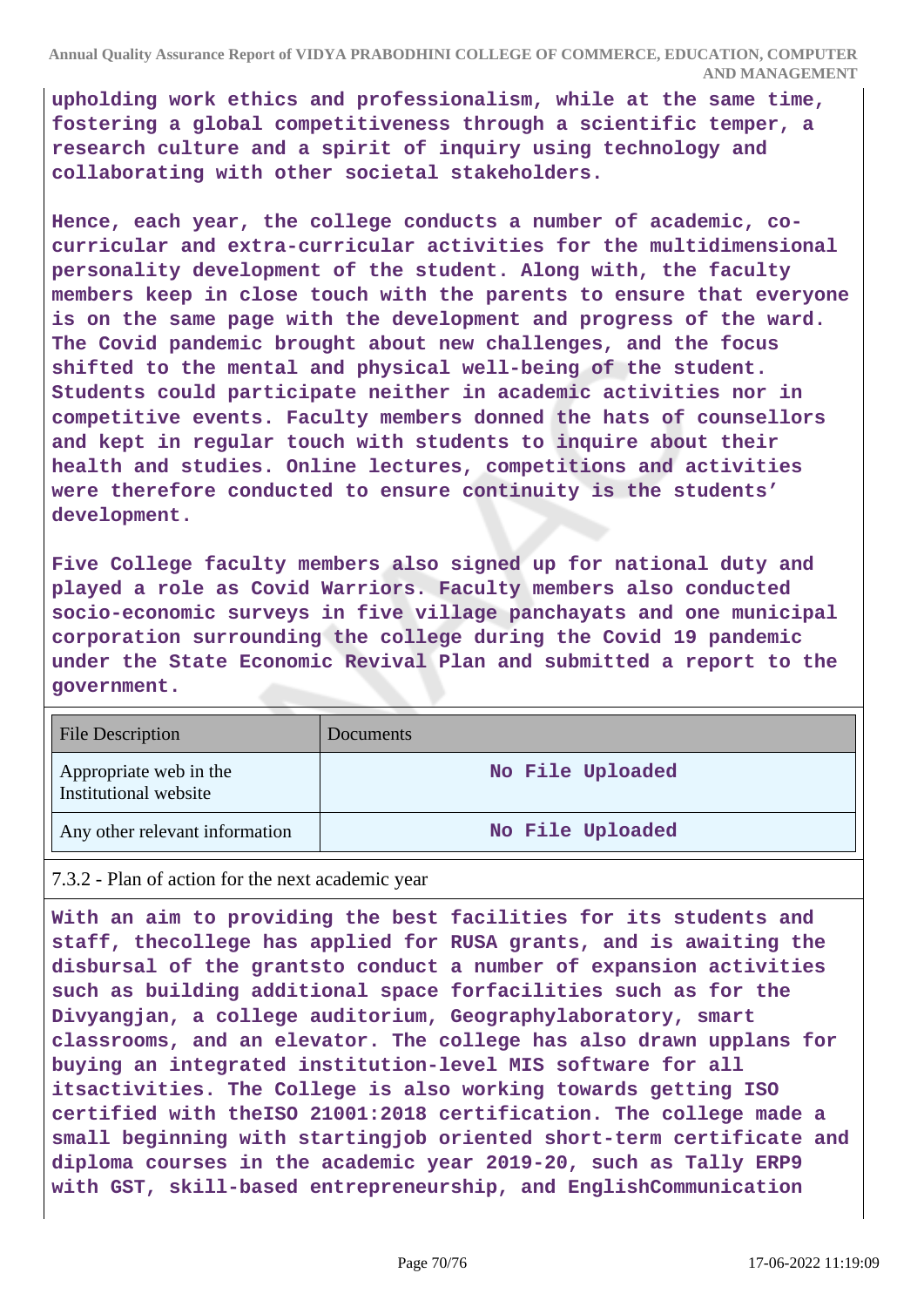**upholding work ethics and professionalism, while at the same time, fostering a global competitiveness through a scientific temper, a research culture and a spirit of inquiry using technology and collaborating with other societal stakeholders.**

**Hence, each year, the college conducts a number of academic, co-curricular and extra-curricular activities for the multidimensional personality development of the student. Along with, the faculty members keep in close touch with the parents to ensure that everyone is on the same page with the development and progress of the ward. The Covid pandemic brought about new challenges, and the focus shifted to the mental and physical well-being of the student. Students could participate neither in academic activities nor in competitive events. Faculty members donned the hats of counsellors and kept in regular touch with students to inquire about their health and studies. Online lectures, competitions and activities were therefore conducted to ensure continuity is the students' development.**

**Five College faculty members also signed up for national duty and played a role as Covid Warriors. Faculty members also conducted socio-economic surveys in five village panchayats and one municipal corporation surrounding the college during the Covid 19 pandemic under the State Economic Revival Plan and submitted a report to the government.**

| File Description | Documents |
|---|---|
| Appropriate web in the Institutional website | No File Uploaded |
| Any other relevant information | No File Uploaded |

7.3.2 - Plan of action for the next academic year

**With an aim to providing the best facilities for its students and staff, thecollege has applied for RUSA grants, and is awaiting the disbursal of the grantsto conduct a number of expansion activities such as building additional space forfacilities such as for the Divyangjan, a college auditorium, Geographylaboratory, smart classrooms, and an elevator. The college has also drawn upplans for buying an integrated institution-level MIS software for all itsactivities. The College is also working towards getting ISO certified with theISO 21001:2018 certification. The college made a small beginning with startingjob oriented short-term certificate and diploma courses in the academic year 2019-20, such as Tally ERP9 with GST, skill-based entrepreneurship, and EnglishCommunication**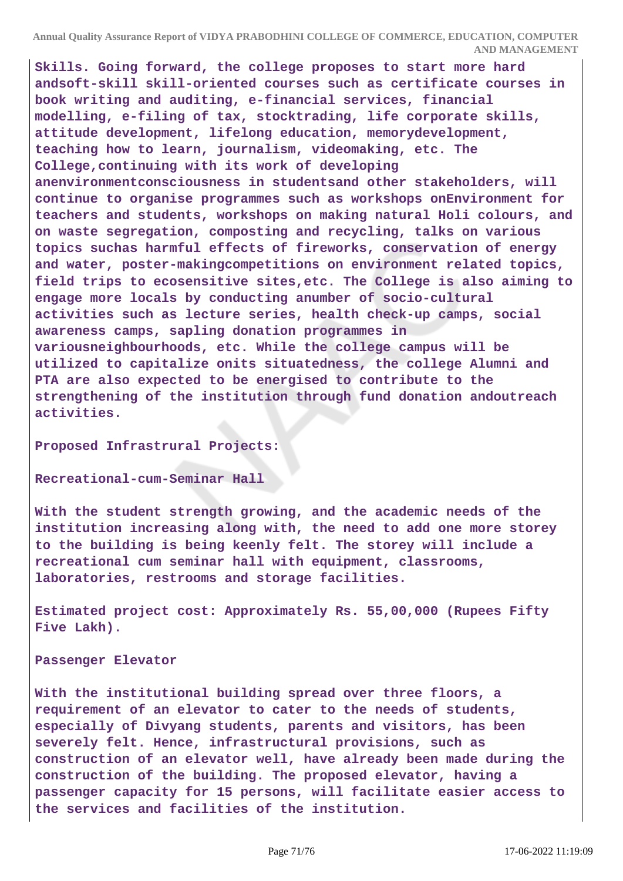**Skills. Going forward, the college proposes to start more hard andsoft-skill skill-oriented courses such as certificate courses in book writing and auditing, e-financial services, financial modelling, e-filing of tax, stocktrading, life corporate skills, attitude development, lifelong education, memorydevelopment, teaching how to learn, journalism, videomaking, etc. The College,continuing with its work of developing anenvironmentconsciousness in studentsand other stakeholders, will continue to organise programmes such as workshops onEnvironment for teachers and students, workshops on making natural Holi colours, and on waste segregation, composting and recycling, talks on various topics suchas harmful effects of fireworks, conservation of energy and water, poster-makingcompetitions on environment related topics, field trips to ecosensitive sites,etc. The College is also aiming to engage more locals by conducting anumber of socio-cultural activities such as lecture series, health check-up camps, social awareness camps, sapling donation programmes in variousneighbourhoods, etc. While the college campus will be utilized to capitalize onits situatedness, the college Alumni and PTA are also expected to be energised to contribute to the strengthening of the institution through fund donation andoutreach activities.**

**Proposed Infrastrural Projects:**

**Recreational-cum-Seminar Hall**

**With the student strength growing, and the academic needs of the institution increasing along with, the need to add one more storey to the building is being keenly felt. The storey will include a recreational cum seminar hall with equipment, classrooms, laboratories, restrooms and storage facilities.**

**Estimated project cost: Approximately Rs. 55,00,000 (Rupees Fifty Five Lakh).**

**Passenger Elevator**

**With the institutional building spread over three floors, a requirement of an elevator to cater to the needs of students, especially of Divyang students, parents and visitors, has been severely felt. Hence, infrastructural provisions, such as construction of an elevator well, have already been made during the construction of the building. The proposed elevator, having a passenger capacity for 15 persons, will facilitate easier access to the services and facilities of the institution.**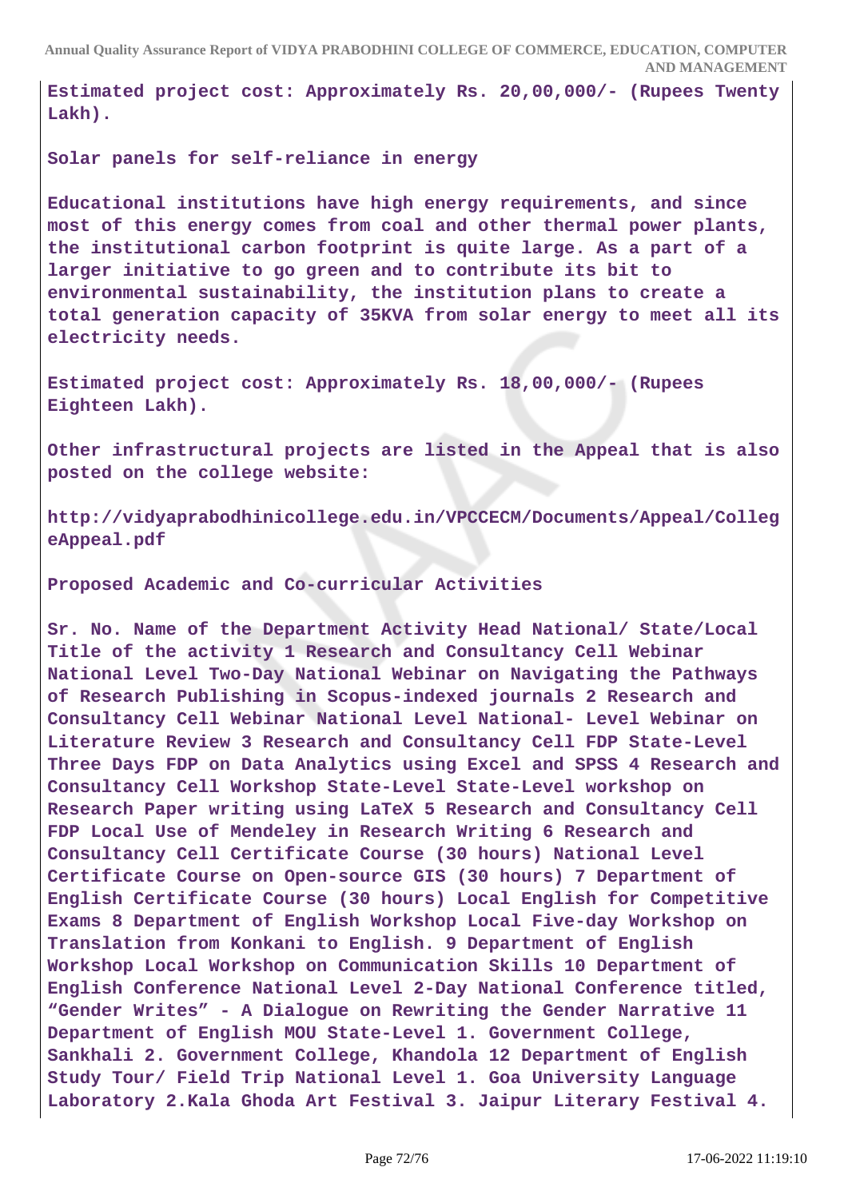Estimated project cost: Approximately Rs. 20,00,000/- (Rupees Twenty Lakh).

Solar panels for self-reliance in energy

Educational institutions have high energy requirements, and since most of this energy comes from coal and other thermal power plants, the institutional carbon footprint is quite large. As a part of a larger initiative to go green and to contribute its bit to environmental sustainability, the institution plans to create a total generation capacity of 35KVA from solar energy to meet all its electricity needs.

Estimated project cost: Approximately Rs. 18,00,000/- (Rupees Eighteen Lakh).

Other infrastructural projects are listed in the Appeal that is also posted on the college website:

http://vidyaprabodhinicollege.edu.in/VPCCECM/Documents/Appeal/CollegeAppeal.pdf

Proposed Academic and Co-curricular Activities

Sr. No. Name of the Department Activity Head National/ State/Local Title of the activity 1 Research and Consultancy Cell Webinar National Level Two-Day National Webinar on Navigating the Pathways of Research Publishing in Scopus-indexed journals 2 Research and Consultancy Cell Webinar National Level National- Level Webinar on Literature Review 3 Research and Consultancy Cell FDP State-Level Three Days FDP on Data Analytics using Excel and SPSS 4 Research and Consultancy Cell Workshop State-Level State-Level workshop on Research Paper writing using LaTeX 5 Research and Consultancy Cell FDP Local Use of Mendeley in Research Writing 6 Research and Consultancy Cell Certificate Course (30 hours) National Level Certificate Course on Open-source GIS (30 hours) 7 Department of English Certificate Course (30 hours) Local English for Competitive Exams 8 Department of English Workshop Local Five-day Workshop on Translation from Konkani to English. 9 Department of English Workshop Local Workshop on Communication Skills 10 Department of English Conference National Level 2-Day National Conference titled, "Gender Writes" - A Dialogue on Rewriting the Gender Narrative 11 Department of English MOU State-Level 1. Government College, Sankhali 2. Government College, Khandola 12 Department of English Study Tour/ Field Trip National Level 1. Goa University Language Laboratory 2.Kala Ghoda Art Festival 3. Jaipur Literary Festival 4.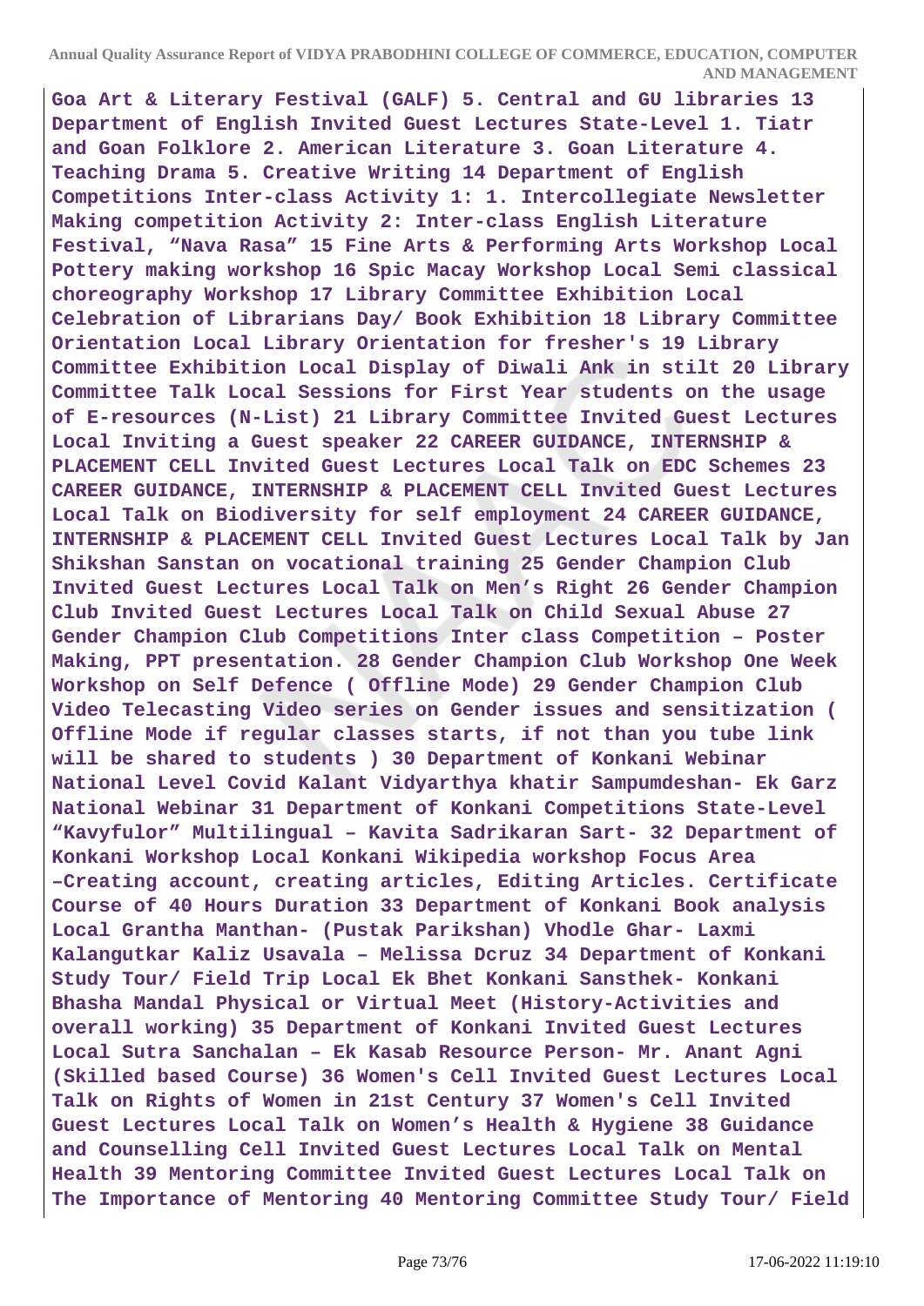**Goa Art & Literary Festival (GALF) 5. Central and GU libraries 13 Department of English Invited Guest Lectures State-Level 1. Tiatr and Goan Folklore 2. American Literature 3. Goan Literature 4. Teaching Drama 5. Creative Writing 14 Department of English Competitions Inter-class Activity 1: 1. Intercollegiate Newsletter Making competition Activity 2: Inter-class English Literature Festival, "Nava Rasa" 15 Fine Arts & Performing Arts Workshop Local Pottery making workshop 16 Spic Macay Workshop Local Semi classical choreography Workshop 17 Library Committee Exhibition Local Celebration of Librarians Day/ Book Exhibition 18 Library Committee Orientation Local Library Orientation for fresher's 19 Library Committee Exhibition Local Display of Diwali Ank in stilt 20 Library Committee Talk Local Sessions for First Year students on the usage of E-resources (N-List) 21 Library Committee Invited Guest Lectures Local Inviting a Guest speaker 22 CAREER GUIDANCE, INTERNSHIP & PLACEMENT CELL Invited Guest Lectures Local Talk on EDC Schemes 23 CAREER GUIDANCE, INTERNSHIP & PLACEMENT CELL Invited Guest Lectures Local Talk on Biodiversity for self employment 24 CAREER GUIDANCE, INTERNSHIP & PLACEMENT CELL Invited Guest Lectures Local Talk by Jan Shikshan Sanstan on vocational training 25 Gender Champion Club Invited Guest Lectures Local Talk on Men's Right 26 Gender Champion Club Invited Guest Lectures Local Talk on Child Sexual Abuse 27 Gender Champion Club Competitions Inter class Competition – Poster Making, PPT presentation. 28 Gender Champion Club Workshop One Week Workshop on Self Defence ( Offline Mode) 29 Gender Champion Club Video Telecasting Video series on Gender issues and sensitization ( Offline Mode if regular classes starts, if not than you tube link will be shared to students ) 30 Department of Konkani Webinar National Level Covid Kalant Vidyarthya khatir Sampumdeshan- Ek Garz National Webinar 31 Department of Konkani Competitions State-Level "Kavyfulor" Multilingual – Kavita Sadrikaran Sart- 32 Department of Konkani Workshop Local Konkani Wikipedia workshop Focus Area –Creating account, creating articles, Editing Articles. Certificate Course of 40 Hours Duration 33 Department of Konkani Book analysis Local Grantha Manthan- (Pustak Parikshan) Vhodle Ghar- Laxmi Kalangutkar Kaliz Usavala – Melissa Dcruz 34 Department of Konkani Study Tour/ Field Trip Local Ek Bhet Konkani Sansthek- Konkani Bhasha Mandal Physical or Virtual Meet (History-Activities and overall working) 35 Department of Konkani Invited Guest Lectures Local Sutra Sanchalan – Ek Kasab Resource Person- Mr. Anant Agni (Skilled based Course) 36 Women's Cell Invited Guest Lectures Local Talk on Rights of Women in 21st Century 37 Women's Cell Invited Guest Lectures Local Talk on Women's Health & Hygiene 38 Guidance and Counselling Cell Invited Guest Lectures Local Talk on Mental Health 39 Mentoring Committee Invited Guest Lectures Local Talk on The Importance of Mentoring 40 Mentoring Committee Study Tour/ Field**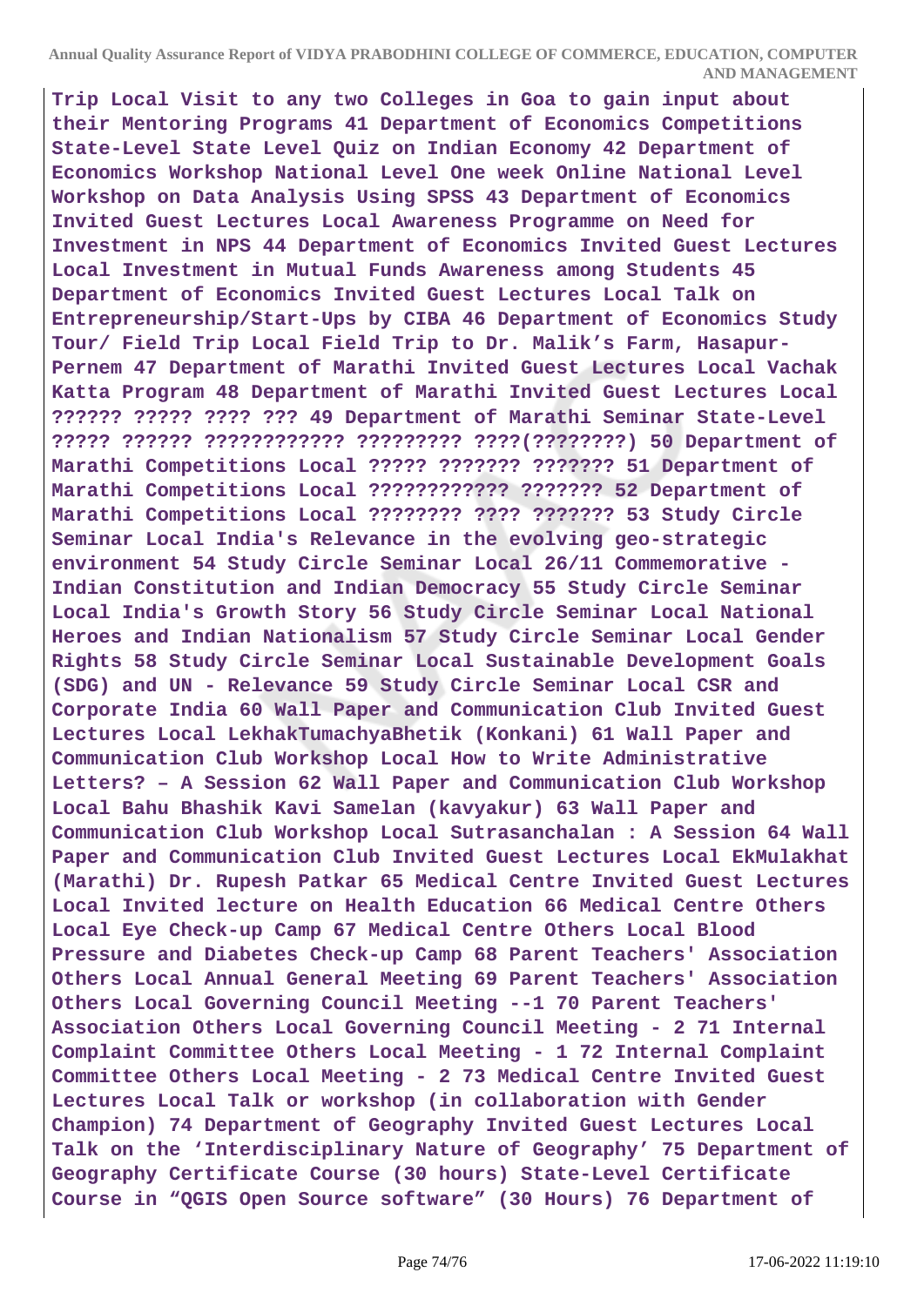**Trip Local Visit to any two Colleges in Goa to gain input about their Mentoring Programs 41 Department of Economics Competitions State-Level State Level Quiz on Indian Economy 42 Department of Economics Workshop National Level One week Online National Level Workshop on Data Analysis Using SPSS 43 Department of Economics Invited Guest Lectures Local Awareness Programme on Need for Investment in NPS 44 Department of Economics Invited Guest Lectures Local Investment in Mutual Funds Awareness among Students 45 Department of Economics Invited Guest Lectures Local Talk on Entrepreneurship/Start-Ups by CIBA 46 Department of Economics Study Tour/ Field Trip Local Field Trip to Dr. Malik's Farm, Hasapur-Pernem 47 Department of Marathi Invited Guest Lectures Local Vachak Katta Program 48 Department of Marathi Invited Guest Lectures Local ?????? ????? ???? ??? 49 Department of Marathi Seminar State-Level ????? ?????? ???????????? ????????? ????(????????) 50 Department of Marathi Competitions Local ????? ??????? ??????? 51 Department of Marathi Competitions Local ???????????? ??????? 52 Department of Marathi Competitions Local ???????? ???? ??????? 53 Study Circle Seminar Local India's Relevance in the evolving geo-strategic environment 54 Study Circle Seminar Local 26/11 Commemorative - Indian Constitution and Indian Democracy 55 Study Circle Seminar Local India's Growth Story 56 Study Circle Seminar Local National Heroes and Indian Nationalism 57 Study Circle Seminar Local Gender Rights 58 Study Circle Seminar Local Sustainable Development Goals (SDG) and UN - Relevance 59 Study Circle Seminar Local CSR and Corporate India 60 Wall Paper and Communication Club Invited Guest Lectures Local LekhakTumachyaBhetik (Konkani) 61 Wall Paper and Communication Club Workshop Local How to Write Administrative Letters? – A Session 62 Wall Paper and Communication Club Workshop Local Bahu Bhashik Kavi Samelan (kavyakur) 63 Wall Paper and Communication Club Workshop Local Sutrasanchalan : A Session 64 Wall Paper and Communication Club Invited Guest Lectures Local EkMulakhat (Marathi) Dr. Rupesh Patkar 65 Medical Centre Invited Guest Lectures Local Invited lecture on Health Education 66 Medical Centre Others Local Eye Check-up Camp 67 Medical Centre Others Local Blood Pressure and Diabetes Check-up Camp 68 Parent Teachers' Association Others Local Annual General Meeting 69 Parent Teachers' Association Others Local Governing Council Meeting --1 70 Parent Teachers' Association Others Local Governing Council Meeting - 2 71 Internal Complaint Committee Others Local Meeting - 1 72 Internal Complaint Committee Others Local Meeting - 2 73 Medical Centre Invited Guest Lectures Local Talk or workshop (in collaboration with Gender Champion) 74 Department of Geography Invited Guest Lectures Local Talk on the 'Interdisciplinary Nature of Geography' 75 Department of Geography Certificate Course (30 hours) State-Level Certificate Course in "QGIS Open Source software" (30 Hours) 76 Department of**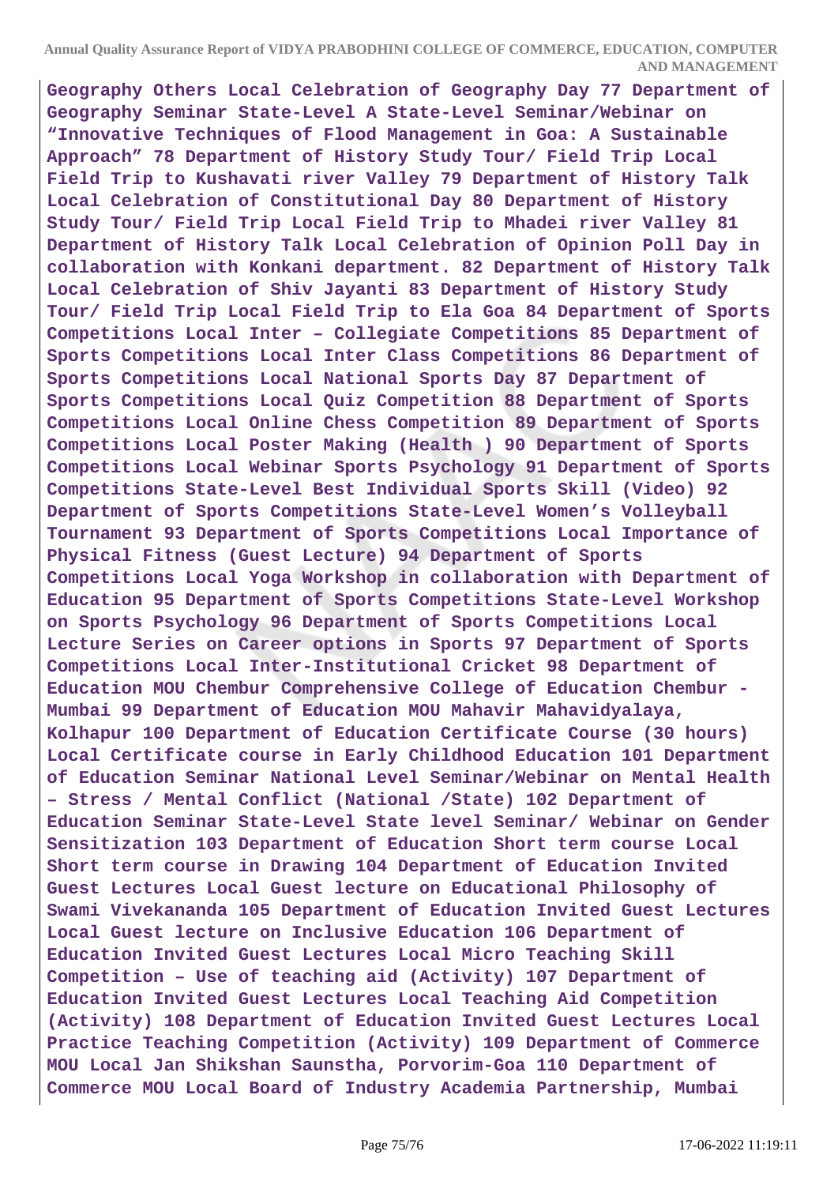**Geography Others Local Celebration of Geography Day 77 Department of Geography Seminar State-Level A State-Level Seminar/Webinar on "Innovative Techniques of Flood Management in Goa: A Sustainable Approach" 78 Department of History Study Tour/ Field Trip Local Field Trip to Kushavati river Valley 79 Department of History Talk Local Celebration of Constitutional Day 80 Department of History Study Tour/ Field Trip Local Field Trip to Mhadei river Valley 81 Department of History Talk Local Celebration of Opinion Poll Day in collaboration with Konkani department. 82 Department of History Talk Local Celebration of Shiv Jayanti 83 Department of History Study Tour/ Field Trip Local Field Trip to Ela Goa 84 Department of Sports Competitions Local Inter – Collegiate Competitions 85 Department of Sports Competitions Local Inter Class Competitions 86 Department of Sports Competitions Local National Sports Day 87 Department of Sports Competitions Local Quiz Competition 88 Department of Sports Competitions Local Online Chess Competition 89 Department of Sports Competitions Local Poster Making (Health ) 90 Department of Sports Competitions Local Webinar Sports Psychology 91 Department of Sports Competitions State-Level Best Individual Sports Skill (Video) 92 Department of Sports Competitions State-Level Women's Volleyball Tournament 93 Department of Sports Competitions Local Importance of Physical Fitness (Guest Lecture) 94 Department of Sports Competitions Local Yoga Workshop in collaboration with Department of Education 95 Department of Sports Competitions State-Level Workshop on Sports Psychology 96 Department of Sports Competitions Local Lecture Series on Career options in Sports 97 Department of Sports Competitions Local Inter-Institutional Cricket 98 Department of Education MOU Chembur Comprehensive College of Education Chembur - Mumbai 99 Department of Education MOU Mahavir Mahavidyalaya, Kolhapur 100 Department of Education Certificate Course (30 hours) Local Certificate course in Early Childhood Education 101 Department of Education Seminar National Level Seminar/Webinar on Mental Health – Stress / Mental Conflict (National /State) 102 Department of Education Seminar State-Level State level Seminar/ Webinar on Gender Sensitization 103 Department of Education Short term course Local Short term course in Drawing 104 Department of Education Invited Guest Lectures Local Guest lecture on Educational Philosophy of Swami Vivekananda 105 Department of Education Invited Guest Lectures Local Guest lecture on Inclusive Education 106 Department of Education Invited Guest Lectures Local Micro Teaching Skill Competition – Use of teaching aid (Activity) 107 Department of Education Invited Guest Lectures Local Teaching Aid Competition (Activity) 108 Department of Education Invited Guest Lectures Local Practice Teaching Competition (Activity) 109 Department of Commerce MOU Local Jan Shikshan Saunstha, Porvorim-Goa 110 Department of Commerce MOU Local Board of Industry Academia Partnership, Mumbai**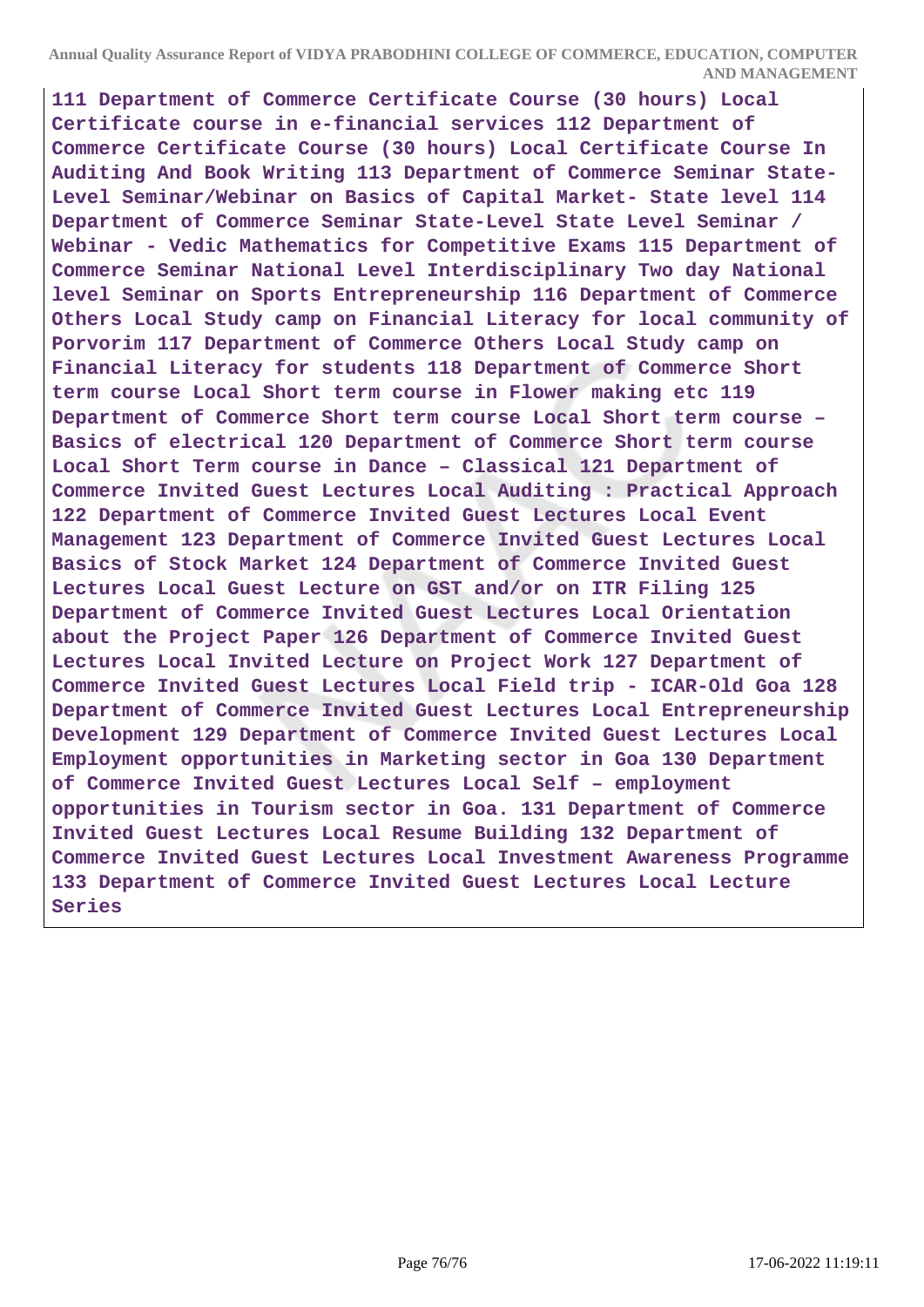111 Department of Commerce Certificate Course (30 hours) Local Certificate course in e-financial services 112 Department of Commerce Certificate Course (30 hours) Local Certificate Course In Auditing And Book Writing 113 Department of Commerce Seminar State-Level Seminar/Webinar on Basics of Capital Market- State level 114 Department of Commerce Seminar State-Level State Level Seminar / Webinar - Vedic Mathematics for Competitive Exams 115 Department of Commerce Seminar National Level Interdisciplinary Two day National level Seminar on Sports Entrepreneurship 116 Department of Commerce Others Local Study camp on Financial Literacy for local community of Porvorim 117 Department of Commerce Others Local Study camp on Financial Literacy for students 118 Department of Commerce Short term course Local Short term course in Flower making etc 119 Department of Commerce Short term course Local Short term course – Basics of electrical 120 Department of Commerce Short term course Local Short Term course in Dance – Classical 121 Department of Commerce Invited Guest Lectures Local Auditing : Practical Approach 122 Department of Commerce Invited Guest Lectures Local Event Management 123 Department of Commerce Invited Guest Lectures Local Basics of Stock Market 124 Department of Commerce Invited Guest Lectures Local Guest Lecture on GST and/or on ITR Filing 125 Department of Commerce Invited Guest Lectures Local Orientation about the Project Paper 126 Department of Commerce Invited Guest Lectures Local Invited Lecture on Project Work 127 Department of Commerce Invited Guest Lectures Local Field trip - ICAR-Old Goa 128 Department of Commerce Invited Guest Lectures Local Entrepreneurship Development 129 Department of Commerce Invited Guest Lectures Local Employment opportunities in Marketing sector in Goa 130 Department of Commerce Invited Guest Lectures Local Self – employment opportunities in Tourism sector in Goa. 131 Department of Commerce Invited Guest Lectures Local Resume Building 132 Department of Commerce Invited Guest Lectures Local Investment Awareness Programme 133 Department of Commerce Invited Guest Lectures Local Lecture Series